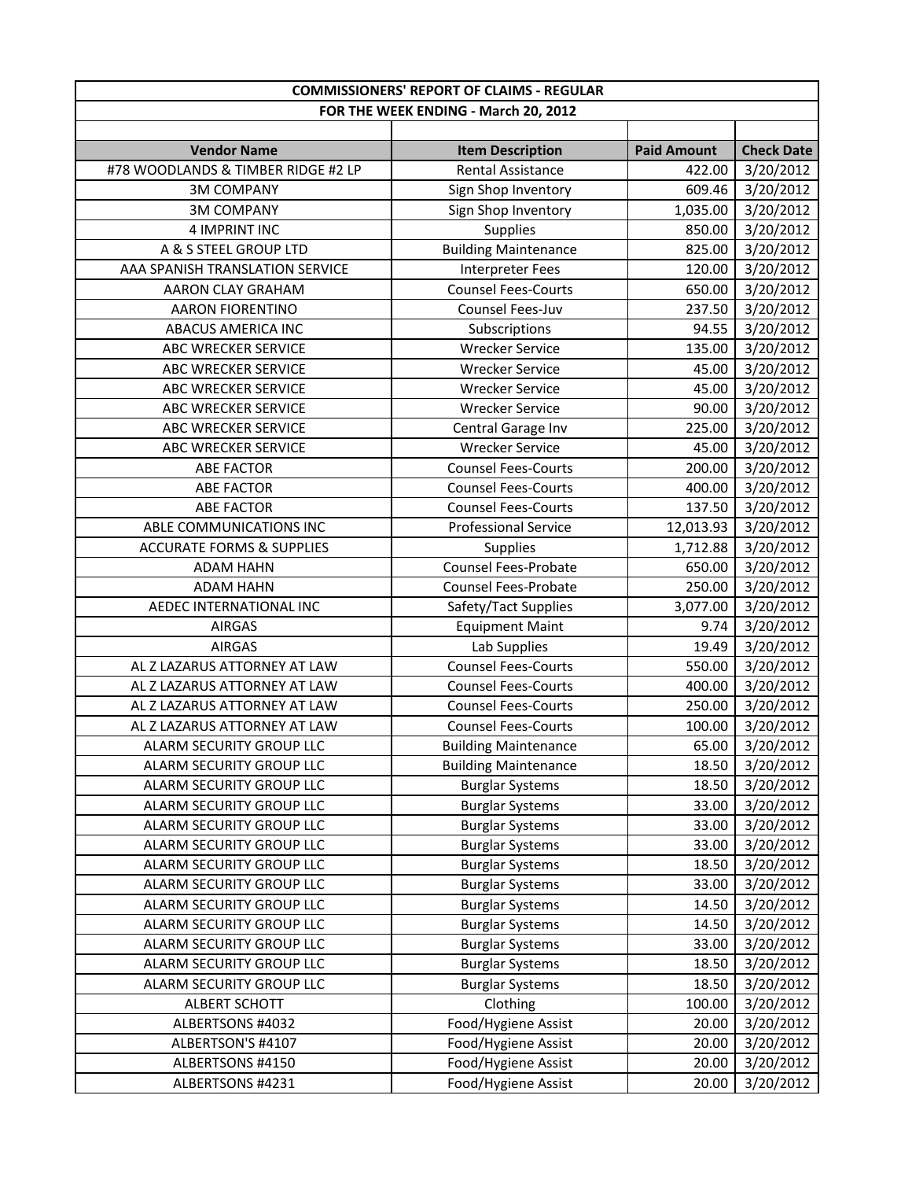# COMMISSIONERS' REPORT OF CLAIMS - REGULAR

## FOR THE WEEK ENDING - March 20, 2012

| Vendor Name | Item Description | Paid Amount | Check Date |
|---|---|---|---|
| #78 WOODLANDS & TIMBER RIDGE #2 LP | Rental Assistance | 422.00 | 3/20/2012 |
| 3M COMPANY | Sign Shop Inventory | 609.46 | 3/20/2012 |
| 3M COMPANY | Sign Shop Inventory | 1,035.00 | 3/20/2012 |
| 4 IMPRINT INC | Supplies | 850.00 | 3/20/2012 |
| A & S STEEL GROUP LTD | Building Maintenance | 825.00 | 3/20/2012 |
| AAA SPANISH TRANSLATION SERVICE | Interpreter Fees | 120.00 | 3/20/2012 |
| AARON CLAY GRAHAM | Counsel Fees-Courts | 650.00 | 3/20/2012 |
| AARON FIORENTINO | Counsel Fees-Juv | 237.50 | 3/20/2012 |
| ABACUS AMERICA INC | Subscriptions | 94.55 | 3/20/2012 |
| ABC WRECKER SERVICE | Wrecker Service | 135.00 | 3/20/2012 |
| ABC WRECKER SERVICE | Wrecker Service | 45.00 | 3/20/2012 |
| ABC WRECKER SERVICE | Wrecker Service | 45.00 | 3/20/2012 |
| ABC WRECKER SERVICE | Wrecker Service | 90.00 | 3/20/2012 |
| ABC WRECKER SERVICE | Central Garage Inv | 225.00 | 3/20/2012 |
| ABC WRECKER SERVICE | Wrecker Service | 45.00 | 3/20/2012 |
| ABE FACTOR | Counsel Fees-Courts | 200.00 | 3/20/2012 |
| ABE FACTOR | Counsel Fees-Courts | 400.00 | 3/20/2012 |
| ABE FACTOR | Counsel Fees-Courts | 137.50 | 3/20/2012 |
| ABLE COMMUNICATIONS INC | Professional Service | 12,013.93 | 3/20/2012 |
| ACCURATE FORMS & SUPPLIES | Supplies | 1,712.88 | 3/20/2012 |
| ADAM HAHN | Counsel Fees-Probate | 650.00 | 3/20/2012 |
| ADAM HAHN | Counsel Fees-Probate | 250.00 | 3/20/2012 |
| AEDEC INTERNATIONAL INC | Safety/Tact Supplies | 3,077.00 | 3/20/2012 |
| AIRGAS | Equipment Maint | 9.74 | 3/20/2012 |
| AIRGAS | Lab Supplies | 19.49 | 3/20/2012 |
| AL Z LAZARUS ATTORNEY AT LAW | Counsel Fees-Courts | 550.00 | 3/20/2012 |
| AL Z LAZARUS ATTORNEY AT LAW | Counsel Fees-Courts | 400.00 | 3/20/2012 |
| AL Z LAZARUS ATTORNEY AT LAW | Counsel Fees-Courts | 250.00 | 3/20/2012 |
| AL Z LAZARUS ATTORNEY AT LAW | Counsel Fees-Courts | 100.00 | 3/20/2012 |
| ALARM SECURITY GROUP LLC | Building Maintenance | 65.00 | 3/20/2012 |
| ALARM SECURITY GROUP LLC | Building Maintenance | 18.50 | 3/20/2012 |
| ALARM SECURITY GROUP LLC | Burglar Systems | 18.50 | 3/20/2012 |
| ALARM SECURITY GROUP LLC | Burglar Systems | 33.00 | 3/20/2012 |
| ALARM SECURITY GROUP LLC | Burglar Systems | 33.00 | 3/20/2012 |
| ALARM SECURITY GROUP LLC | Burglar Systems | 33.00 | 3/20/2012 |
| ALARM SECURITY GROUP LLC | Burglar Systems | 18.50 | 3/20/2012 |
| ALARM SECURITY GROUP LLC | Burglar Systems | 33.00 | 3/20/2012 |
| ALARM SECURITY GROUP LLC | Burglar Systems | 14.50 | 3/20/2012 |
| ALARM SECURITY GROUP LLC | Burglar Systems | 14.50 | 3/20/2012 |
| ALARM SECURITY GROUP LLC | Burglar Systems | 33.00 | 3/20/2012 |
| ALARM SECURITY GROUP LLC | Burglar Systems | 18.50 | 3/20/2012 |
| ALARM SECURITY GROUP LLC | Burglar Systems | 18.50 | 3/20/2012 |
| ALBERT SCHOTT | Clothing | 100.00 | 3/20/2012 |
| ALBERTSONS #4032 | Food/Hygiene Assist | 20.00 | 3/20/2012 |
| ALBERTSON'S #4107 | Food/Hygiene Assist | 20.00 | 3/20/2012 |
| ALBERTSONS #4150 | Food/Hygiene Assist | 20.00 | 3/20/2012 |
| ALBERTSONS #4231 | Food/Hygiene Assist | 20.00 | 3/20/2012 |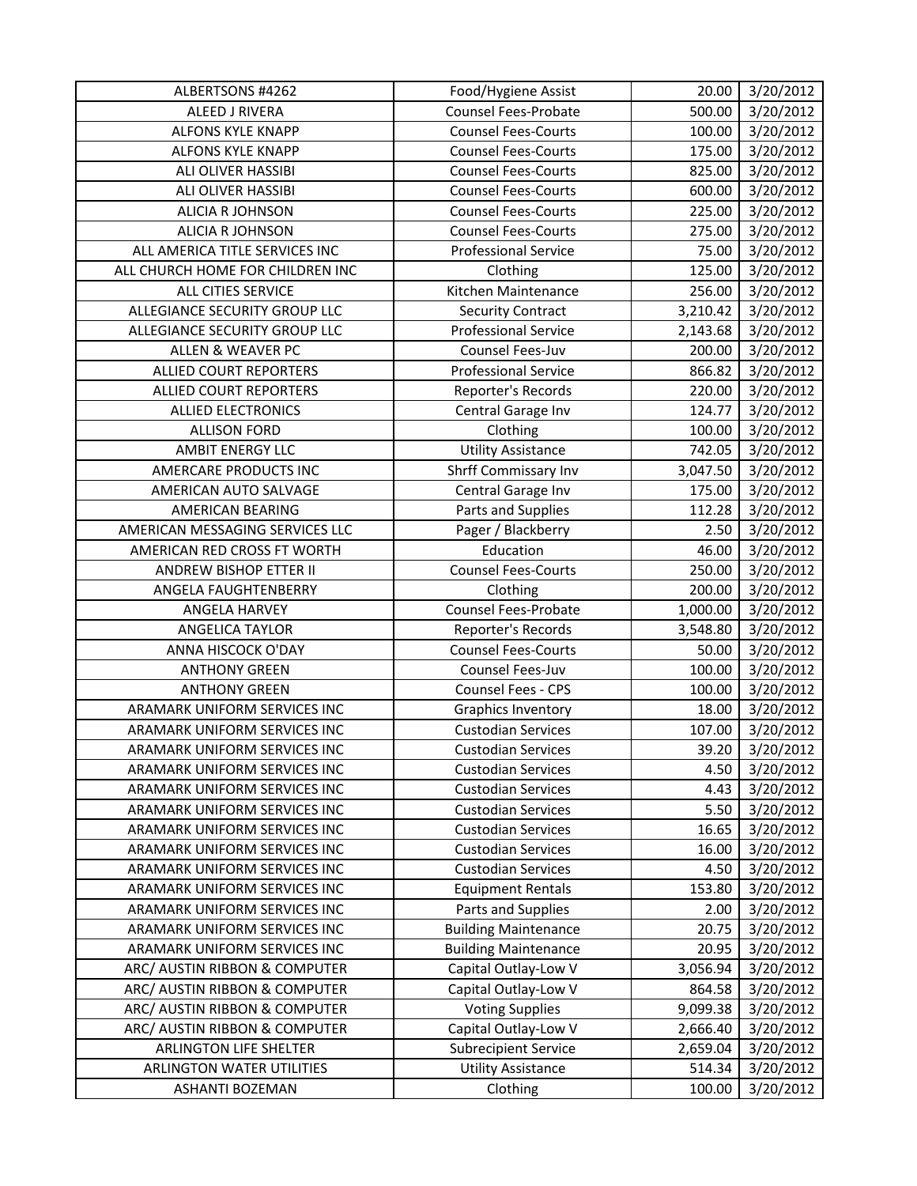| ALBERTSONS #4262 | Food/Hygiene Assist | 20.00 | 3/20/2012 |
|---|---|---|---|
| ALEED J RIVERA | Counsel Fees-Probate | 500.00 | 3/20/2012 |
| ALFONS KYLE KNAPP | Counsel Fees-Courts | 100.00 | 3/20/2012 |
| ALFONS KYLE KNAPP | Counsel Fees-Courts | 175.00 | 3/20/2012 |
| ALI OLIVER HASSIBI | Counsel Fees-Courts | 825.00 | 3/20/2012 |
| ALI OLIVER HASSIBI | Counsel Fees-Courts | 600.00 | 3/20/2012 |
| ALICIA R JOHNSON | Counsel Fees-Courts | 225.00 | 3/20/2012 |
| ALICIA R JOHNSON | Counsel Fees-Courts | 275.00 | 3/20/2012 |
| ALL AMERICA TITLE SERVICES INC | Professional Service | 75.00 | 3/20/2012 |
| ALL CHURCH HOME FOR CHILDREN INC | Clothing | 125.00 | 3/20/2012 |
| ALL CITIES SERVICE | Kitchen Maintenance | 256.00 | 3/20/2012 |
| ALLEGIANCE SECURITY GROUP LLC | Security Contract | 3,210.42 | 3/20/2012 |
| ALLEGIANCE SECURITY GROUP LLC | Professional Service | 2,143.68 | 3/20/2012 |
| ALLEN & WEAVER PC | Counsel Fees-Juv | 200.00 | 3/20/2012 |
| ALLIED COURT REPORTERS | Professional Service | 866.82 | 3/20/2012 |
| ALLIED COURT REPORTERS | Reporter's Records | 220.00 | 3/20/2012 |
| ALLIED ELECTRONICS | Central Garage Inv | 124.77 | 3/20/2012 |
| ALLISON FORD | Clothing | 100.00 | 3/20/2012 |
| AMBIT ENERGY LLC | Utility Assistance | 742.05 | 3/20/2012 |
| AMERCARE PRODUCTS INC | Shrff Commissary Inv | 3,047.50 | 3/20/2012 |
| AMERICAN AUTO SALVAGE | Central Garage Inv | 175.00 | 3/20/2012 |
| AMERICAN BEARING | Parts and Supplies | 112.28 | 3/20/2012 |
| AMERICAN MESSAGING SERVICES LLC | Pager / Blackberry | 2.50 | 3/20/2012 |
| AMERICAN RED CROSS FT WORTH | Education | 46.00 | 3/20/2012 |
| ANDREW BISHOP ETTER II | Counsel Fees-Courts | 250.00 | 3/20/2012 |
| ANGELA FAUGHTENBERRY | Clothing | 200.00 | 3/20/2012 |
| ANGELA HARVEY | Counsel Fees-Probate | 1,000.00 | 3/20/2012 |
| ANGELICA TAYLOR | Reporter's Records | 3,548.80 | 3/20/2012 |
| ANNA HISCOCK O'DAY | Counsel Fees-Courts | 50.00 | 3/20/2012 |
| ANTHONY GREEN | Counsel Fees-Juv | 100.00 | 3/20/2012 |
| ANTHONY GREEN | Counsel Fees - CPS | 100.00 | 3/20/2012 |
| ARAMARK UNIFORM SERVICES INC | Graphics Inventory | 18.00 | 3/20/2012 |
| ARAMARK UNIFORM SERVICES INC | Custodian Services | 107.00 | 3/20/2012 |
| ARAMARK UNIFORM SERVICES INC | Custodian Services | 39.20 | 3/20/2012 |
| ARAMARK UNIFORM SERVICES INC | Custodian Services | 4.50 | 3/20/2012 |
| ARAMARK UNIFORM SERVICES INC | Custodian Services | 4.43 | 3/20/2012 |
| ARAMARK UNIFORM SERVICES INC | Custodian Services | 5.50 | 3/20/2012 |
| ARAMARK UNIFORM SERVICES INC | Custodian Services | 16.65 | 3/20/2012 |
| ARAMARK UNIFORM SERVICES INC | Custodian Services | 16.00 | 3/20/2012 |
| ARAMARK UNIFORM SERVICES INC | Custodian Services | 4.50 | 3/20/2012 |
| ARAMARK UNIFORM SERVICES INC | Equipment Rentals | 153.80 | 3/20/2012 |
| ARAMARK UNIFORM SERVICES INC | Parts and Supplies | 2.00 | 3/20/2012 |
| ARAMARK UNIFORM SERVICES INC | Building Maintenance | 20.75 | 3/20/2012 |
| ARAMARK UNIFORM SERVICES INC | Building Maintenance | 20.95 | 3/20/2012 |
| ARC/ AUSTIN RIBBON & COMPUTER | Capital Outlay-Low V | 3,056.94 | 3/20/2012 |
| ARC/ AUSTIN RIBBON & COMPUTER | Capital Outlay-Low V | 864.58 | 3/20/2012 |
| ARC/ AUSTIN RIBBON & COMPUTER | Voting Supplies | 9,099.38 | 3/20/2012 |
| ARC/ AUSTIN RIBBON & COMPUTER | Capital Outlay-Low V | 2,666.40 | 3/20/2012 |
| ARLINGTON LIFE SHELTER | Subrecipient Service | 2,659.04 | 3/20/2012 |
| ARLINGTON WATER UTILITIES | Utility Assistance | 514.34 | 3/20/2012 |
| ASHANTI BOZEMAN | Clothing | 100.00 | 3/20/2012 |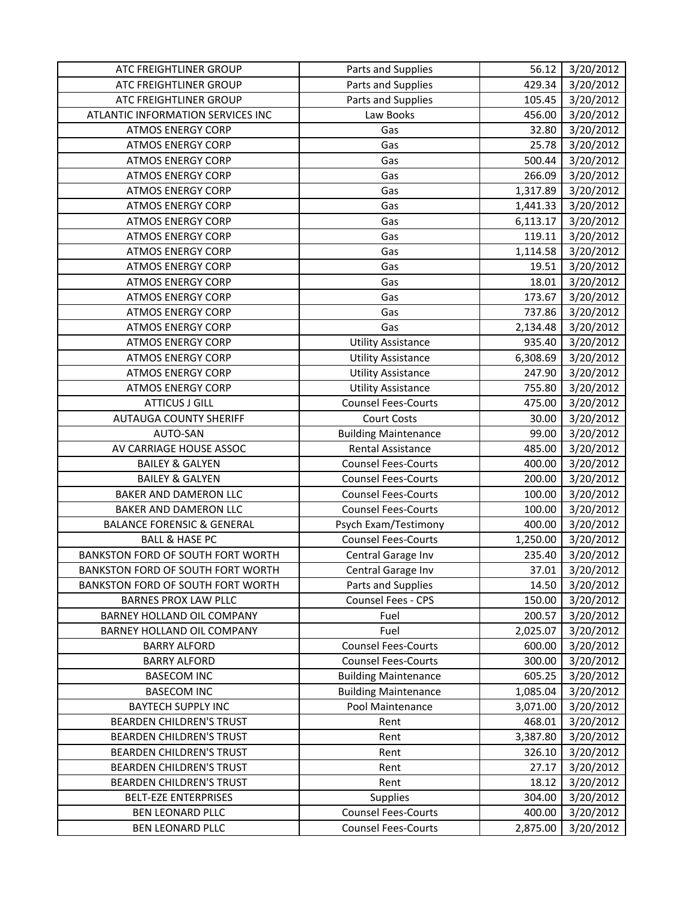| ATC FREIGHTLINER GROUP | Parts and Supplies | 56.12 | 3/20/2012 |
|---|---|---|---|
| ATC FREIGHTLINER GROUP | Parts and Supplies | 429.34 | 3/20/2012 |
| ATC FREIGHTLINER GROUP | Parts and Supplies | 105.45 | 3/20/2012 |
| ATLANTIC INFORMATION SERVICES INC | Law Books | 456.00 | 3/20/2012 |
| ATMOS ENERGY CORP | Gas | 32.80 | 3/20/2012 |
| ATMOS ENERGY CORP | Gas | 25.78 | 3/20/2012 |
| ATMOS ENERGY CORP | Gas | 500.44 | 3/20/2012 |
| ATMOS ENERGY CORP | Gas | 266.09 | 3/20/2012 |
| ATMOS ENERGY CORP | Gas | 1,317.89 | 3/20/2012 |
| ATMOS ENERGY CORP | Gas | 1,441.33 | 3/20/2012 |
| ATMOS ENERGY CORP | Gas | 6,113.17 | 3/20/2012 |
| ATMOS ENERGY CORP | Gas | 119.11 | 3/20/2012 |
| ATMOS ENERGY CORP | Gas | 1,114.58 | 3/20/2012 |
| ATMOS ENERGY CORP | Gas | 19.51 | 3/20/2012 |
| ATMOS ENERGY CORP | Gas | 18.01 | 3/20/2012 |
| ATMOS ENERGY CORP | Gas | 173.67 | 3/20/2012 |
| ATMOS ENERGY CORP | Gas | 737.86 | 3/20/2012 |
| ATMOS ENERGY CORP | Gas | 2,134.48 | 3/20/2012 |
| ATMOS ENERGY CORP | Utility Assistance | 935.40 | 3/20/2012 |
| ATMOS ENERGY CORP | Utility Assistance | 6,308.69 | 3/20/2012 |
| ATMOS ENERGY CORP | Utility Assistance | 247.90 | 3/20/2012 |
| ATMOS ENERGY CORP | Utility Assistance | 755.80 | 3/20/2012 |
| ATTICUS J GILL | Counsel Fees-Courts | 475.00 | 3/20/2012 |
| AUTAUGA COUNTY SHERIFF | Court Costs | 30.00 | 3/20/2012 |
| AUTO-SAN | Building Maintenance | 99.00 | 3/20/2012 |
| AV CARRIAGE HOUSE ASSOC | Rental Assistance | 485.00 | 3/20/2012 |
| BAILEY & GALYEN | Counsel Fees-Courts | 400.00 | 3/20/2012 |
| BAILEY & GALYEN | Counsel Fees-Courts | 200.00 | 3/20/2012 |
| BAKER AND DAMERON LLC | Counsel Fees-Courts | 100.00 | 3/20/2012 |
| BAKER AND DAMERON LLC | Counsel Fees-Courts | 100.00 | 3/20/2012 |
| BALANCE FORENSIC & GENERAL | Psych Exam/Testimony | 400.00 | 3/20/2012 |
| BALL & HASE PC | Counsel Fees-Courts | 1,250.00 | 3/20/2012 |
| BANKSTON FORD OF SOUTH FORT WORTH | Central Garage Inv | 235.40 | 3/20/2012 |
| BANKSTON FORD OF SOUTH FORT WORTH | Central Garage Inv | 37.01 | 3/20/2012 |
| BANKSTON FORD OF SOUTH FORT WORTH | Parts and Supplies | 14.50 | 3/20/2012 |
| BARNES PROX LAW PLLC | Counsel Fees - CPS | 150.00 | 3/20/2012 |
| BARNEY HOLLAND OIL COMPANY | Fuel | 200.57 | 3/20/2012 |
| BARNEY HOLLAND OIL COMPANY | Fuel | 2,025.07 | 3/20/2012 |
| BARRY ALFORD | Counsel Fees-Courts | 600.00 | 3/20/2012 |
| BARRY ALFORD | Counsel Fees-Courts | 300.00 | 3/20/2012 |
| BASECOM INC | Building Maintenance | 605.25 | 3/20/2012 |
| BASECOM INC | Building Maintenance | 1,085.04 | 3/20/2012 |
| BAYTECH SUPPLY INC | Pool Maintenance | 3,071.00 | 3/20/2012 |
| BEARDEN CHILDREN'S TRUST | Rent | 468.01 | 3/20/2012 |
| BEARDEN CHILDREN'S TRUST | Rent | 3,387.80 | 3/20/2012 |
| BEARDEN CHILDREN'S TRUST | Rent | 326.10 | 3/20/2012 |
| BEARDEN CHILDREN'S TRUST | Rent | 27.17 | 3/20/2012 |
| BEARDEN CHILDREN'S TRUST | Rent | 18.12 | 3/20/2012 |
| BELT-EZE ENTERPRISES | Supplies | 304.00 | 3/20/2012 |
| BEN LEONARD PLLC | Counsel Fees-Courts | 400.00 | 3/20/2012 |
| BEN LEONARD PLLC | Counsel Fees-Courts | 2,875.00 | 3/20/2012 |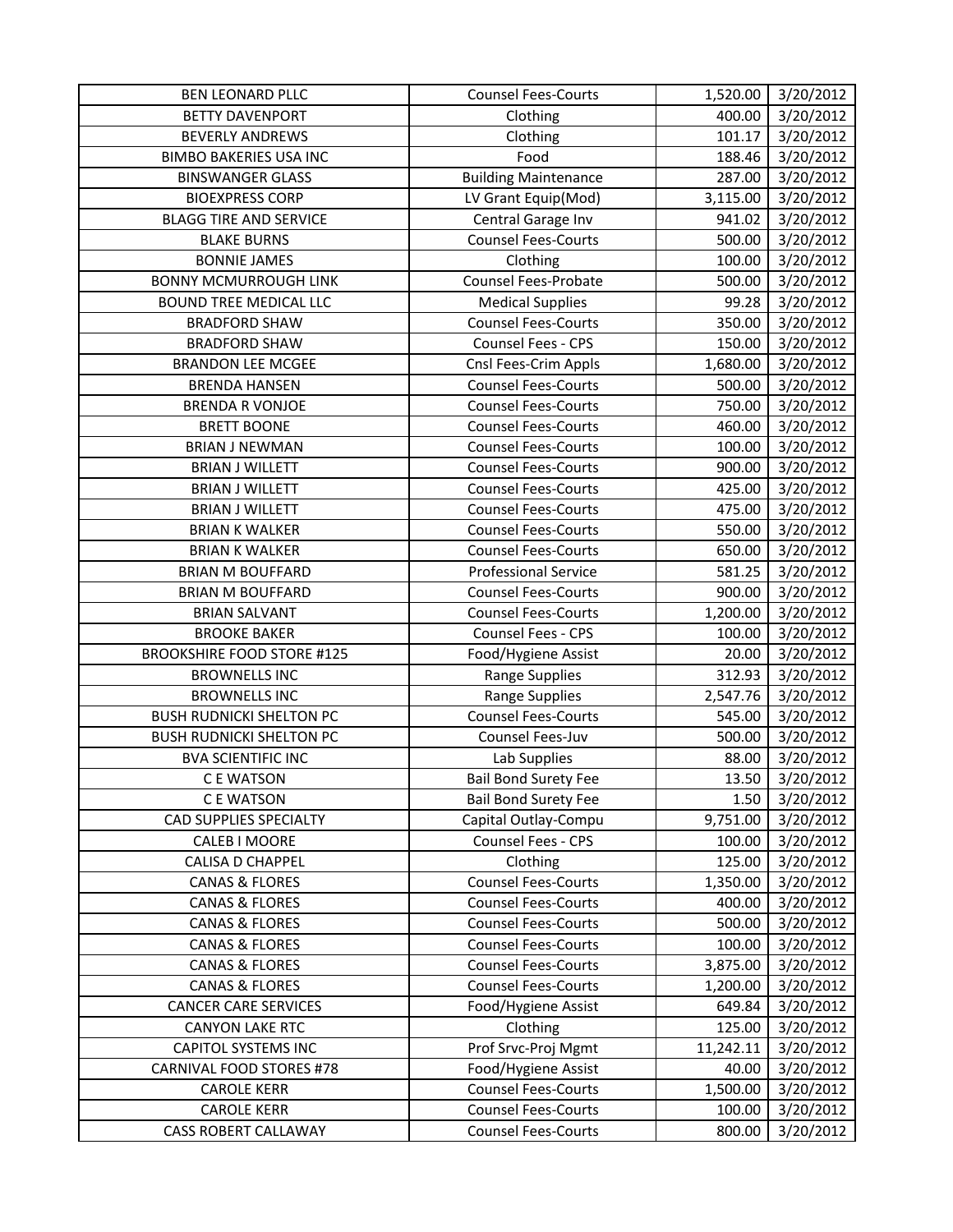| BEN LEONARD PLLC | Counsel Fees-Courts | 1,520.00 | 3/20/2012 |
|---|---|---|---|
| BETTY DAVENPORT | Clothing | 400.00 | 3/20/2012 |
| BEVERLY ANDREWS | Clothing | 101.17 | 3/20/2012 |
| BIMBO BAKERIES USA INC | Food | 188.46 | 3/20/2012 |
| BINSWANGER GLASS | Building Maintenance | 287.00 | 3/20/2012 |
| BIOEXPRESS CORP | LV Grant Equip(Mod) | 3,115.00 | 3/20/2012 |
| BLAGG TIRE AND SERVICE | Central Garage Inv | 941.02 | 3/20/2012 |
| BLAKE BURNS | Counsel Fees-Courts | 500.00 | 3/20/2012 |
| BONNIE JAMES | Clothing | 100.00 | 3/20/2012 |
| BONNY MCMURROUGH LINK | Counsel Fees-Probate | 500.00 | 3/20/2012 |
| BOUND TREE MEDICAL LLC | Medical Supplies | 99.28 | 3/20/2012 |
| BRADFORD SHAW | Counsel Fees-Courts | 350.00 | 3/20/2012 |
| BRADFORD SHAW | Counsel Fees - CPS | 150.00 | 3/20/2012 |
| BRANDON LEE MCGEE | Cnsl Fees-Crim Appls | 1,680.00 | 3/20/2012 |
| BRENDA HANSEN | Counsel Fees-Courts | 500.00 | 3/20/2012 |
| BRENDA R VONJOE | Counsel Fees-Courts | 750.00 | 3/20/2012 |
| BRETT BOONE | Counsel Fees-Courts | 460.00 | 3/20/2012 |
| BRIAN J NEWMAN | Counsel Fees-Courts | 100.00 | 3/20/2012 |
| BRIAN J WILLETT | Counsel Fees-Courts | 900.00 | 3/20/2012 |
| BRIAN J WILLETT | Counsel Fees-Courts | 425.00 | 3/20/2012 |
| BRIAN J WILLETT | Counsel Fees-Courts | 475.00 | 3/20/2012 |
| BRIAN K WALKER | Counsel Fees-Courts | 550.00 | 3/20/2012 |
| BRIAN K WALKER | Counsel Fees-Courts | 650.00 | 3/20/2012 |
| BRIAN M BOUFFARD | Professional Service | 581.25 | 3/20/2012 |
| BRIAN M BOUFFARD | Counsel Fees-Courts | 900.00 | 3/20/2012 |
| BRIAN SALVANT | Counsel Fees-Courts | 1,200.00 | 3/20/2012 |
| BROOKE BAKER | Counsel Fees - CPS | 100.00 | 3/20/2012 |
| BROOKSHIRE FOOD STORE #125 | Food/Hygiene Assist | 20.00 | 3/20/2012 |
| BROWNELLS INC | Range Supplies | 312.93 | 3/20/2012 |
| BROWNELLS INC | Range Supplies | 2,547.76 | 3/20/2012 |
| BUSH RUDNICKI SHELTON PC | Counsel Fees-Courts | 545.00 | 3/20/2012 |
| BUSH RUDNICKI SHELTON PC | Counsel Fees-Juv | 500.00 | 3/20/2012 |
| BVA SCIENTIFIC INC | Lab Supplies | 88.00 | 3/20/2012 |
| C E WATSON | Bail Bond Surety Fee | 13.50 | 3/20/2012 |
| C E WATSON | Bail Bond Surety Fee | 1.50 | 3/20/2012 |
| CAD SUPPLIES SPECIALTY | Capital Outlay-Compu | 9,751.00 | 3/20/2012 |
| CALEB I MOORE | Counsel Fees - CPS | 100.00 | 3/20/2012 |
| CALISA D CHAPPEL | Clothing | 125.00 | 3/20/2012 |
| CANAS & FLORES | Counsel Fees-Courts | 1,350.00 | 3/20/2012 |
| CANAS & FLORES | Counsel Fees-Courts | 400.00 | 3/20/2012 |
| CANAS & FLORES | Counsel Fees-Courts | 500.00 | 3/20/2012 |
| CANAS & FLORES | Counsel Fees-Courts | 100.00 | 3/20/2012 |
| CANAS & FLORES | Counsel Fees-Courts | 3,875.00 | 3/20/2012 |
| CANAS & FLORES | Counsel Fees-Courts | 1,200.00 | 3/20/2012 |
| CANCER CARE SERVICES | Food/Hygiene Assist | 649.84 | 3/20/2012 |
| CANYON LAKE RTC | Clothing | 125.00 | 3/20/2012 |
| CAPITOL SYSTEMS INC | Prof Srvc-Proj Mgmt | 11,242.11 | 3/20/2012 |
| CARNIVAL FOOD STORES #78 | Food/Hygiene Assist | 40.00 | 3/20/2012 |
| CAROLE KERR | Counsel Fees-Courts | 1,500.00 | 3/20/2012 |
| CAROLE KERR | Counsel Fees-Courts | 100.00 | 3/20/2012 |
| CASS ROBERT CALLAWAY | Counsel Fees-Courts | 800.00 | 3/20/2012 |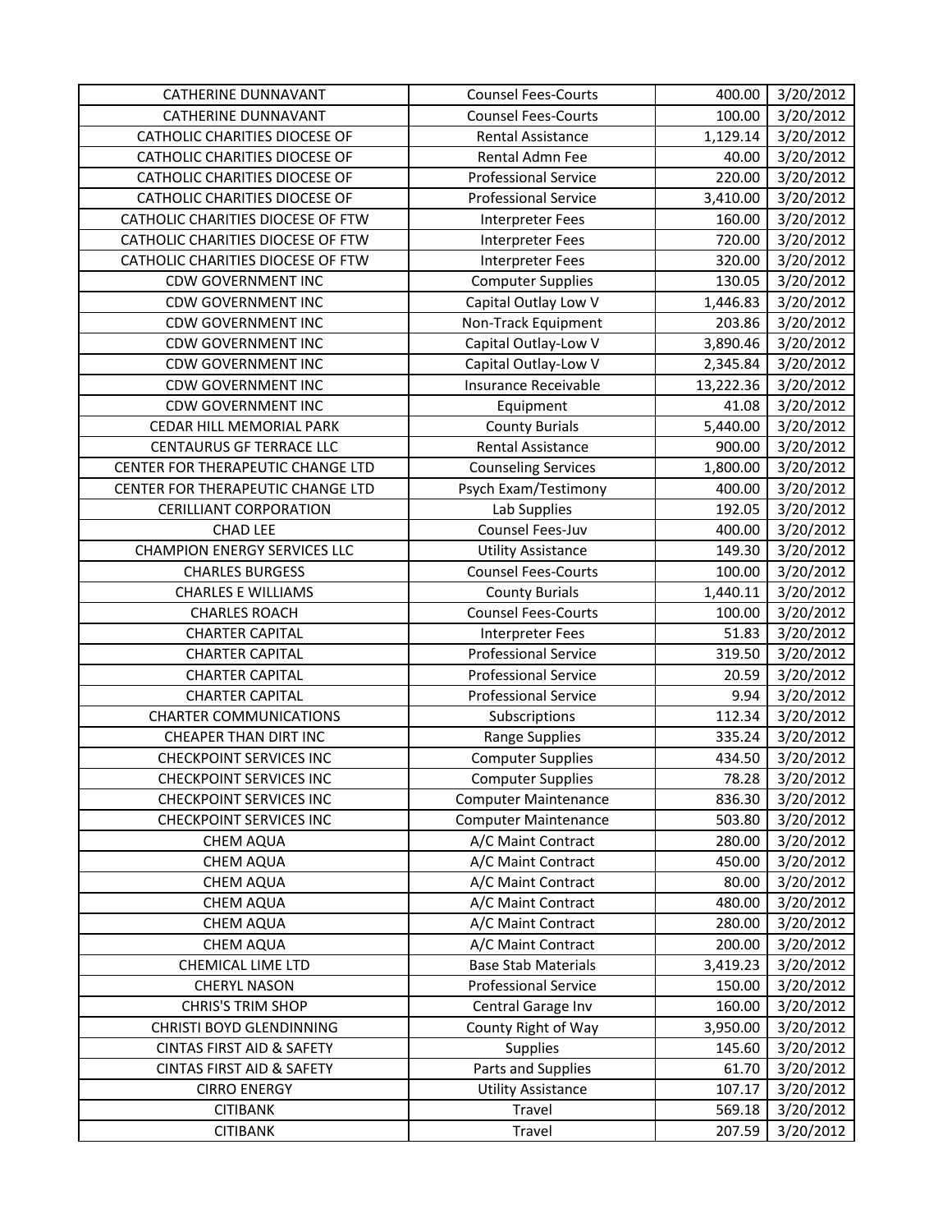| | | | |
|---|---|---|---|
| CATHERINE DUNNAVANT | Counsel Fees-Courts | 400.00 | 3/20/2012 |
| CATHERINE DUNNAVANT | Counsel Fees-Courts | 100.00 | 3/20/2012 |
| CATHOLIC CHARITIES DIOCESE OF | Rental Assistance | 1,129.14 | 3/20/2012 |
| CATHOLIC CHARITIES DIOCESE OF | Rental Admn Fee | 40.00 | 3/20/2012 |
| CATHOLIC CHARITIES DIOCESE OF | Professional Service | 220.00 | 3/20/2012 |
| CATHOLIC CHARITIES DIOCESE OF | Professional Service | 3,410.00 | 3/20/2012 |
| CATHOLIC CHARITIES DIOCESE OF FTW | Interpreter Fees | 160.00 | 3/20/2012 |
| CATHOLIC CHARITIES DIOCESE OF FTW | Interpreter Fees | 720.00 | 3/20/2012 |
| CATHOLIC CHARITIES DIOCESE OF FTW | Interpreter Fees | 320.00 | 3/20/2012 |
| CDW GOVERNMENT INC | Computer Supplies | 130.05 | 3/20/2012 |
| CDW GOVERNMENT INC | Capital Outlay Low V | 1,446.83 | 3/20/2012 |
| CDW GOVERNMENT INC | Non-Track Equipment | 203.86 | 3/20/2012 |
| CDW GOVERNMENT INC | Capital Outlay-Low V | 3,890.46 | 3/20/2012 |
| CDW GOVERNMENT INC | Capital Outlay-Low V | 2,345.84 | 3/20/2012 |
| CDW GOVERNMENT INC | Insurance Receivable | 13,222.36 | 3/20/2012 |
| CDW GOVERNMENT INC | Equipment | 41.08 | 3/20/2012 |
| CEDAR HILL MEMORIAL PARK | County Burials | 5,440.00 | 3/20/2012 |
| CENTAURUS GF TERRACE LLC | Rental Assistance | 900.00 | 3/20/2012 |
| CENTER FOR THERAPEUTIC CHANGE LTD | Counseling Services | 1,800.00 | 3/20/2012 |
| CENTER FOR THERAPEUTIC CHANGE LTD | Psych Exam/Testimony | 400.00 | 3/20/2012 |
| CERILLIANT CORPORATION | Lab Supplies | 192.05 | 3/20/2012 |
| CHAD LEE | Counsel Fees-Juv | 400.00 | 3/20/2012 |
| CHAMPION ENERGY SERVICES LLC | Utility Assistance | 149.30 | 3/20/2012 |
| CHARLES BURGESS | Counsel Fees-Courts | 100.00 | 3/20/2012 |
| CHARLES E WILLIAMS | County Burials | 1,440.11 | 3/20/2012 |
| CHARLES ROACH | Counsel Fees-Courts | 100.00 | 3/20/2012 |
| CHARTER CAPITAL | Interpreter Fees | 51.83 | 3/20/2012 |
| CHARTER CAPITAL | Professional Service | 319.50 | 3/20/2012 |
| CHARTER CAPITAL | Professional Service | 20.59 | 3/20/2012 |
| CHARTER CAPITAL | Professional Service | 9.94 | 3/20/2012 |
| CHARTER COMMUNICATIONS | Subscriptions | 112.34 | 3/20/2012 |
| CHEAPER THAN DIRT INC | Range Supplies | 335.24 | 3/20/2012 |
| CHECKPOINT SERVICES INC | Computer Supplies | 434.50 | 3/20/2012 |
| CHECKPOINT SERVICES INC | Computer Supplies | 78.28 | 3/20/2012 |
| CHECKPOINT SERVICES INC | Computer Maintenance | 836.30 | 3/20/2012 |
| CHECKPOINT SERVICES INC | Computer Maintenance | 503.80 | 3/20/2012 |
| CHEM AQUA | A/C Maint Contract | 280.00 | 3/20/2012 |
| CHEM AQUA | A/C Maint Contract | 450.00 | 3/20/2012 |
| CHEM AQUA | A/C Maint Contract | 80.00 | 3/20/2012 |
| CHEM AQUA | A/C Maint Contract | 480.00 | 3/20/2012 |
| CHEM AQUA | A/C Maint Contract | 280.00 | 3/20/2012 |
| CHEM AQUA | A/C Maint Contract | 200.00 | 3/20/2012 |
| CHEMICAL LIME LTD | Base Stab Materials | 3,419.23 | 3/20/2012 |
| CHERYL NASON | Professional Service | 150.00 | 3/20/2012 |
| CHRIS'S TRIM SHOP | Central Garage Inv | 160.00 | 3/20/2012 |
| CHRISTI BOYD GLENDINNING | County Right of Way | 3,950.00 | 3/20/2012 |
| CINTAS FIRST AID & SAFETY | Supplies | 145.60 | 3/20/2012 |
| CINTAS FIRST AID & SAFETY | Parts and Supplies | 61.70 | 3/20/2012 |
| CIRRO ENERGY | Utility Assistance | 107.17 | 3/20/2012 |
| CITIBANK | Travel | 569.18 | 3/20/2012 |
| CITIBANK | Travel | 207.59 | 3/20/2012 |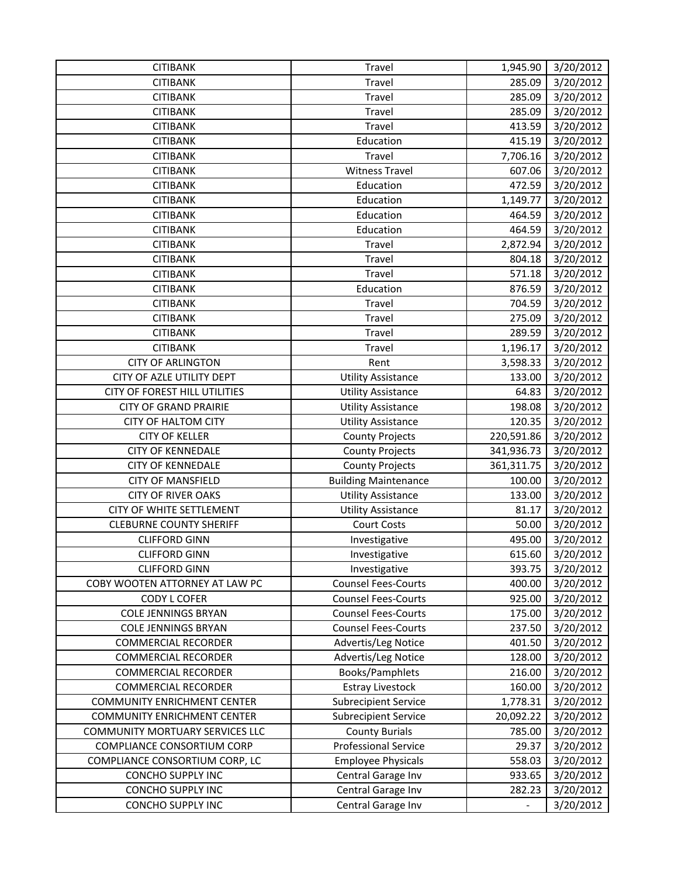| CITIBANK | Travel | 1,945.90 | 3/20/2012 |
|---|---|---|---|
| CITIBANK | Travel | 285.09 | 3/20/2012 |
| CITIBANK | Travel | 285.09 | 3/20/2012 |
| CITIBANK | Travel | 285.09 | 3/20/2012 |
| CITIBANK | Travel | 413.59 | 3/20/2012 |
| CITIBANK | Education | 415.19 | 3/20/2012 |
| CITIBANK | Travel | 7,706.16 | 3/20/2012 |
| CITIBANK | Witness Travel | 607.06 | 3/20/2012 |
| CITIBANK | Education | 472.59 | 3/20/2012 |
| CITIBANK | Education | 1,149.77 | 3/20/2012 |
| CITIBANK | Education | 464.59 | 3/20/2012 |
| CITIBANK | Education | 464.59 | 3/20/2012 |
| CITIBANK | Travel | 2,872.94 | 3/20/2012 |
| CITIBANK | Travel | 804.18 | 3/20/2012 |
| CITIBANK | Travel | 571.18 | 3/20/2012 |
| CITIBANK | Education | 876.59 | 3/20/2012 |
| CITIBANK | Travel | 704.59 | 3/20/2012 |
| CITIBANK | Travel | 275.09 | 3/20/2012 |
| CITIBANK | Travel | 289.59 | 3/20/2012 |
| CITIBANK | Travel | 1,196.17 | 3/20/2012 |
| CITY OF ARLINGTON | Rent | 3,598.33 | 3/20/2012 |
| CITY OF AZLE UTILITY DEPT | Utility Assistance | 133.00 | 3/20/2012 |
| CITY OF FOREST HILL UTILITIES | Utility Assistance | 64.83 | 3/20/2012 |
| CITY OF GRAND PRAIRIE | Utility Assistance | 198.08 | 3/20/2012 |
| CITY OF HALTOM CITY | Utility Assistance | 120.35 | 3/20/2012 |
| CITY OF KELLER | County Projects | 220,591.86 | 3/20/2012 |
| CITY OF KENNEDALE | County Projects | 341,936.73 | 3/20/2012 |
| CITY OF KENNEDALE | County Projects | 361,311.75 | 3/20/2012 |
| CITY OF MANSFIELD | Building Maintenance | 100.00 | 3/20/2012 |
| CITY OF RIVER OAKS | Utility Assistance | 133.00 | 3/20/2012 |
| CITY OF WHITE SETTLEMENT | Utility Assistance | 81.17 | 3/20/2012 |
| CLEBURNE COUNTY SHERIFF | Court Costs | 50.00 | 3/20/2012 |
| CLIFFORD GINN | Investigative | 495.00 | 3/20/2012 |
| CLIFFORD GINN | Investigative | 615.60 | 3/20/2012 |
| CLIFFORD GINN | Investigative | 393.75 | 3/20/2012 |
| COBY WOOTEN ATTORNEY AT LAW PC | Counsel Fees-Courts | 400.00 | 3/20/2012 |
| CODY L COFER | Counsel Fees-Courts | 925.00 | 3/20/2012 |
| COLE JENNINGS BRYAN | Counsel Fees-Courts | 175.00 | 3/20/2012 |
| COLE JENNINGS BRYAN | Counsel Fees-Courts | 237.50 | 3/20/2012 |
| COMMERCIAL RECORDER | Advertis/Leg Notice | 401.50 | 3/20/2012 |
| COMMERCIAL RECORDER | Advertis/Leg Notice | 128.00 | 3/20/2012 |
| COMMERCIAL RECORDER | Books/Pamphlets | 216.00 | 3/20/2012 |
| COMMERCIAL RECORDER | Estray Livestock | 160.00 | 3/20/2012 |
| COMMUNITY ENRICHMENT CENTER | Subrecipient Service | 1,778.31 | 3/20/2012 |
| COMMUNITY ENRICHMENT CENTER | Subrecipient Service | 20,092.22 | 3/20/2012 |
| COMMUNITY MORTUARY SERVICES LLC | County Burials | 785.00 | 3/20/2012 |
| COMPLIANCE CONSORTIUM CORP | Professional Service | 29.37 | 3/20/2012 |
| COMPLIANCE CONSORTIUM CORP, LC | Employee Physicals | 558.03 | 3/20/2012 |
| CONCHO SUPPLY INC | Central Garage Inv | 933.65 | 3/20/2012 |
| CONCHO SUPPLY INC | Central Garage Inv | 282.23 | 3/20/2012 |
| CONCHO SUPPLY INC | Central Garage Inv | - | 3/20/2012 |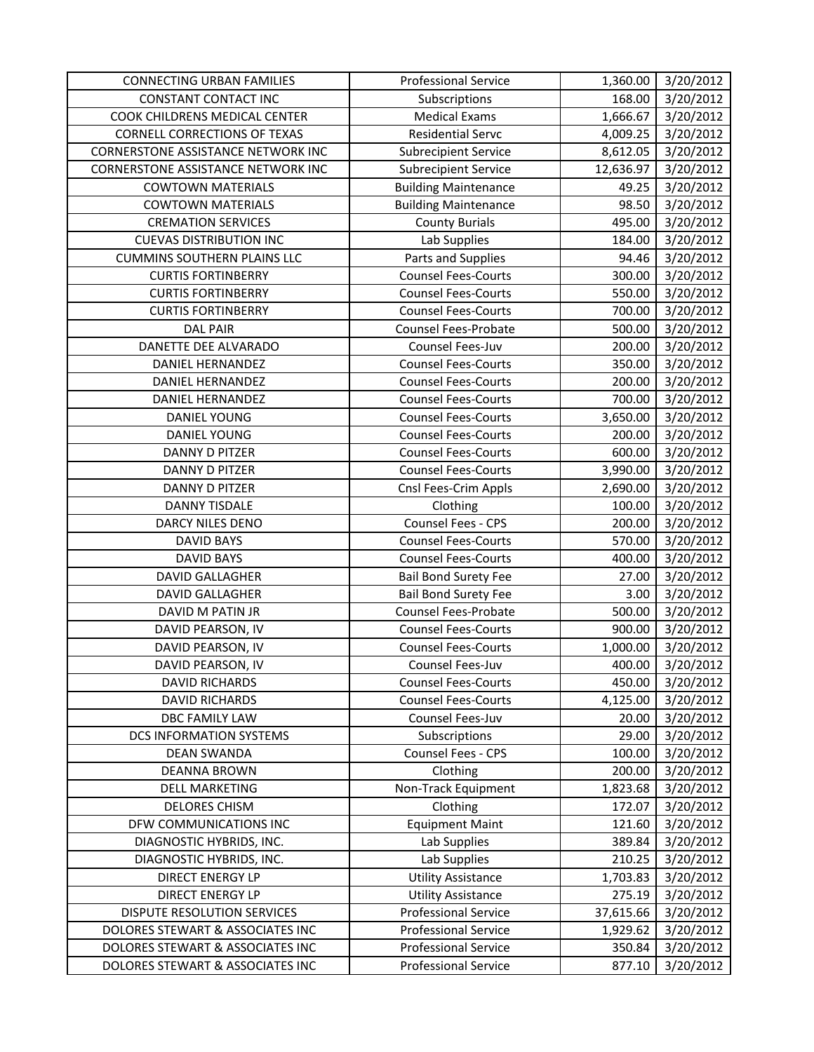| CONNECTING URBAN FAMILIES | Professional Service | 1,360.00 | 3/20/2012 |
|---|---|---|---|
| CONSTANT CONTACT INC | Subscriptions | 168.00 | 3/20/2012 |
| COOK CHILDRENS MEDICAL CENTER | Medical Exams | 1,666.67 | 3/20/2012 |
| CORNELL CORRECTIONS OF TEXAS | Residential Servc | 4,009.25 | 3/20/2012 |
| CORNERSTONE ASSISTANCE NETWORK INC | Subrecipient Service | 8,612.05 | 3/20/2012 |
| CORNERSTONE ASSISTANCE NETWORK INC | Subrecipient Service | 12,636.97 | 3/20/2012 |
| COWTOWN MATERIALS | Building Maintenance | 49.25 | 3/20/2012 |
| COWTOWN MATERIALS | Building Maintenance | 98.50 | 3/20/2012 |
| CREMATION SERVICES | County Burials | 495.00 | 3/20/2012 |
| CUEVAS DISTRIBUTION INC | Lab Supplies | 184.00 | 3/20/2012 |
| CUMMINS SOUTHERN PLAINS LLC | Parts and Supplies | 94.46 | 3/20/2012 |
| CURTIS FORTINBERRY | Counsel Fees-Courts | 300.00 | 3/20/2012 |
| CURTIS FORTINBERRY | Counsel Fees-Courts | 550.00 | 3/20/2012 |
| CURTIS FORTINBERRY | Counsel Fees-Courts | 700.00 | 3/20/2012 |
| DAL PAIR | Counsel Fees-Probate | 500.00 | 3/20/2012 |
| DANETTE DEE ALVARADO | Counsel Fees-Juv | 200.00 | 3/20/2012 |
| DANIEL HERNANDEZ | Counsel Fees-Courts | 350.00 | 3/20/2012 |
| DANIEL HERNANDEZ | Counsel Fees-Courts | 200.00 | 3/20/2012 |
| DANIEL HERNANDEZ | Counsel Fees-Courts | 700.00 | 3/20/2012 |
| DANIEL YOUNG | Counsel Fees-Courts | 3,650.00 | 3/20/2012 |
| DANIEL YOUNG | Counsel Fees-Courts | 200.00 | 3/20/2012 |
| DANNY D PITZER | Counsel Fees-Courts | 600.00 | 3/20/2012 |
| DANNY D PITZER | Counsel Fees-Courts | 3,990.00 | 3/20/2012 |
| DANNY D PITZER | Cnsl Fees-Crim Appls | 2,690.00 | 3/20/2012 |
| DANNY TISDALE | Clothing | 100.00 | 3/20/2012 |
| DARCY NILES DENO | Counsel Fees - CPS | 200.00 | 3/20/2012 |
| DAVID BAYS | Counsel Fees-Courts | 570.00 | 3/20/2012 |
| DAVID BAYS | Counsel Fees-Courts | 400.00 | 3/20/2012 |
| DAVID GALLAGHER | Bail Bond Surety Fee | 27.00 | 3/20/2012 |
| DAVID GALLAGHER | Bail Bond Surety Fee | 3.00 | 3/20/2012 |
| DAVID M PATIN JR | Counsel Fees-Probate | 500.00 | 3/20/2012 |
| DAVID PEARSON, IV | Counsel Fees-Courts | 900.00 | 3/20/2012 |
| DAVID PEARSON, IV | Counsel Fees-Courts | 1,000.00 | 3/20/2012 |
| DAVID PEARSON, IV | Counsel Fees-Juv | 400.00 | 3/20/2012 |
| DAVID RICHARDS | Counsel Fees-Courts | 450.00 | 3/20/2012 |
| DAVID RICHARDS | Counsel Fees-Courts | 4,125.00 | 3/20/2012 |
| DBC FAMILY LAW | Counsel Fees-Juv | 20.00 | 3/20/2012 |
| DCS INFORMATION SYSTEMS | Subscriptions | 29.00 | 3/20/2012 |
| DEAN SWANDA | Counsel Fees - CPS | 100.00 | 3/20/2012 |
| DEANNA BROWN | Clothing | 200.00 | 3/20/2012 |
| DELL MARKETING | Non-Track Equipment | 1,823.68 | 3/20/2012 |
| DELORES CHISM | Clothing | 172.07 | 3/20/2012 |
| DFW COMMUNICATIONS INC | Equipment Maint | 121.60 | 3/20/2012 |
| DIAGNOSTIC HYBRIDS, INC. | Lab Supplies | 389.84 | 3/20/2012 |
| DIAGNOSTIC HYBRIDS, INC. | Lab Supplies | 210.25 | 3/20/2012 |
| DIRECT ENERGY LP | Utility Assistance | 1,703.83 | 3/20/2012 |
| DIRECT ENERGY LP | Utility Assistance | 275.19 | 3/20/2012 |
| DISPUTE RESOLUTION SERVICES | Professional Service | 37,615.66 | 3/20/2012 |
| DOLORES STEWART & ASSOCIATES INC | Professional Service | 1,929.62 | 3/20/2012 |
| DOLORES STEWART & ASSOCIATES INC | Professional Service | 350.84 | 3/20/2012 |
| DOLORES STEWART & ASSOCIATES INC | Professional Service | 877.10 | 3/20/2012 |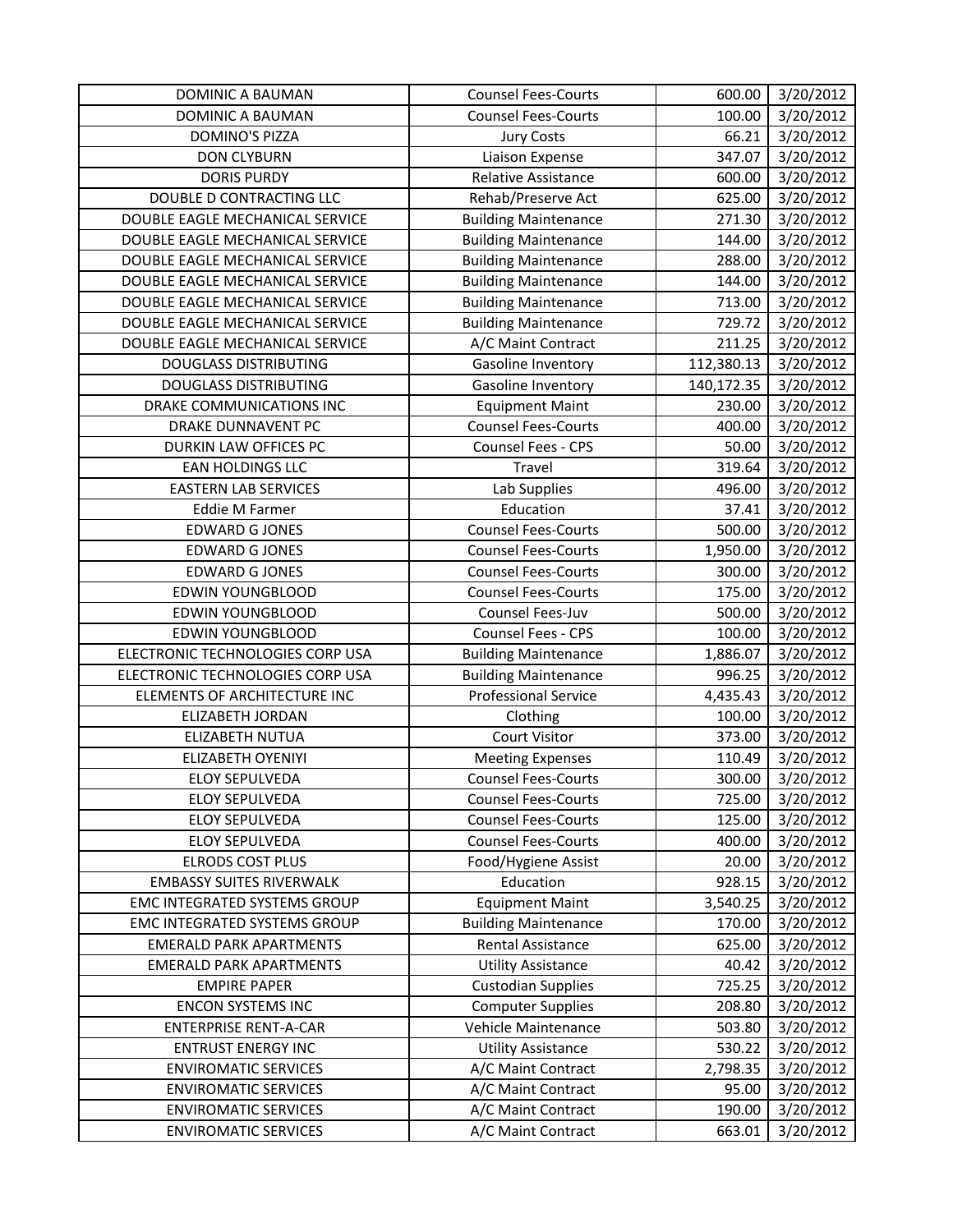| DOMINIC A BAUMAN | Counsel Fees-Courts | 600.00 | 3/20/2012 |
|---|---|---|---|
| DOMINIC A BAUMAN | Counsel Fees-Courts | 100.00 | 3/20/2012 |
| DOMINO'S PIZZA | Jury Costs | 66.21 | 3/20/2012 |
| DON CLYBURN | Liaison Expense | 347.07 | 3/20/2012 |
| DORIS PURDY | Relative Assistance | 600.00 | 3/20/2012 |
| DOUBLE D CONTRACTING LLC | Rehab/Preserve Act | 625.00 | 3/20/2012 |
| DOUBLE EAGLE MECHANICAL SERVICE | Building Maintenance | 271.30 | 3/20/2012 |
| DOUBLE EAGLE MECHANICAL SERVICE | Building Maintenance | 144.00 | 3/20/2012 |
| DOUBLE EAGLE MECHANICAL SERVICE | Building Maintenance | 288.00 | 3/20/2012 |
| DOUBLE EAGLE MECHANICAL SERVICE | Building Maintenance | 144.00 | 3/20/2012 |
| DOUBLE EAGLE MECHANICAL SERVICE | Building Maintenance | 713.00 | 3/20/2012 |
| DOUBLE EAGLE MECHANICAL SERVICE | Building Maintenance | 729.72 | 3/20/2012 |
| DOUBLE EAGLE MECHANICAL SERVICE | A/C Maint Contract | 211.25 | 3/20/2012 |
| DOUGLASS DISTRIBUTING | Gasoline Inventory | 112,380.13 | 3/20/2012 |
| DOUGLASS DISTRIBUTING | Gasoline Inventory | 140,172.35 | 3/20/2012 |
| DRAKE COMMUNICATIONS INC | Equipment Maint | 230.00 | 3/20/2012 |
| DRAKE DUNNAVENT PC | Counsel Fees-Courts | 400.00 | 3/20/2012 |
| DURKIN LAW OFFICES PC | Counsel Fees - CPS | 50.00 | 3/20/2012 |
| EAN HOLDINGS LLC | Travel | 319.64 | 3/20/2012 |
| EASTERN LAB SERVICES | Lab Supplies | 496.00 | 3/20/2012 |
| Eddie M Farmer | Education | 37.41 | 3/20/2012 |
| EDWARD G JONES | Counsel Fees-Courts | 500.00 | 3/20/2012 |
| EDWARD G JONES | Counsel Fees-Courts | 1,950.00 | 3/20/2012 |
| EDWARD G JONES | Counsel Fees-Courts | 300.00 | 3/20/2012 |
| EDWIN YOUNGBLOOD | Counsel Fees-Courts | 175.00 | 3/20/2012 |
| EDWIN YOUNGBLOOD | Counsel Fees-Juv | 500.00 | 3/20/2012 |
| EDWIN YOUNGBLOOD | Counsel Fees - CPS | 100.00 | 3/20/2012 |
| ELECTRONIC TECHNOLOGIES CORP USA | Building Maintenance | 1,886.07 | 3/20/2012 |
| ELECTRONIC TECHNOLOGIES CORP USA | Building Maintenance | 996.25 | 3/20/2012 |
| ELEMENTS OF ARCHITECTURE INC | Professional Service | 4,435.43 | 3/20/2012 |
| ELIZABETH JORDAN | Clothing | 100.00 | 3/20/2012 |
| ELIZABETH NUTUA | Court Visitor | 373.00 | 3/20/2012 |
| ELIZABETH OYENIYI | Meeting Expenses | 110.49 | 3/20/2012 |
| ELOY SEPULVEDA | Counsel Fees-Courts | 300.00 | 3/20/2012 |
| ELOY SEPULVEDA | Counsel Fees-Courts | 725.00 | 3/20/2012 |
| ELOY SEPULVEDA | Counsel Fees-Courts | 125.00 | 3/20/2012 |
| ELOY SEPULVEDA | Counsel Fees-Courts | 400.00 | 3/20/2012 |
| ELRODS COST PLUS | Food/Hygiene Assist | 20.00 | 3/20/2012 |
| EMBASSY SUITES RIVERWALK | Education | 928.15 | 3/20/2012 |
| EMC INTEGRATED SYSTEMS GROUP | Equipment Maint | 3,540.25 | 3/20/2012 |
| EMC INTEGRATED SYSTEMS GROUP | Building Maintenance | 170.00 | 3/20/2012 |
| EMERALD PARK APARTMENTS | Rental Assistance | 625.00 | 3/20/2012 |
| EMERALD PARK APARTMENTS | Utility Assistance | 40.42 | 3/20/2012 |
| EMPIRE PAPER | Custodian Supplies | 725.25 | 3/20/2012 |
| ENCON SYSTEMS INC | Computer Supplies | 208.80 | 3/20/2012 |
| ENTERPRISE RENT-A-CAR | Vehicle Maintenance | 503.80 | 3/20/2012 |
| ENTRUST ENERGY INC | Utility Assistance | 530.22 | 3/20/2012 |
| ENVIROMATIC SERVICES | A/C Maint Contract | 2,798.35 | 3/20/2012 |
| ENVIROMATIC SERVICES | A/C Maint Contract | 95.00 | 3/20/2012 |
| ENVIROMATIC SERVICES | A/C Maint Contract | 190.00 | 3/20/2012 |
| ENVIROMATIC SERVICES | A/C Maint Contract | 663.01 | 3/20/2012 |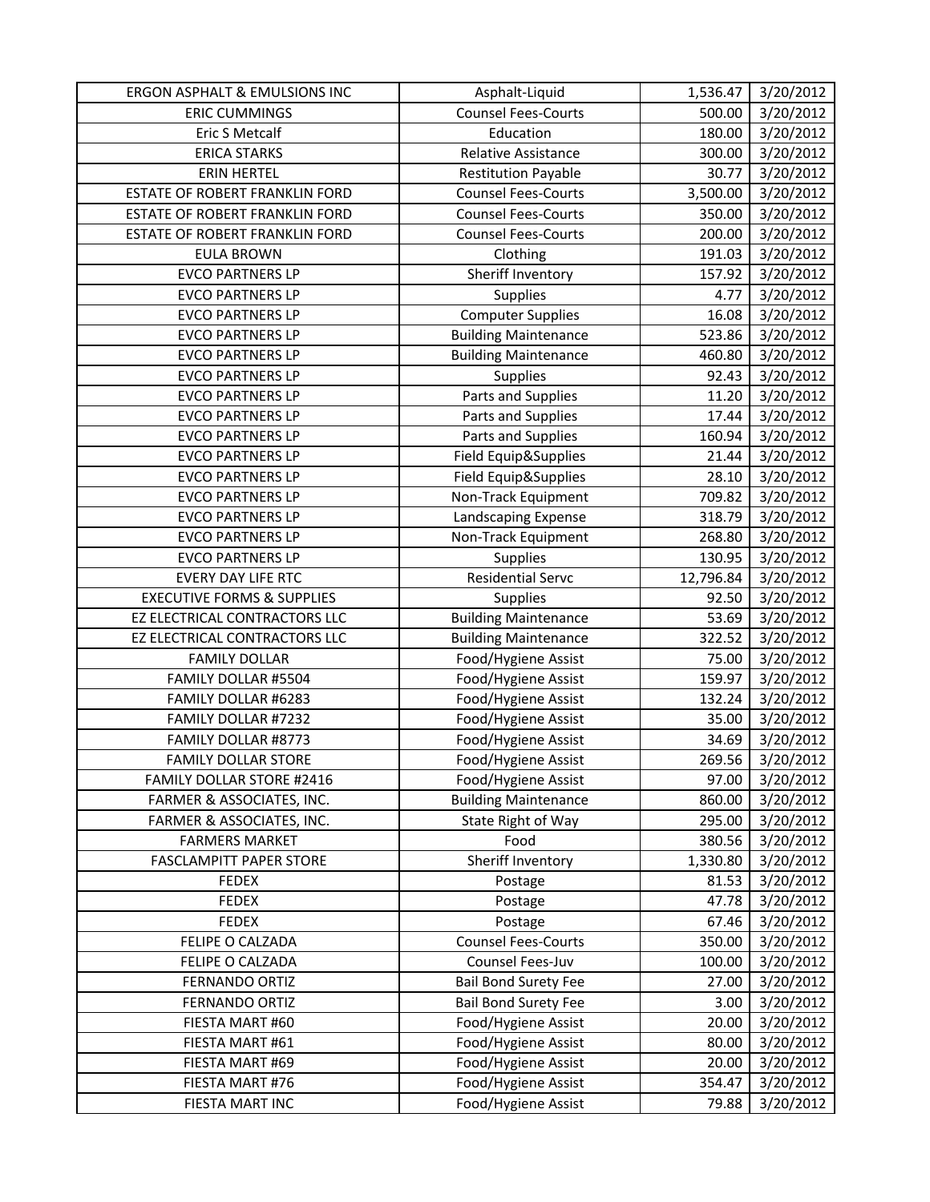| | | | |
|---|---|---|---|
| ERGON ASPHALT & EMULSIONS INC | Asphalt-Liquid | 1,536.47 | 3/20/2012 |
| ERIC CUMMINGS | Counsel Fees-Courts | 500.00 | 3/20/2012 |
| Eric S Metcalf | Education | 180.00 | 3/20/2012 |
| ERICA STARKS | Relative Assistance | 300.00 | 3/20/2012 |
| ERIN HERTEL | Restitution Payable | 30.77 | 3/20/2012 |
| ESTATE OF ROBERT FRANKLIN FORD | Counsel Fees-Courts | 3,500.00 | 3/20/2012 |
| ESTATE OF ROBERT FRANKLIN FORD | Counsel Fees-Courts | 350.00 | 3/20/2012 |
| ESTATE OF ROBERT FRANKLIN FORD | Counsel Fees-Courts | 200.00 | 3/20/2012 |
| EULA BROWN | Clothing | 191.03 | 3/20/2012 |
| EVCO PARTNERS LP | Sheriff Inventory | 157.92 | 3/20/2012 |
| EVCO PARTNERS LP | Supplies | 4.77 | 3/20/2012 |
| EVCO PARTNERS LP | Computer Supplies | 16.08 | 3/20/2012 |
| EVCO PARTNERS LP | Building Maintenance | 523.86 | 3/20/2012 |
| EVCO PARTNERS LP | Building Maintenance | 460.80 | 3/20/2012 |
| EVCO PARTNERS LP | Supplies | 92.43 | 3/20/2012 |
| EVCO PARTNERS LP | Parts and Supplies | 11.20 | 3/20/2012 |
| EVCO PARTNERS LP | Parts and Supplies | 17.44 | 3/20/2012 |
| EVCO PARTNERS LP | Parts and Supplies | 160.94 | 3/20/2012 |
| EVCO PARTNERS LP | Field Equip&Supplies | 21.44 | 3/20/2012 |
| EVCO PARTNERS LP | Field Equip&Supplies | 28.10 | 3/20/2012 |
| EVCO PARTNERS LP | Non-Track Equipment | 709.82 | 3/20/2012 |
| EVCO PARTNERS LP | Landscaping Expense | 318.79 | 3/20/2012 |
| EVCO PARTNERS LP | Non-Track Equipment | 268.80 | 3/20/2012 |
| EVCO PARTNERS LP | Supplies | 130.95 | 3/20/2012 |
| EVERY DAY LIFE RTC | Residential Servc | 12,796.84 | 3/20/2012 |
| EXECUTIVE FORMS & SUPPLIES | Supplies | 92.50 | 3/20/2012 |
| EZ ELECTRICAL CONTRACTORS LLC | Building Maintenance | 53.69 | 3/20/2012 |
| EZ ELECTRICAL CONTRACTORS LLC | Building Maintenance | 322.52 | 3/20/2012 |
| FAMILY DOLLAR | Food/Hygiene Assist | 75.00 | 3/20/2012 |
| FAMILY DOLLAR #5504 | Food/Hygiene Assist | 159.97 | 3/20/2012 |
| FAMILY DOLLAR #6283 | Food/Hygiene Assist | 132.24 | 3/20/2012 |
| FAMILY DOLLAR #7232 | Food/Hygiene Assist | 35.00 | 3/20/2012 |
| FAMILY DOLLAR #8773 | Food/Hygiene Assist | 34.69 | 3/20/2012 |
| FAMILY DOLLAR STORE | Food/Hygiene Assist | 269.56 | 3/20/2012 |
| FAMILY DOLLAR STORE #2416 | Food/Hygiene Assist | 97.00 | 3/20/2012 |
| FARMER & ASSOCIATES, INC. | Building Maintenance | 860.00 | 3/20/2012 |
| FARMER & ASSOCIATES, INC. | State Right of Way | 295.00 | 3/20/2012 |
| FARMERS MARKET | Food | 380.56 | 3/20/2012 |
| FASCLAMPITT PAPER STORE | Sheriff Inventory | 1,330.80 | 3/20/2012 |
| FEDEX | Postage | 81.53 | 3/20/2012 |
| FEDEX | Postage | 47.78 | 3/20/2012 |
| FEDEX | Postage | 67.46 | 3/20/2012 |
| FELIPE O CALZADA | Counsel Fees-Courts | 350.00 | 3/20/2012 |
| FELIPE O CALZADA | Counsel Fees-Juv | 100.00 | 3/20/2012 |
| FERNANDO ORTIZ | Bail Bond Surety Fee | 27.00 | 3/20/2012 |
| FERNANDO ORTIZ | Bail Bond Surety Fee | 3.00 | 3/20/2012 |
| FIESTA MART #60 | Food/Hygiene Assist | 20.00 | 3/20/2012 |
| FIESTA MART #61 | Food/Hygiene Assist | 80.00 | 3/20/2012 |
| FIESTA MART #69 | Food/Hygiene Assist | 20.00 | 3/20/2012 |
| FIESTA MART #76 | Food/Hygiene Assist | 354.47 | 3/20/2012 |
| FIESTA MART INC | Food/Hygiene Assist | 79.88 | 3/20/2012 |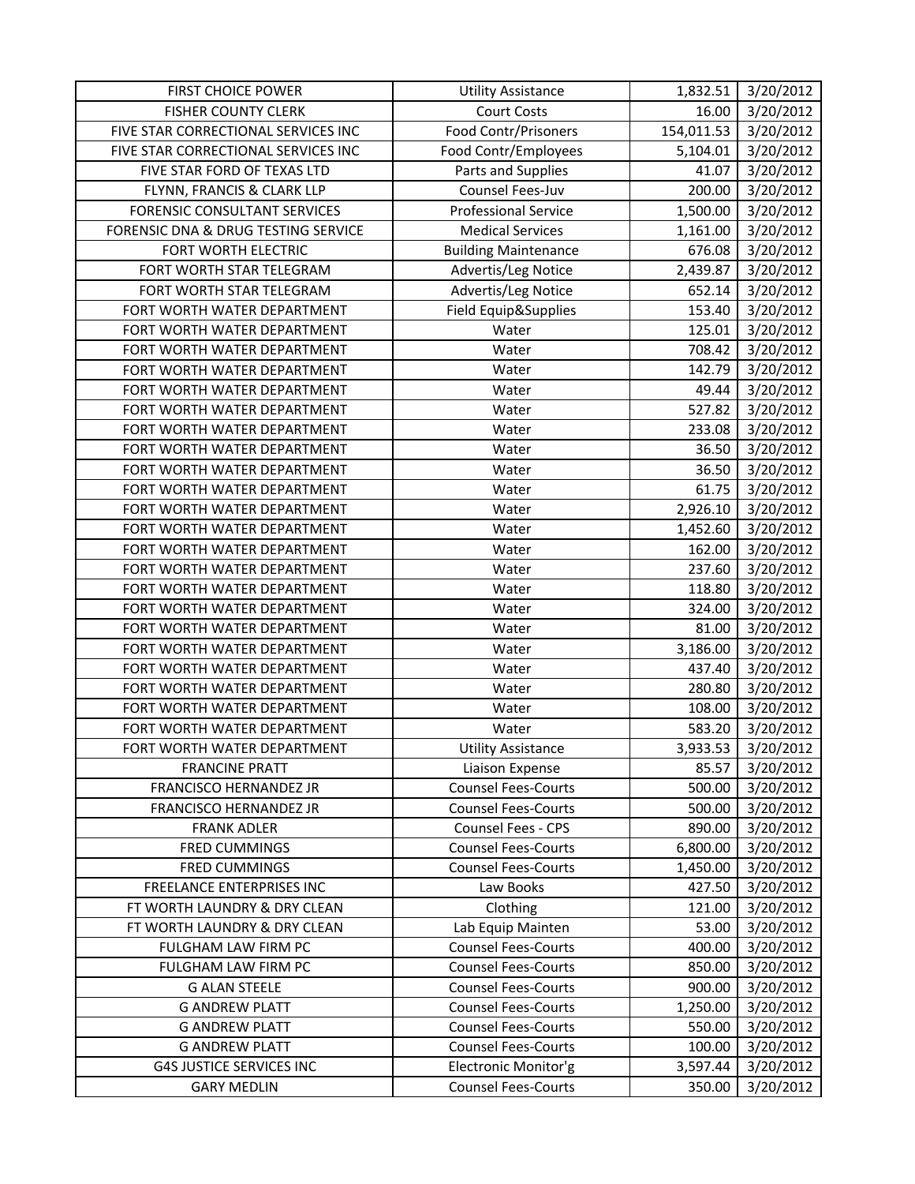| FIRST CHOICE POWER | Utility Assistance | 1,832.51 | 3/20/2012 |
|---|---|---|---|
| FISHER COUNTY CLERK | Court Costs | 16.00 | 3/20/2012 |
| FIVE STAR CORRECTIONAL SERVICES INC | Food Contr/Prisoners | 154,011.53 | 3/20/2012 |
| FIVE STAR CORRECTIONAL SERVICES INC | Food Contr/Employees | 5,104.01 | 3/20/2012 |
| FIVE STAR FORD OF TEXAS LTD | Parts and Supplies | 41.07 | 3/20/2012 |
| FLYNN, FRANCIS & CLARK LLP | Counsel Fees-Juv | 200.00 | 3/20/2012 |
| FORENSIC CONSULTANT SERVICES | Professional Service | 1,500.00 | 3/20/2012 |
| FORENSIC DNA & DRUG TESTING SERVICE | Medical Services | 1,161.00 | 3/20/2012 |
| FORT WORTH ELECTRIC | Building Maintenance | 676.08 | 3/20/2012 |
| FORT WORTH STAR TELEGRAM | Advertis/Leg Notice | 2,439.87 | 3/20/2012 |
| FORT WORTH STAR TELEGRAM | Advertis/Leg Notice | 652.14 | 3/20/2012 |
| FORT WORTH WATER DEPARTMENT | Field Equip&Supplies | 153.40 | 3/20/2012 |
| FORT WORTH WATER DEPARTMENT | Water | 125.01 | 3/20/2012 |
| FORT WORTH WATER DEPARTMENT | Water | 708.42 | 3/20/2012 |
| FORT WORTH WATER DEPARTMENT | Water | 142.79 | 3/20/2012 |
| FORT WORTH WATER DEPARTMENT | Water | 49.44 | 3/20/2012 |
| FORT WORTH WATER DEPARTMENT | Water | 527.82 | 3/20/2012 |
| FORT WORTH WATER DEPARTMENT | Water | 233.08 | 3/20/2012 |
| FORT WORTH WATER DEPARTMENT | Water | 36.50 | 3/20/2012 |
| FORT WORTH WATER DEPARTMENT | Water | 36.50 | 3/20/2012 |
| FORT WORTH WATER DEPARTMENT | Water | 61.75 | 3/20/2012 |
| FORT WORTH WATER DEPARTMENT | Water | 2,926.10 | 3/20/2012 |
| FORT WORTH WATER DEPARTMENT | Water | 1,452.60 | 3/20/2012 |
| FORT WORTH WATER DEPARTMENT | Water | 162.00 | 3/20/2012 |
| FORT WORTH WATER DEPARTMENT | Water | 237.60 | 3/20/2012 |
| FORT WORTH WATER DEPARTMENT | Water | 118.80 | 3/20/2012 |
| FORT WORTH WATER DEPARTMENT | Water | 324.00 | 3/20/2012 |
| FORT WORTH WATER DEPARTMENT | Water | 81.00 | 3/20/2012 |
| FORT WORTH WATER DEPARTMENT | Water | 3,186.00 | 3/20/2012 |
| FORT WORTH WATER DEPARTMENT | Water | 437.40 | 3/20/2012 |
| FORT WORTH WATER DEPARTMENT | Water | 280.80 | 3/20/2012 |
| FORT WORTH WATER DEPARTMENT | Water | 108.00 | 3/20/2012 |
| FORT WORTH WATER DEPARTMENT | Water | 583.20 | 3/20/2012 |
| FORT WORTH WATER DEPARTMENT | Utility Assistance | 3,933.53 | 3/20/2012 |
| FRANCINE PRATT | Liaison Expense | 85.57 | 3/20/2012 |
| FRANCISCO HERNANDEZ JR | Counsel Fees-Courts | 500.00 | 3/20/2012 |
| FRANCISCO HERNANDEZ JR | Counsel Fees-Courts | 500.00 | 3/20/2012 |
| FRANK ADLER | Counsel Fees - CPS | 890.00 | 3/20/2012 |
| FRED CUMMINGS | Counsel Fees-Courts | 6,800.00 | 3/20/2012 |
| FRED CUMMINGS | Counsel Fees-Courts | 1,450.00 | 3/20/2012 |
| FREELANCE ENTERPRISES INC | Law Books | 427.50 | 3/20/2012 |
| FT WORTH LAUNDRY & DRY CLEAN | Clothing | 121.00 | 3/20/2012 |
| FT WORTH LAUNDRY & DRY CLEAN | Lab Equip Mainten | 53.00 | 3/20/2012 |
| FULGHAM LAW FIRM PC | Counsel Fees-Courts | 400.00 | 3/20/2012 |
| FULGHAM LAW FIRM PC | Counsel Fees-Courts | 850.00 | 3/20/2012 |
| G ALAN STEELE | Counsel Fees-Courts | 900.00 | 3/20/2012 |
| G ANDREW PLATT | Counsel Fees-Courts | 1,250.00 | 3/20/2012 |
| G ANDREW PLATT | Counsel Fees-Courts | 550.00 | 3/20/2012 |
| G ANDREW PLATT | Counsel Fees-Courts | 100.00 | 3/20/2012 |
| G4S JUSTICE SERVICES INC | Electronic Monitor'g | 3,597.44 | 3/20/2012 |
| GARY MEDLIN | Counsel Fees-Courts | 350.00 | 3/20/2012 |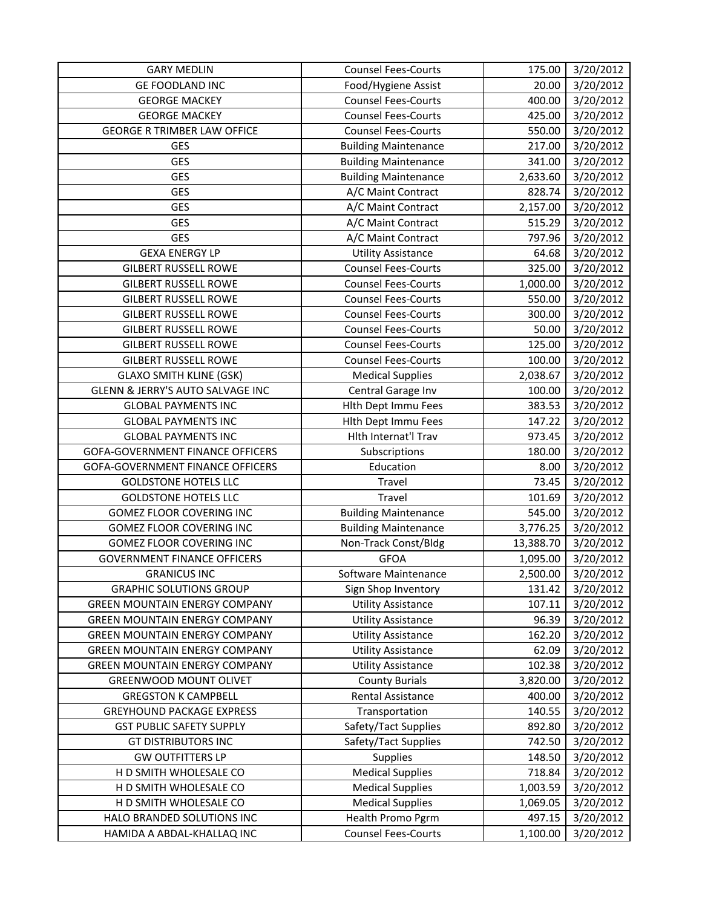| GARY MEDLIN | Counsel Fees-Courts | 175.00 | 3/20/2012 |
|---|---|---|---|
| GE FOODLAND INC | Food/Hygiene Assist | 20.00 | 3/20/2012 |
| GEORGE MACKEY | Counsel Fees-Courts | 400.00 | 3/20/2012 |
| GEORGE MACKEY | Counsel Fees-Courts | 425.00 | 3/20/2012 |
| GEORGE R TRIMBER LAW OFFICE | Counsel Fees-Courts | 550.00 | 3/20/2012 |
| GES | Building Maintenance | 217.00 | 3/20/2012 |
| GES | Building Maintenance | 341.00 | 3/20/2012 |
| GES | Building Maintenance | 2,633.60 | 3/20/2012 |
| GES | A/C Maint Contract | 828.74 | 3/20/2012 |
| GES | A/C Maint Contract | 2,157.00 | 3/20/2012 |
| GES | A/C Maint Contract | 515.29 | 3/20/2012 |
| GES | A/C Maint Contract | 797.96 | 3/20/2012 |
| GEXA ENERGY LP | Utility Assistance | 64.68 | 3/20/2012 |
| GILBERT RUSSELL ROWE | Counsel Fees-Courts | 325.00 | 3/20/2012 |
| GILBERT RUSSELL ROWE | Counsel Fees-Courts | 1,000.00 | 3/20/2012 |
| GILBERT RUSSELL ROWE | Counsel Fees-Courts | 550.00 | 3/20/2012 |
| GILBERT RUSSELL ROWE | Counsel Fees-Courts | 300.00 | 3/20/2012 |
| GILBERT RUSSELL ROWE | Counsel Fees-Courts | 50.00 | 3/20/2012 |
| GILBERT RUSSELL ROWE | Counsel Fees-Courts | 125.00 | 3/20/2012 |
| GILBERT RUSSELL ROWE | Counsel Fees-Courts | 100.00 | 3/20/2012 |
| GLAXO SMITH KLINE (GSK) | Medical Supplies | 2,038.67 | 3/20/2012 |
| GLENN & JERRY'S AUTO SALVAGE INC | Central Garage Inv | 100.00 | 3/20/2012 |
| GLOBAL PAYMENTS INC | Hlth Dept Immu Fees | 383.53 | 3/20/2012 |
| GLOBAL PAYMENTS INC | Hlth Dept Immu Fees | 147.22 | 3/20/2012 |
| GLOBAL PAYMENTS INC | Hlth Internat'l Trav | 973.45 | 3/20/2012 |
| GOFA-GOVERNMENT FINANCE OFFICERS | Subscriptions | 180.00 | 3/20/2012 |
| GOFA-GOVERNMENT FINANCE OFFICERS | Education | 8.00 | 3/20/2012 |
| GOLDSTONE HOTELS LLC | Travel | 73.45 | 3/20/2012 |
| GOLDSTONE HOTELS LLC | Travel | 101.69 | 3/20/2012 |
| GOMEZ FLOOR COVERING INC | Building Maintenance | 545.00 | 3/20/2012 |
| GOMEZ FLOOR COVERING INC | Building Maintenance | 3,776.25 | 3/20/2012 |
| GOMEZ FLOOR COVERING INC | Non-Track Const/Bldg | 13,388.70 | 3/20/2012 |
| GOVERNMENT FINANCE OFFICERS | GFOA | 1,095.00 | 3/20/2012 |
| GRANICUS INC | Software Maintenance | 2,500.00 | 3/20/2012 |
| GRAPHIC SOLUTIONS GROUP | Sign Shop Inventory | 131.42 | 3/20/2012 |
| GREEN MOUNTAIN ENERGY COMPANY | Utility Assistance | 107.11 | 3/20/2012 |
| GREEN MOUNTAIN ENERGY COMPANY | Utility Assistance | 96.39 | 3/20/2012 |
| GREEN MOUNTAIN ENERGY COMPANY | Utility Assistance | 162.20 | 3/20/2012 |
| GREEN MOUNTAIN ENERGY COMPANY | Utility Assistance | 62.09 | 3/20/2012 |
| GREEN MOUNTAIN ENERGY COMPANY | Utility Assistance | 102.38 | 3/20/2012 |
| GREENWOOD MOUNT OLIVET | County Burials | 3,820.00 | 3/20/2012 |
| GREGSTON K CAMPBELL | Rental Assistance | 400.00 | 3/20/2012 |
| GREYHOUND PACKAGE EXPRESS | Transportation | 140.55 | 3/20/2012 |
| GST PUBLIC SAFETY SUPPLY | Safety/Tact Supplies | 892.80 | 3/20/2012 |
| GT DISTRIBUTORS INC | Safety/Tact Supplies | 742.50 | 3/20/2012 |
| GW OUTFITTERS LP | Supplies | 148.50 | 3/20/2012 |
| H D SMITH WHOLESALE CO | Medical Supplies | 718.84 | 3/20/2012 |
| H D SMITH WHOLESALE CO | Medical Supplies | 1,003.59 | 3/20/2012 |
| H D SMITH WHOLESALE CO | Medical Supplies | 1,069.05 | 3/20/2012 |
| HALO BRANDED SOLUTIONS INC | Health Promo Pgrm | 497.15 | 3/20/2012 |
| HAMIDA A ABDAL-KHALLAQ INC | Counsel Fees-Courts | 1,100.00 | 3/20/2012 |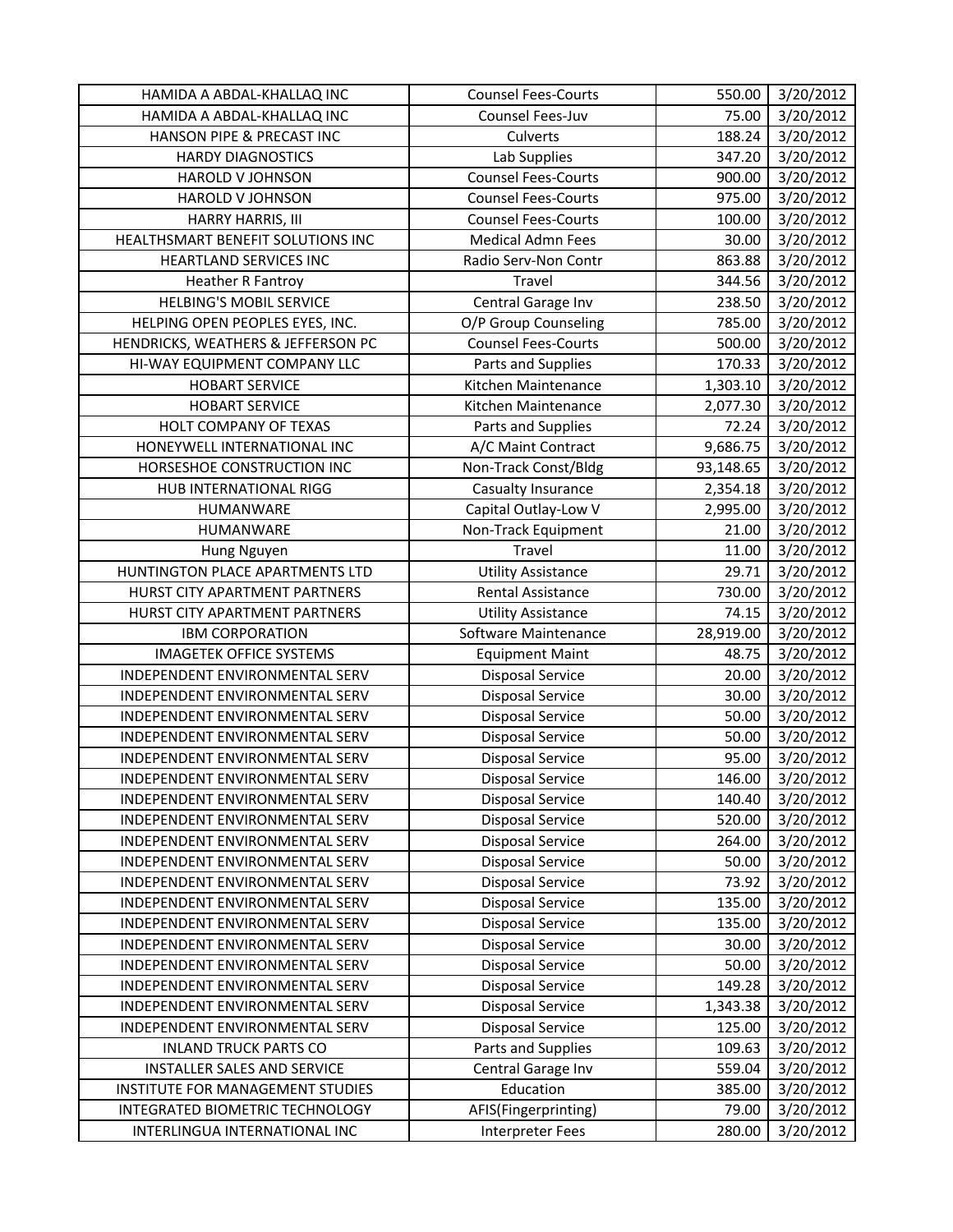| | | | |
|---|---|---|---|
| HAMIDA A ABDAL-KHALLAQ INC | Counsel Fees-Courts | 550.00 | 3/20/2012 |
| HAMIDA A ABDAL-KHALLAQ INC | Counsel Fees-Juv | 75.00 | 3/20/2012 |
| HANSON PIPE & PRECAST INC | Culverts | 188.24 | 3/20/2012 |
| HARDY DIAGNOSTICS | Lab Supplies | 347.20 | 3/20/2012 |
| HAROLD V JOHNSON | Counsel Fees-Courts | 900.00 | 3/20/2012 |
| HAROLD V JOHNSON | Counsel Fees-Courts | 975.00 | 3/20/2012 |
| HARRY HARRIS, III | Counsel Fees-Courts | 100.00 | 3/20/2012 |
| HEALTHSMART BENEFIT SOLUTIONS INC | Medical Admn Fees | 30.00 | 3/20/2012 |
| HEARTLAND SERVICES INC | Radio Serv-Non Contr | 863.88 | 3/20/2012 |
| Heather R Fantroy | Travel | 344.56 | 3/20/2012 |
| HELBING'S MOBIL SERVICE | Central Garage Inv | 238.50 | 3/20/2012 |
| HELPING OPEN PEOPLES EYES, INC. | O/P Group Counseling | 785.00 | 3/20/2012 |
| HENDRICKS, WEATHERS & JEFFERSON PC | Counsel Fees-Courts | 500.00 | 3/20/2012 |
| HI-WAY EQUIPMENT COMPANY LLC | Parts and Supplies | 170.33 | 3/20/2012 |
| HOBART SERVICE | Kitchen Maintenance | 1,303.10 | 3/20/2012 |
| HOBART SERVICE | Kitchen Maintenance | 2,077.30 | 3/20/2012 |
| HOLT COMPANY OF TEXAS | Parts and Supplies | 72.24 | 3/20/2012 |
| HONEYWELL INTERNATIONAL INC | A/C Maint Contract | 9,686.75 | 3/20/2012 |
| HORSESHOE CONSTRUCTION INC | Non-Track Const/Bldg | 93,148.65 | 3/20/2012 |
| HUB INTERNATIONAL RIGG | Casualty Insurance | 2,354.18 | 3/20/2012 |
| HUMANWARE | Capital Outlay-Low V | 2,995.00 | 3/20/2012 |
| HUMANWARE | Non-Track Equipment | 21.00 | 3/20/2012 |
| Hung Nguyen | Travel | 11.00 | 3/20/2012 |
| HUNTINGTON PLACE APARTMENTS LTD | Utility Assistance | 29.71 | 3/20/2012 |
| HURST CITY APARTMENT PARTNERS | Rental Assistance | 730.00 | 3/20/2012 |
| HURST CITY APARTMENT PARTNERS | Utility Assistance | 74.15 | 3/20/2012 |
| IBM CORPORATION | Software Maintenance | 28,919.00 | 3/20/2012 |
| IMAGETEK OFFICE SYSTEMS | Equipment Maint | 48.75 | 3/20/2012 |
| INDEPENDENT ENVIRONMENTAL SERV | Disposal Service | 20.00 | 3/20/2012 |
| INDEPENDENT ENVIRONMENTAL SERV | Disposal Service | 30.00 | 3/20/2012 |
| INDEPENDENT ENVIRONMENTAL SERV | Disposal Service | 50.00 | 3/20/2012 |
| INDEPENDENT ENVIRONMENTAL SERV | Disposal Service | 50.00 | 3/20/2012 |
| INDEPENDENT ENVIRONMENTAL SERV | Disposal Service | 95.00 | 3/20/2012 |
| INDEPENDENT ENVIRONMENTAL SERV | Disposal Service | 146.00 | 3/20/2012 |
| INDEPENDENT ENVIRONMENTAL SERV | Disposal Service | 140.40 | 3/20/2012 |
| INDEPENDENT ENVIRONMENTAL SERV | Disposal Service | 520.00 | 3/20/2012 |
| INDEPENDENT ENVIRONMENTAL SERV | Disposal Service | 264.00 | 3/20/2012 |
| INDEPENDENT ENVIRONMENTAL SERV | Disposal Service | 50.00 | 3/20/2012 |
| INDEPENDENT ENVIRONMENTAL SERV | Disposal Service | 73.92 | 3/20/2012 |
| INDEPENDENT ENVIRONMENTAL SERV | Disposal Service | 135.00 | 3/20/2012 |
| INDEPENDENT ENVIRONMENTAL SERV | Disposal Service | 135.00 | 3/20/2012 |
| INDEPENDENT ENVIRONMENTAL SERV | Disposal Service | 30.00 | 3/20/2012 |
| INDEPENDENT ENVIRONMENTAL SERV | Disposal Service | 50.00 | 3/20/2012 |
| INDEPENDENT ENVIRONMENTAL SERV | Disposal Service | 149.28 | 3/20/2012 |
| INDEPENDENT ENVIRONMENTAL SERV | Disposal Service | 1,343.38 | 3/20/2012 |
| INDEPENDENT ENVIRONMENTAL SERV | Disposal Service | 125.00 | 3/20/2012 |
| INLAND TRUCK PARTS CO | Parts and Supplies | 109.63 | 3/20/2012 |
| INSTALLER SALES AND SERVICE | Central Garage Inv | 559.04 | 3/20/2012 |
| INSTITUTE FOR MANAGEMENT STUDIES | Education | 385.00 | 3/20/2012 |
| INTEGRATED BIOMETRIC TECHNOLOGY | AFIS(Fingerprinting) | 79.00 | 3/20/2012 |
| INTERLINGUA INTERNATIONAL INC | Interpreter Fees | 280.00 | 3/20/2012 |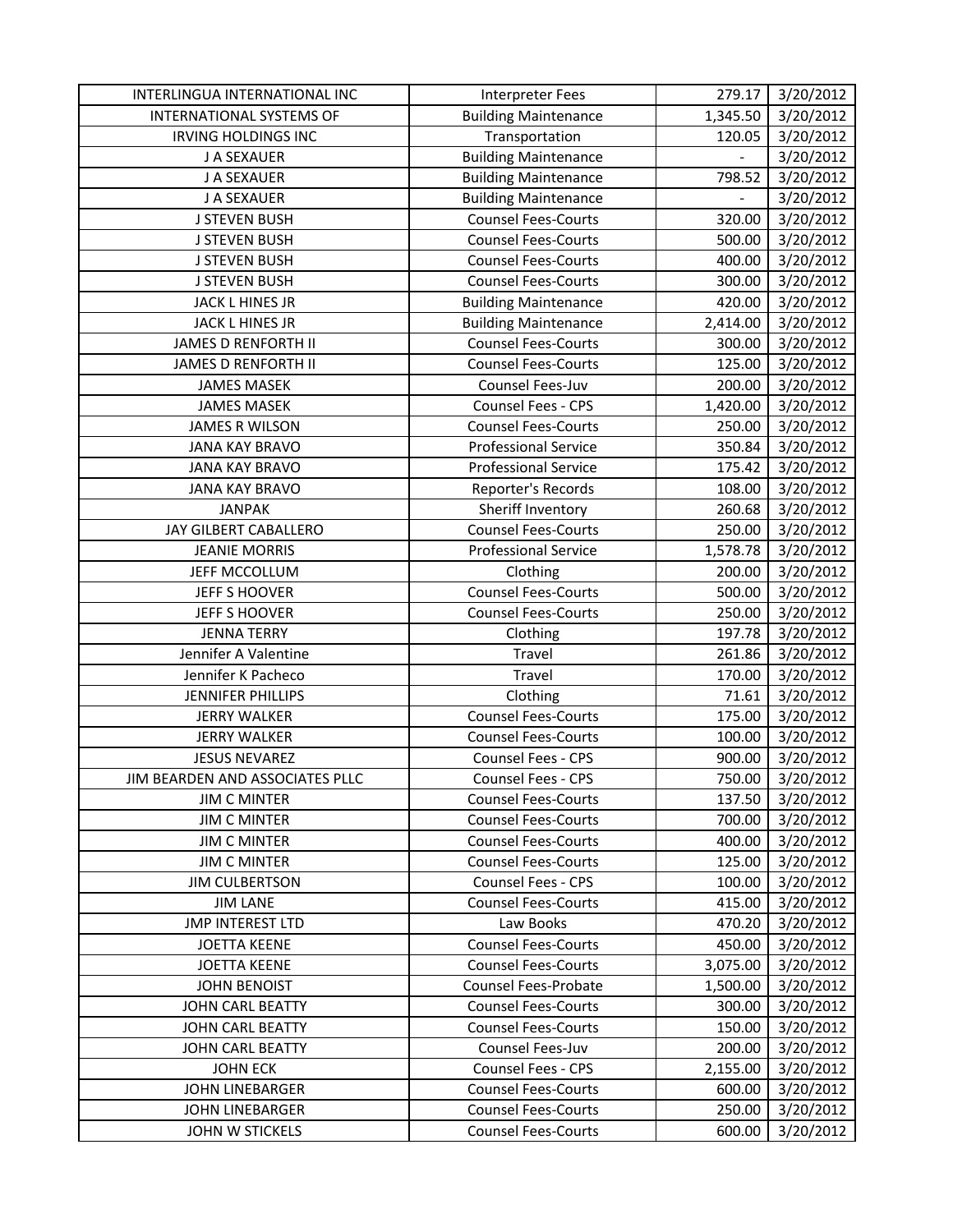| INTERLINGUA INTERNATIONAL INC | Interpreter Fees | 279.17 | 3/20/2012 |
|---|---|---|---|
| INTERNATIONAL SYSTEMS OF | Building Maintenance | 1,345.50 | 3/20/2012 |
| IRVING HOLDINGS INC | Transportation | 120.05 | 3/20/2012 |
| J A SEXAUER | Building Maintenance | - | 3/20/2012 |
| J A SEXAUER | Building Maintenance | 798.52 | 3/20/2012 |
| J A SEXAUER | Building Maintenance | - | 3/20/2012 |
| J STEVEN BUSH | Counsel Fees-Courts | 320.00 | 3/20/2012 |
| J STEVEN BUSH | Counsel Fees-Courts | 500.00 | 3/20/2012 |
| J STEVEN BUSH | Counsel Fees-Courts | 400.00 | 3/20/2012 |
| J STEVEN BUSH | Counsel Fees-Courts | 300.00 | 3/20/2012 |
| JACK L HINES JR | Building Maintenance | 420.00 | 3/20/2012 |
| JACK L HINES JR | Building Maintenance | 2,414.00 | 3/20/2012 |
| JAMES D RENFORTH II | Counsel Fees-Courts | 300.00 | 3/20/2012 |
| JAMES D RENFORTH II | Counsel Fees-Courts | 125.00 | 3/20/2012 |
| JAMES MASEK | Counsel Fees-Juv | 200.00 | 3/20/2012 |
| JAMES MASEK | Counsel Fees - CPS | 1,420.00 | 3/20/2012 |
| JAMES R WILSON | Counsel Fees-Courts | 250.00 | 3/20/2012 |
| JANA KAY BRAVO | Professional Service | 350.84 | 3/20/2012 |
| JANA KAY BRAVO | Professional Service | 175.42 | 3/20/2012 |
| JANA KAY BRAVO | Reporter's Records | 108.00 | 3/20/2012 |
| JANPAK | Sheriff Inventory | 260.68 | 3/20/2012 |
| JAY GILBERT CABALLERO | Counsel Fees-Courts | 250.00 | 3/20/2012 |
| JEANIE MORRIS | Professional Service | 1,578.78 | 3/20/2012 |
| JEFF MCCOLLUM | Clothing | 200.00 | 3/20/2012 |
| JEFF S HOOVER | Counsel Fees-Courts | 500.00 | 3/20/2012 |
| JEFF S HOOVER | Counsel Fees-Courts | 250.00 | 3/20/2012 |
| JENNA TERRY | Clothing | 197.78 | 3/20/2012 |
| Jennifer A Valentine | Travel | 261.86 | 3/20/2012 |
| Jennifer K Pacheco | Travel | 170.00 | 3/20/2012 |
| JENNIFER PHILLIPS | Clothing | 71.61 | 3/20/2012 |
| JERRY WALKER | Counsel Fees-Courts | 175.00 | 3/20/2012 |
| JERRY WALKER | Counsel Fees-Courts | 100.00 | 3/20/2012 |
| JESUS NEVAREZ | Counsel Fees - CPS | 900.00 | 3/20/2012 |
| JIM BEARDEN AND ASSOCIATES PLLC | Counsel Fees - CPS | 750.00 | 3/20/2012 |
| JIM C MINTER | Counsel Fees-Courts | 137.50 | 3/20/2012 |
| JIM C MINTER | Counsel Fees-Courts | 700.00 | 3/20/2012 |
| JIM C MINTER | Counsel Fees-Courts | 400.00 | 3/20/2012 |
| JIM C MINTER | Counsel Fees-Courts | 125.00 | 3/20/2012 |
| JIM CULBERTSON | Counsel Fees - CPS | 100.00 | 3/20/2012 |
| JIM LANE | Counsel Fees-Courts | 415.00 | 3/20/2012 |
| JMP INTEREST LTD | Law Books | 470.20 | 3/20/2012 |
| JOETTA KEENE | Counsel Fees-Courts | 450.00 | 3/20/2012 |
| JOETTA KEENE | Counsel Fees-Courts | 3,075.00 | 3/20/2012 |
| JOHN BENOIST | Counsel Fees-Probate | 1,500.00 | 3/20/2012 |
| JOHN CARL BEATTY | Counsel Fees-Courts | 300.00 | 3/20/2012 |
| JOHN CARL BEATTY | Counsel Fees-Courts | 150.00 | 3/20/2012 |
| JOHN CARL BEATTY | Counsel Fees-Juv | 200.00 | 3/20/2012 |
| JOHN ECK | Counsel Fees - CPS | 2,155.00 | 3/20/2012 |
| JOHN LINEBARGER | Counsel Fees-Courts | 600.00 | 3/20/2012 |
| JOHN LINEBARGER | Counsel Fees-Courts | 250.00 | 3/20/2012 |
| JOHN W STICKELS | Counsel Fees-Courts | 600.00 | 3/20/2012 |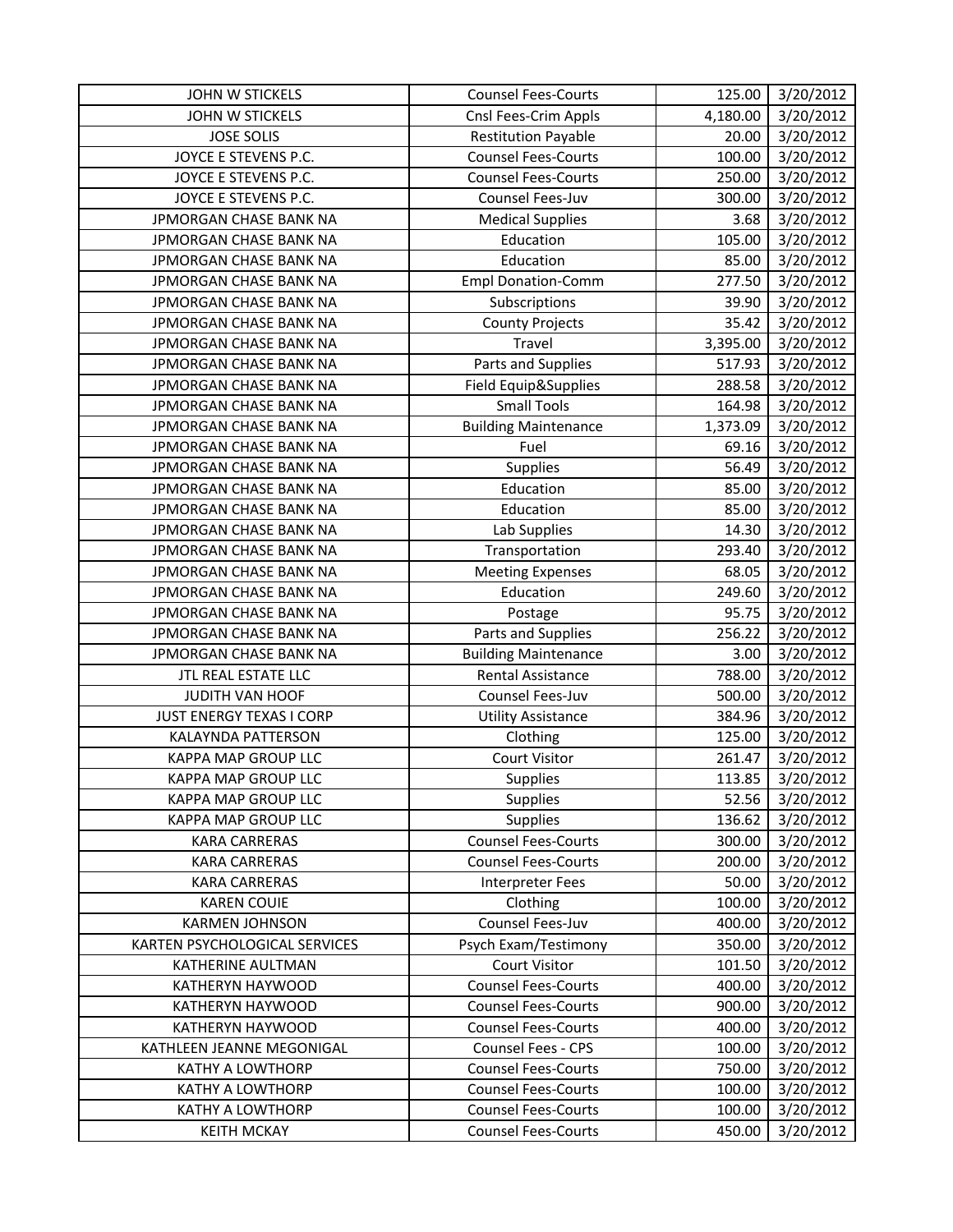| JOHN W STICKELS | Counsel Fees-Courts | 125.00 | 3/20/2012 |
|---|---|---|---|
| JOHN W STICKELS | Cnsl Fees-Crim Appls | 4,180.00 | 3/20/2012 |
| JOSE SOLIS | Restitution Payable | 20.00 | 3/20/2012 |
| JOYCE E STEVENS P.C. | Counsel Fees-Courts | 100.00 | 3/20/2012 |
| JOYCE E STEVENS P.C. | Counsel Fees-Courts | 250.00 | 3/20/2012 |
| JOYCE E STEVENS P.C. | Counsel Fees-Juv | 300.00 | 3/20/2012 |
| JPMORGAN CHASE BANK NA | Medical Supplies | 3.68 | 3/20/2012 |
| JPMORGAN CHASE BANK NA | Education | 105.00 | 3/20/2012 |
| JPMORGAN CHASE BANK NA | Education | 85.00 | 3/20/2012 |
| JPMORGAN CHASE BANK NA | Empl Donation-Comm | 277.50 | 3/20/2012 |
| JPMORGAN CHASE BANK NA | Subscriptions | 39.90 | 3/20/2012 |
| JPMORGAN CHASE BANK NA | County Projects | 35.42 | 3/20/2012 |
| JPMORGAN CHASE BANK NA | Travel | 3,395.00 | 3/20/2012 |
| JPMORGAN CHASE BANK NA | Parts and Supplies | 517.93 | 3/20/2012 |
| JPMORGAN CHASE BANK NA | Field Equip&Supplies | 288.58 | 3/20/2012 |
| JPMORGAN CHASE BANK NA | Small Tools | 164.98 | 3/20/2012 |
| JPMORGAN CHASE BANK NA | Building Maintenance | 1,373.09 | 3/20/2012 |
| JPMORGAN CHASE BANK NA | Fuel | 69.16 | 3/20/2012 |
| JPMORGAN CHASE BANK NA | Supplies | 56.49 | 3/20/2012 |
| JPMORGAN CHASE BANK NA | Education | 85.00 | 3/20/2012 |
| JPMORGAN CHASE BANK NA | Education | 85.00 | 3/20/2012 |
| JPMORGAN CHASE BANK NA | Lab Supplies | 14.30 | 3/20/2012 |
| JPMORGAN CHASE BANK NA | Transportation | 293.40 | 3/20/2012 |
| JPMORGAN CHASE BANK NA | Meeting Expenses | 68.05 | 3/20/2012 |
| JPMORGAN CHASE BANK NA | Education | 249.60 | 3/20/2012 |
| JPMORGAN CHASE BANK NA | Postage | 95.75 | 3/20/2012 |
| JPMORGAN CHASE BANK NA | Parts and Supplies | 256.22 | 3/20/2012 |
| JPMORGAN CHASE BANK NA | Building Maintenance | 3.00 | 3/20/2012 |
| JTL REAL ESTATE LLC | Rental Assistance | 788.00 | 3/20/2012 |
| JUDITH VAN HOOF | Counsel Fees-Juv | 500.00 | 3/20/2012 |
| JUST ENERGY TEXAS I CORP | Utility Assistance | 384.96 | 3/20/2012 |
| KALAYNDA PATTERSON | Clothing | 125.00 | 3/20/2012 |
| KAPPA MAP GROUP LLC | Court Visitor | 261.47 | 3/20/2012 |
| KAPPA MAP GROUP LLC | Supplies | 113.85 | 3/20/2012 |
| KAPPA MAP GROUP LLC | Supplies | 52.56 | 3/20/2012 |
| KAPPA MAP GROUP LLC | Supplies | 136.62 | 3/20/2012 |
| KARA CARRERAS | Counsel Fees-Courts | 300.00 | 3/20/2012 |
| KARA CARRERAS | Counsel Fees-Courts | 200.00 | 3/20/2012 |
| KARA CARRERAS | Interpreter Fees | 50.00 | 3/20/2012 |
| KAREN COUIE | Clothing | 100.00 | 3/20/2012 |
| KARMEN JOHNSON | Counsel Fees-Juv | 400.00 | 3/20/2012 |
| KARTEN PSYCHOLOGICAL SERVICES | Psych Exam/Testimony | 350.00 | 3/20/2012 |
| KATHERINE AULTMAN | Court Visitor | 101.50 | 3/20/2012 |
| KATHERYN HAYWOOD | Counsel Fees-Courts | 400.00 | 3/20/2012 |
| KATHERYN HAYWOOD | Counsel Fees-Courts | 900.00 | 3/20/2012 |
| KATHERYN HAYWOOD | Counsel Fees-Courts | 400.00 | 3/20/2012 |
| KATHLEEN JEANNE MEGONIGAL | Counsel Fees - CPS | 100.00 | 3/20/2012 |
| KATHY A LOWTHORP | Counsel Fees-Courts | 750.00 | 3/20/2012 |
| KATHY A LOWTHORP | Counsel Fees-Courts | 100.00 | 3/20/2012 |
| KATHY A LOWTHORP | Counsel Fees-Courts | 100.00 | 3/20/2012 |
| KEITH MCKAY | Counsel Fees-Courts | 450.00 | 3/20/2012 |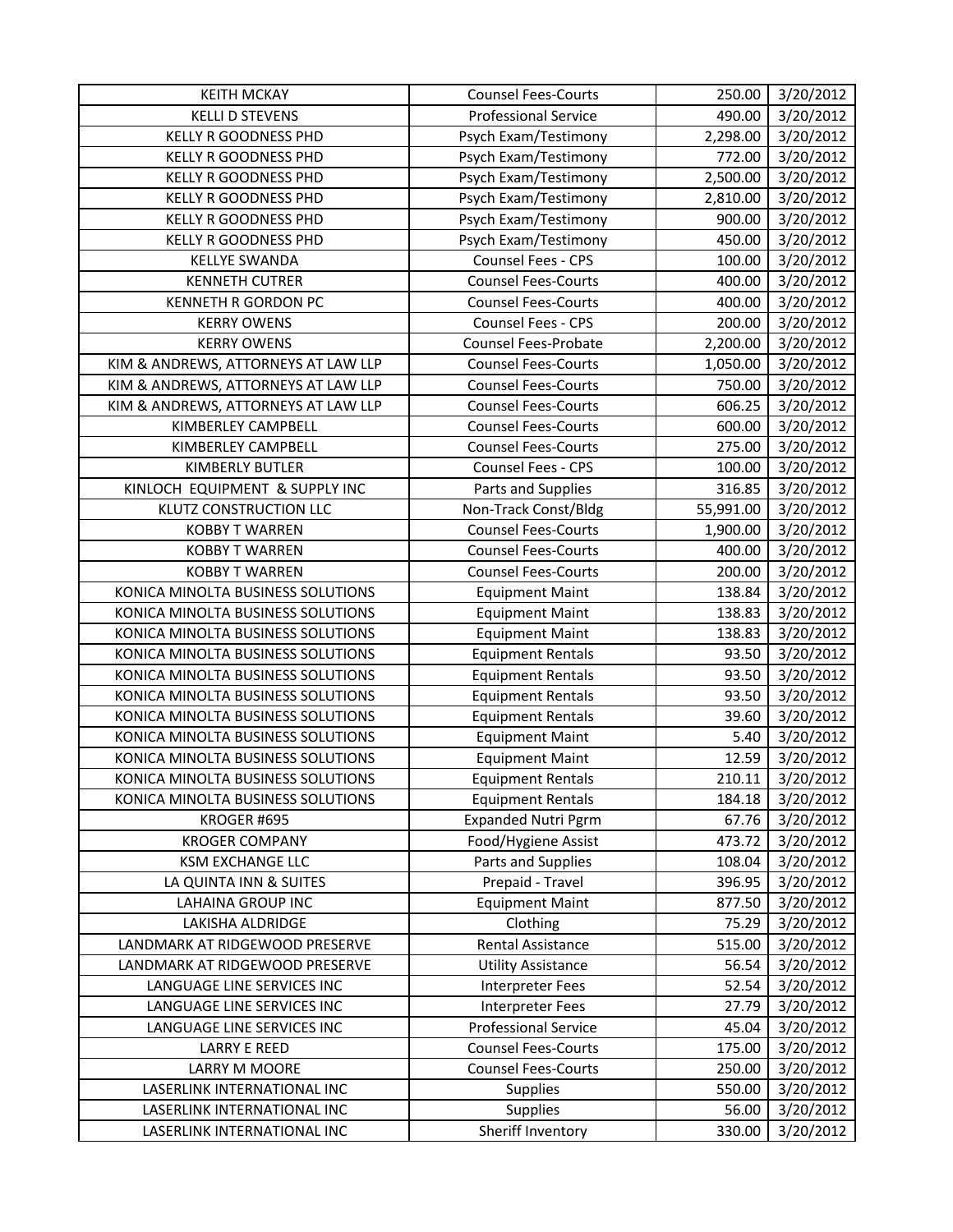| KEITH MCKAY | Counsel Fees-Courts | 250.00 | 3/20/2012 |
|---|---|---|---|
| KELLI D STEVENS | Professional Service | 490.00 | 3/20/2012 |
| KELLY R GOODNESS PHD | Psych Exam/Testimony | 2,298.00 | 3/20/2012 |
| KELLY R GOODNESS PHD | Psych Exam/Testimony | 772.00 | 3/20/2012 |
| KELLY R GOODNESS PHD | Psych Exam/Testimony | 2,500.00 | 3/20/2012 |
| KELLY R GOODNESS PHD | Psych Exam/Testimony | 2,810.00 | 3/20/2012 |
| KELLY R GOODNESS PHD | Psych Exam/Testimony | 900.00 | 3/20/2012 |
| KELLY R GOODNESS PHD | Psych Exam/Testimony | 450.00 | 3/20/2012 |
| KELLYE SWANDA | Counsel Fees - CPS | 100.00 | 3/20/2012 |
| KENNETH CUTRER | Counsel Fees-Courts | 400.00 | 3/20/2012 |
| KENNETH R GORDON PC | Counsel Fees-Courts | 400.00 | 3/20/2012 |
| KERRY OWENS | Counsel Fees - CPS | 200.00 | 3/20/2012 |
| KERRY OWENS | Counsel Fees-Probate | 2,200.00 | 3/20/2012 |
| KIM & ANDREWS, ATTORNEYS AT LAW LLP | Counsel Fees-Courts | 1,050.00 | 3/20/2012 |
| KIM & ANDREWS, ATTORNEYS AT LAW LLP | Counsel Fees-Courts | 750.00 | 3/20/2012 |
| KIM & ANDREWS, ATTORNEYS AT LAW LLP | Counsel Fees-Courts | 606.25 | 3/20/2012 |
| KIMBERLEY CAMPBELL | Counsel Fees-Courts | 600.00 | 3/20/2012 |
| KIMBERLEY CAMPBELL | Counsel Fees-Courts | 275.00 | 3/20/2012 |
| KIMBERLY BUTLER | Counsel Fees - CPS | 100.00 | 3/20/2012 |
| KINLOCH EQUIPMENT & SUPPLY INC | Parts and Supplies | 316.85 | 3/20/2012 |
| KLUTZ CONSTRUCTION LLC | Non-Track Const/Bldg | 55,991.00 | 3/20/2012 |
| KOBBY T WARREN | Counsel Fees-Courts | 1,900.00 | 3/20/2012 |
| KOBBY T WARREN | Counsel Fees-Courts | 400.00 | 3/20/2012 |
| KOBBY T WARREN | Counsel Fees-Courts | 200.00 | 3/20/2012 |
| KONICA MINOLTA BUSINESS SOLUTIONS | Equipment Maint | 138.84 | 3/20/2012 |
| KONICA MINOLTA BUSINESS SOLUTIONS | Equipment Maint | 138.83 | 3/20/2012 |
| KONICA MINOLTA BUSINESS SOLUTIONS | Equipment Maint | 138.83 | 3/20/2012 |
| KONICA MINOLTA BUSINESS SOLUTIONS | Equipment Rentals | 93.50 | 3/20/2012 |
| KONICA MINOLTA BUSINESS SOLUTIONS | Equipment Rentals | 93.50 | 3/20/2012 |
| KONICA MINOLTA BUSINESS SOLUTIONS | Equipment Rentals | 93.50 | 3/20/2012 |
| KONICA MINOLTA BUSINESS SOLUTIONS | Equipment Rentals | 39.60 | 3/20/2012 |
| KONICA MINOLTA BUSINESS SOLUTIONS | Equipment Maint | 5.40 | 3/20/2012 |
| KONICA MINOLTA BUSINESS SOLUTIONS | Equipment Maint | 12.59 | 3/20/2012 |
| KONICA MINOLTA BUSINESS SOLUTIONS | Equipment Rentals | 210.11 | 3/20/2012 |
| KONICA MINOLTA BUSINESS SOLUTIONS | Equipment Rentals | 184.18 | 3/20/2012 |
| KROGER #695 | Expanded Nutri Pgrm | 67.76 | 3/20/2012 |
| KROGER COMPANY | Food/Hygiene Assist | 473.72 | 3/20/2012 |
| KSM EXCHANGE LLC | Parts and Supplies | 108.04 | 3/20/2012 |
| LA QUINTA INN & SUITES | Prepaid - Travel | 396.95 | 3/20/2012 |
| LAHAINA GROUP INC | Equipment Maint | 877.50 | 3/20/2012 |
| LAKISHA ALDRIDGE | Clothing | 75.29 | 3/20/2012 |
| LANDMARK AT RIDGEWOOD PRESERVE | Rental Assistance | 515.00 | 3/20/2012 |
| LANDMARK AT RIDGEWOOD PRESERVE | Utility Assistance | 56.54 | 3/20/2012 |
| LANGUAGE LINE SERVICES INC | Interpreter Fees | 52.54 | 3/20/2012 |
| LANGUAGE LINE SERVICES INC | Interpreter Fees | 27.79 | 3/20/2012 |
| LANGUAGE LINE SERVICES INC | Professional Service | 45.04 | 3/20/2012 |
| LARRY E REED | Counsel Fees-Courts | 175.00 | 3/20/2012 |
| LARRY M MOORE | Counsel Fees-Courts | 250.00 | 3/20/2012 |
| LASERLINK INTERNATIONAL INC | Supplies | 550.00 | 3/20/2012 |
| LASERLINK INTERNATIONAL INC | Supplies | 56.00 | 3/20/2012 |
| LASERLINK INTERNATIONAL INC | Sheriff Inventory | 330.00 | 3/20/2012 |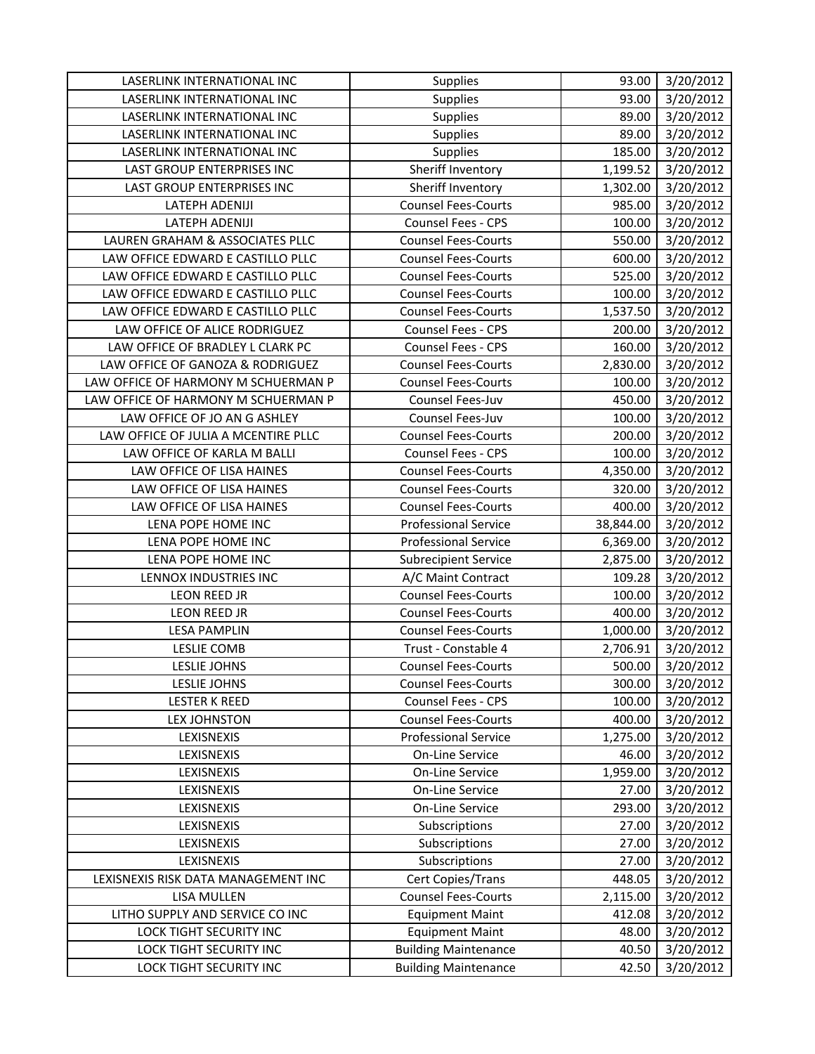| LASERLINK INTERNATIONAL INC | Supplies | 93.00 | 3/20/2012 |
|---|---|---|---|
| LASERLINK INTERNATIONAL INC | Supplies | 93.00 | 3/20/2012 |
| LASERLINK INTERNATIONAL INC | Supplies | 89.00 | 3/20/2012 |
| LASERLINK INTERNATIONAL INC | Supplies | 89.00 | 3/20/2012 |
| LASERLINK INTERNATIONAL INC | Supplies | 185.00 | 3/20/2012 |
| LAST GROUP ENTERPRISES INC | Sheriff Inventory | 1,199.52 | 3/20/2012 |
| LAST GROUP ENTERPRISES INC | Sheriff Inventory | 1,302.00 | 3/20/2012 |
| LATEPH ADENIJI | Counsel Fees-Courts | 985.00 | 3/20/2012 |
| LATEPH ADENIJI | Counsel Fees - CPS | 100.00 | 3/20/2012 |
| LAUREN GRAHAM & ASSOCIATES PLLC | Counsel Fees-Courts | 550.00 | 3/20/2012 |
| LAW OFFICE EDWARD E CASTILLO PLLC | Counsel Fees-Courts | 600.00 | 3/20/2012 |
| LAW OFFICE EDWARD E CASTILLO PLLC | Counsel Fees-Courts | 525.00 | 3/20/2012 |
| LAW OFFICE EDWARD E CASTILLO PLLC | Counsel Fees-Courts | 100.00 | 3/20/2012 |
| LAW OFFICE EDWARD E CASTILLO PLLC | Counsel Fees-Courts | 1,537.50 | 3/20/2012 |
| LAW OFFICE OF ALICE RODRIGUEZ | Counsel Fees - CPS | 200.00 | 3/20/2012 |
| LAW OFFICE OF BRADLEY L CLARK PC | Counsel Fees - CPS | 160.00 | 3/20/2012 |
| LAW OFFICE OF GANOZA & RODRIGUEZ | Counsel Fees-Courts | 2,830.00 | 3/20/2012 |
| LAW OFFICE OF HARMONY M SCHUERMAN P | Counsel Fees-Courts | 100.00 | 3/20/2012 |
| LAW OFFICE OF HARMONY M SCHUERMAN P | Counsel Fees-Juv | 450.00 | 3/20/2012 |
| LAW OFFICE OF JO AN G ASHLEY | Counsel Fees-Juv | 100.00 | 3/20/2012 |
| LAW OFFICE OF JULIA A MCENTIRE PLLC | Counsel Fees-Courts | 200.00 | 3/20/2012 |
| LAW OFFICE OF KARLA M BALLI | Counsel Fees - CPS | 100.00 | 3/20/2012 |
| LAW OFFICE OF LISA HAINES | Counsel Fees-Courts | 4,350.00 | 3/20/2012 |
| LAW OFFICE OF LISA HAINES | Counsel Fees-Courts | 320.00 | 3/20/2012 |
| LAW OFFICE OF LISA HAINES | Counsel Fees-Courts | 400.00 | 3/20/2012 |
| LENA POPE HOME INC | Professional Service | 38,844.00 | 3/20/2012 |
| LENA POPE HOME INC | Professional Service | 6,369.00 | 3/20/2012 |
| LENA POPE HOME INC | Subrecipient Service | 2,875.00 | 3/20/2012 |
| LENNOX INDUSTRIES INC | A/C Maint Contract | 109.28 | 3/20/2012 |
| LEON REED JR | Counsel Fees-Courts | 100.00 | 3/20/2012 |
| LEON REED JR | Counsel Fees-Courts | 400.00 | 3/20/2012 |
| LESA PAMPLIN | Counsel Fees-Courts | 1,000.00 | 3/20/2012 |
| LESLIE COMB | Trust - Constable 4 | 2,706.91 | 3/20/2012 |
| LESLIE JOHNS | Counsel Fees-Courts | 500.00 | 3/20/2012 |
| LESLIE JOHNS | Counsel Fees-Courts | 300.00 | 3/20/2012 |
| LESTER K REED | Counsel Fees - CPS | 100.00 | 3/20/2012 |
| LEX JOHNSTON | Counsel Fees-Courts | 400.00 | 3/20/2012 |
| LEXISNEXIS | Professional Service | 1,275.00 | 3/20/2012 |
| LEXISNEXIS | On-Line Service | 46.00 | 3/20/2012 |
| LEXISNEXIS | On-Line Service | 1,959.00 | 3/20/2012 |
| LEXISNEXIS | On-Line Service | 27.00 | 3/20/2012 |
| LEXISNEXIS | On-Line Service | 293.00 | 3/20/2012 |
| LEXISNEXIS | Subscriptions | 27.00 | 3/20/2012 |
| LEXISNEXIS | Subscriptions | 27.00 | 3/20/2012 |
| LEXISNEXIS | Subscriptions | 27.00 | 3/20/2012 |
| LEXISNEXIS RISK DATA MANAGEMENT INC | Cert Copies/Trans | 448.05 | 3/20/2012 |
| LISA MULLEN | Counsel Fees-Courts | 2,115.00 | 3/20/2012 |
| LITHO SUPPLY AND SERVICE CO INC | Equipment Maint | 412.08 | 3/20/2012 |
| LOCK TIGHT SECURITY INC | Equipment Maint | 48.00 | 3/20/2012 |
| LOCK TIGHT SECURITY INC | Building Maintenance | 40.50 | 3/20/2012 |
| LOCK TIGHT SECURITY INC | Building Maintenance | 42.50 | 3/20/2012 |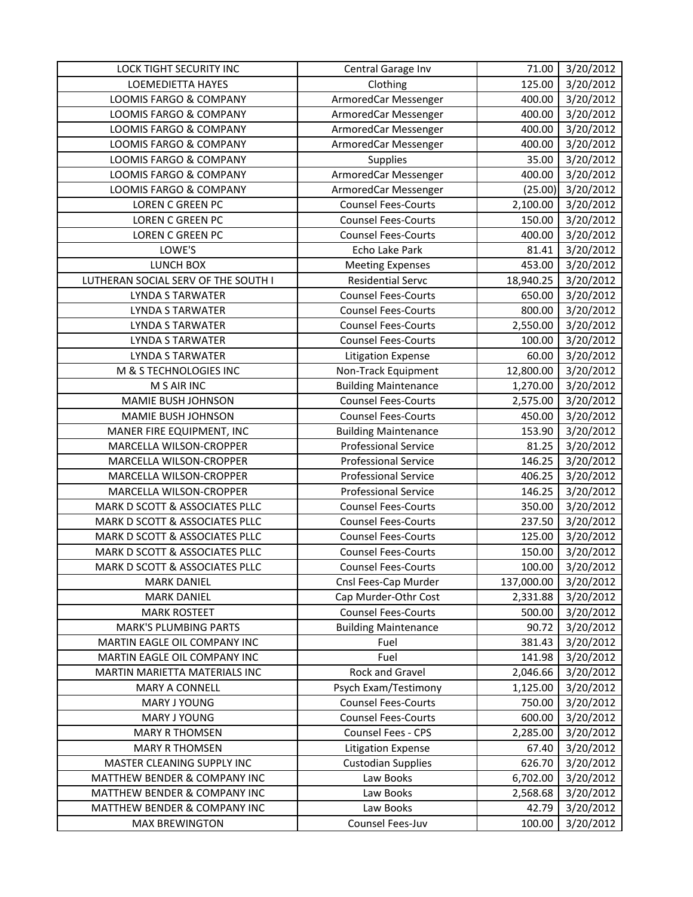| | | | |
|---|---|---|---|
| LOCK TIGHT SECURITY INC | Central Garage Inv | 71.00 | 3/20/2012 |
| LOEMEDIETTA HAYES | Clothing | 125.00 | 3/20/2012 |
| LOOMIS FARGO & COMPANY | ArmoredCar Messenger | 400.00 | 3/20/2012 |
| LOOMIS FARGO & COMPANY | ArmoredCar Messenger | 400.00 | 3/20/2012 |
| LOOMIS FARGO & COMPANY | ArmoredCar Messenger | 400.00 | 3/20/2012 |
| LOOMIS FARGO & COMPANY | ArmoredCar Messenger | 400.00 | 3/20/2012 |
| LOOMIS FARGO & COMPANY | Supplies | 35.00 | 3/20/2012 |
| LOOMIS FARGO & COMPANY | ArmoredCar Messenger | 400.00 | 3/20/2012 |
| LOOMIS FARGO & COMPANY | ArmoredCar Messenger | (25.00) | 3/20/2012 |
| LOREN C GREEN PC | Counsel Fees-Courts | 2,100.00 | 3/20/2012 |
| LOREN C GREEN PC | Counsel Fees-Courts | 150.00 | 3/20/2012 |
| LOREN C GREEN PC | Counsel Fees-Courts | 400.00 | 3/20/2012 |
| LOWE'S | Echo Lake Park | 81.41 | 3/20/2012 |
| LUNCH BOX | Meeting Expenses | 453.00 | 3/20/2012 |
| LUTHERAN SOCIAL SERV OF THE SOUTH I | Residential Servc | 18,940.25 | 3/20/2012 |
| LYNDA S TARWATER | Counsel Fees-Courts | 650.00 | 3/20/2012 |
| LYNDA S TARWATER | Counsel Fees-Courts | 800.00 | 3/20/2012 |
| LYNDA S TARWATER | Counsel Fees-Courts | 2,550.00 | 3/20/2012 |
| LYNDA S TARWATER | Counsel Fees-Courts | 100.00 | 3/20/2012 |
| LYNDA S TARWATER | Litigation Expense | 60.00 | 3/20/2012 |
| M & S TECHNOLOGIES INC | Non-Track Equipment | 12,800.00 | 3/20/2012 |
| M S AIR INC | Building Maintenance | 1,270.00 | 3/20/2012 |
| MAMIE BUSH JOHNSON | Counsel Fees-Courts | 2,575.00 | 3/20/2012 |
| MAMIE BUSH JOHNSON | Counsel Fees-Courts | 450.00 | 3/20/2012 |
| MANER FIRE EQUIPMENT, INC | Building Maintenance | 153.90 | 3/20/2012 |
| MARCELLA WILSON-CROPPER | Professional Service | 81.25 | 3/20/2012 |
| MARCELLA WILSON-CROPPER | Professional Service | 146.25 | 3/20/2012 |
| MARCELLA WILSON-CROPPER | Professional Service | 406.25 | 3/20/2012 |
| MARCELLA WILSON-CROPPER | Professional Service | 146.25 | 3/20/2012 |
| MARK D SCOTT & ASSOCIATES PLLC | Counsel Fees-Courts | 350.00 | 3/20/2012 |
| MARK D SCOTT & ASSOCIATES PLLC | Counsel Fees-Courts | 237.50 | 3/20/2012 |
| MARK D SCOTT & ASSOCIATES PLLC | Counsel Fees-Courts | 125.00 | 3/20/2012 |
| MARK D SCOTT & ASSOCIATES PLLC | Counsel Fees-Courts | 150.00 | 3/20/2012 |
| MARK D SCOTT & ASSOCIATES PLLC | Counsel Fees-Courts | 100.00 | 3/20/2012 |
| MARK DANIEL | Cnsl Fees-Cap Murder | 137,000.00 | 3/20/2012 |
| MARK DANIEL | Cap Murder-Othr Cost | 2,331.88 | 3/20/2012 |
| MARK ROSTEET | Counsel Fees-Courts | 500.00 | 3/20/2012 |
| MARK'S PLUMBING PARTS | Building Maintenance | 90.72 | 3/20/2012 |
| MARTIN EAGLE OIL COMPANY INC | Fuel | 381.43 | 3/20/2012 |
| MARTIN EAGLE OIL COMPANY INC | Fuel | 141.98 | 3/20/2012 |
| MARTIN MARIETTA MATERIALS INC | Rock and Gravel | 2,046.66 | 3/20/2012 |
| MARY A CONNELL | Psych Exam/Testimony | 1,125.00 | 3/20/2012 |
| MARY J YOUNG | Counsel Fees-Courts | 750.00 | 3/20/2012 |
| MARY J YOUNG | Counsel Fees-Courts | 600.00 | 3/20/2012 |
| MARY R THOMSEN | Counsel Fees - CPS | 2,285.00 | 3/20/2012 |
| MARY R THOMSEN | Litigation Expense | 67.40 | 3/20/2012 |
| MASTER CLEANING SUPPLY INC | Custodian Supplies | 626.70 | 3/20/2012 |
| MATTHEW BENDER & COMPANY INC | Law Books | 6,702.00 | 3/20/2012 |
| MATTHEW BENDER & COMPANY INC | Law Books | 2,568.68 | 3/20/2012 |
| MATTHEW BENDER & COMPANY INC | Law Books | 42.79 | 3/20/2012 |
| MAX BREWINGTON | Counsel Fees-Juv | 100.00 | 3/20/2012 |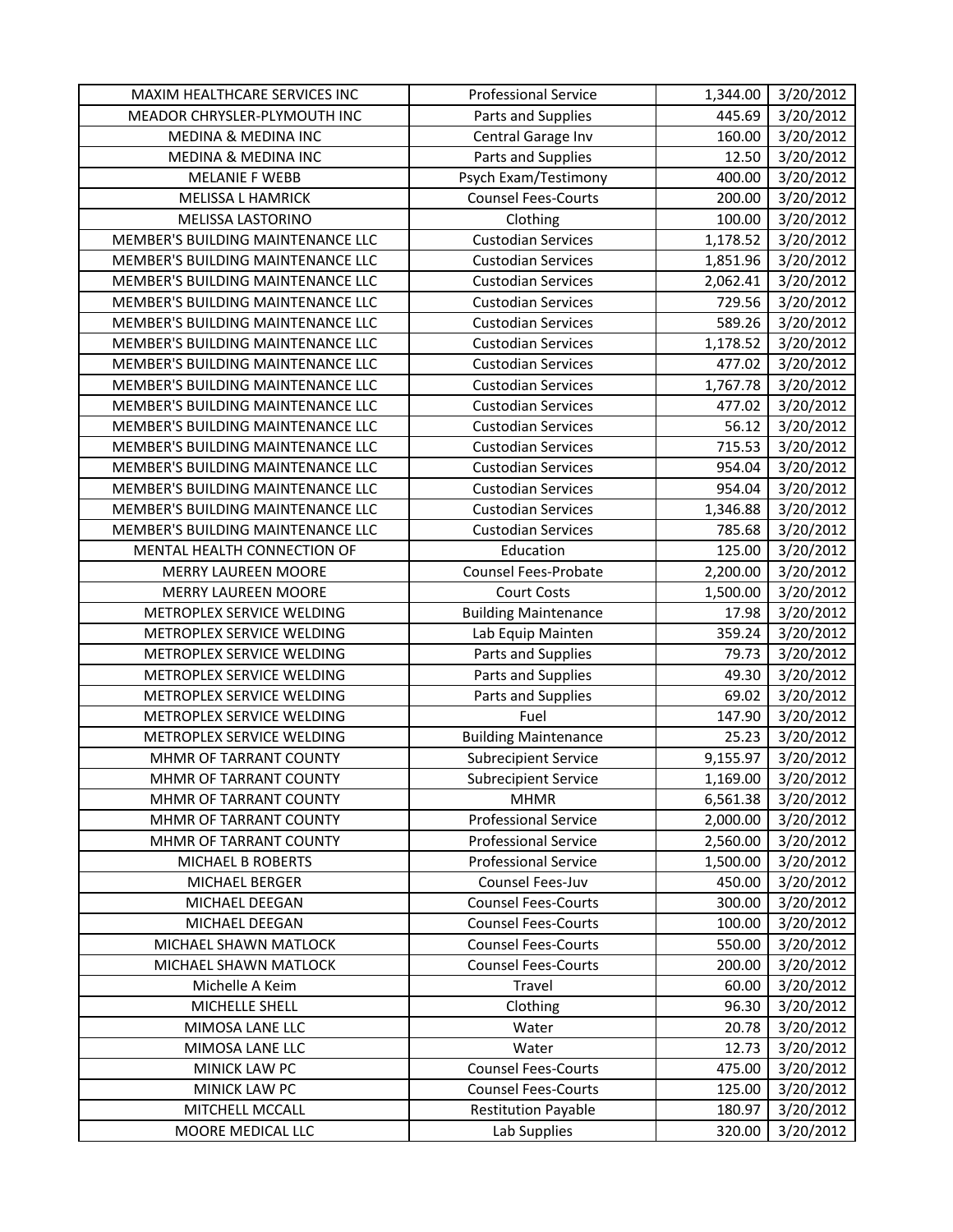| MAXIM HEALTHCARE SERVICES INC | Professional Service | 1,344.00 | 3/20/2012 |
|---|---|---|---|
| MEADOR CHRYSLER-PLYMOUTH INC | Parts and Supplies | 445.69 | 3/20/2012 |
| MEDINA & MEDINA INC | Central Garage Inv | 160.00 | 3/20/2012 |
| MEDINA & MEDINA INC | Parts and Supplies | 12.50 | 3/20/2012 |
| MELANIE F WEBB | Psych Exam/Testimony | 400.00 | 3/20/2012 |
| MELISSA L HAMRICK | Counsel Fees-Courts | 200.00 | 3/20/2012 |
| MELISSA LASTORINO | Clothing | 100.00 | 3/20/2012 |
| MEMBER'S BUILDING MAINTENANCE LLC | Custodian Services | 1,178.52 | 3/20/2012 |
| MEMBER'S BUILDING MAINTENANCE LLC | Custodian Services | 1,851.96 | 3/20/2012 |
| MEMBER'S BUILDING MAINTENANCE LLC | Custodian Services | 2,062.41 | 3/20/2012 |
| MEMBER'S BUILDING MAINTENANCE LLC | Custodian Services | 729.56 | 3/20/2012 |
| MEMBER'S BUILDING MAINTENANCE LLC | Custodian Services | 589.26 | 3/20/2012 |
| MEMBER'S BUILDING MAINTENANCE LLC | Custodian Services | 1,178.52 | 3/20/2012 |
| MEMBER'S BUILDING MAINTENANCE LLC | Custodian Services | 477.02 | 3/20/2012 |
| MEMBER'S BUILDING MAINTENANCE LLC | Custodian Services | 1,767.78 | 3/20/2012 |
| MEMBER'S BUILDING MAINTENANCE LLC | Custodian Services | 477.02 | 3/20/2012 |
| MEMBER'S BUILDING MAINTENANCE LLC | Custodian Services | 56.12 | 3/20/2012 |
| MEMBER'S BUILDING MAINTENANCE LLC | Custodian Services | 715.53 | 3/20/2012 |
| MEMBER'S BUILDING MAINTENANCE LLC | Custodian Services | 954.04 | 3/20/2012 |
| MEMBER'S BUILDING MAINTENANCE LLC | Custodian Services | 954.04 | 3/20/2012 |
| MEMBER'S BUILDING MAINTENANCE LLC | Custodian Services | 1,346.88 | 3/20/2012 |
| MEMBER'S BUILDING MAINTENANCE LLC | Custodian Services | 785.68 | 3/20/2012 |
| MENTAL HEALTH CONNECTION OF | Education | 125.00 | 3/20/2012 |
| MERRY LAUREEN MOORE | Counsel Fees-Probate | 2,200.00 | 3/20/2012 |
| MERRY LAUREEN MOORE | Court Costs | 1,500.00 | 3/20/2012 |
| METROPLEX SERVICE WELDING | Building Maintenance | 17.98 | 3/20/2012 |
| METROPLEX SERVICE WELDING | Lab Equip Mainten | 359.24 | 3/20/2012 |
| METROPLEX SERVICE WELDING | Parts and Supplies | 79.73 | 3/20/2012 |
| METROPLEX SERVICE WELDING | Parts and Supplies | 49.30 | 3/20/2012 |
| METROPLEX SERVICE WELDING | Parts and Supplies | 69.02 | 3/20/2012 |
| METROPLEX SERVICE WELDING | Fuel | 147.90 | 3/20/2012 |
| METROPLEX SERVICE WELDING | Building Maintenance | 25.23 | 3/20/2012 |
| MHMR OF TARRANT COUNTY | Subrecipient Service | 9,155.97 | 3/20/2012 |
| MHMR OF TARRANT COUNTY | Subrecipient Service | 1,169.00 | 3/20/2012 |
| MHMR OF TARRANT COUNTY | MHMR | 6,561.38 | 3/20/2012 |
| MHMR OF TARRANT COUNTY | Professional Service | 2,000.00 | 3/20/2012 |
| MHMR OF TARRANT COUNTY | Professional Service | 2,560.00 | 3/20/2012 |
| MICHAEL B ROBERTS | Professional Service | 1,500.00 | 3/20/2012 |
| MICHAEL BERGER | Counsel Fees-Juv | 450.00 | 3/20/2012 |
| MICHAEL DEEGAN | Counsel Fees-Courts | 300.00 | 3/20/2012 |
| MICHAEL DEEGAN | Counsel Fees-Courts | 100.00 | 3/20/2012 |
| MICHAEL SHAWN MATLOCK | Counsel Fees-Courts | 550.00 | 3/20/2012 |
| MICHAEL SHAWN MATLOCK | Counsel Fees-Courts | 200.00 | 3/20/2012 |
| Michelle A Keim | Travel | 60.00 | 3/20/2012 |
| MICHELLE SHELL | Clothing | 96.30 | 3/20/2012 |
| MIMOSA LANE LLC | Water | 20.78 | 3/20/2012 |
| MIMOSA LANE LLC | Water | 12.73 | 3/20/2012 |
| MINICK LAW PC | Counsel Fees-Courts | 475.00 | 3/20/2012 |
| MINICK LAW PC | Counsel Fees-Courts | 125.00 | 3/20/2012 |
| MITCHELL MCCALL | Restitution Payable | 180.97 | 3/20/2012 |
| MOORE MEDICAL LLC | Lab Supplies | 320.00 | 3/20/2012 |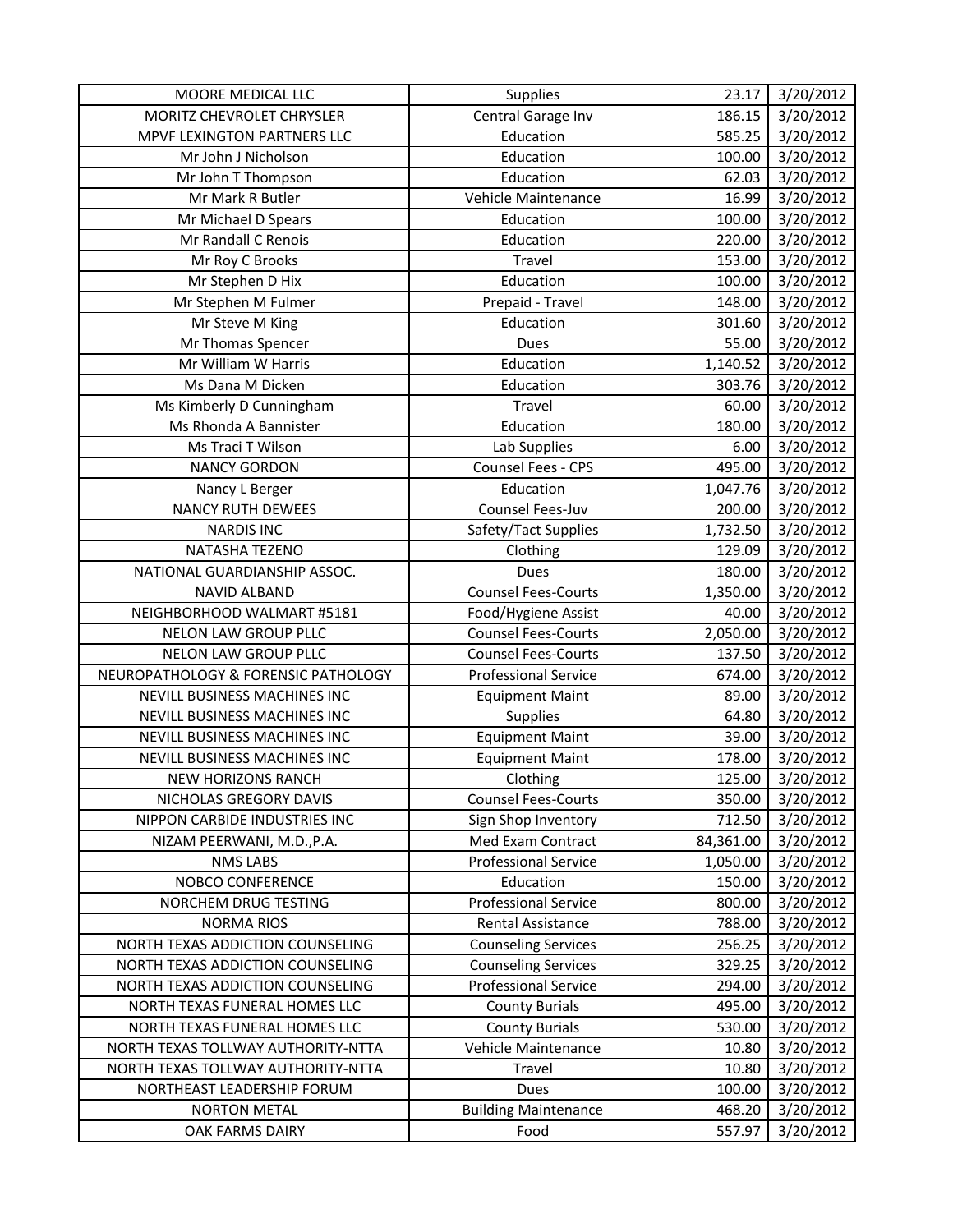| | | | |
|---|---|---|---|
| MOORE MEDICAL LLC | Supplies | 23.17 | 3/20/2012 |
| MORITZ CHEVROLET CHRYSLER | Central Garage Inv | 186.15 | 3/20/2012 |
| MPVF LEXINGTON PARTNERS LLC | Education | 585.25 | 3/20/2012 |
| Mr John J Nicholson | Education | 100.00 | 3/20/2012 |
| Mr John T Thompson | Education | 62.03 | 3/20/2012 |
| Mr Mark R Butler | Vehicle Maintenance | 16.99 | 3/20/2012 |
| Mr Michael D Spears | Education | 100.00 | 3/20/2012 |
| Mr Randall C Renois | Education | 220.00 | 3/20/2012 |
| Mr Roy C Brooks | Travel | 153.00 | 3/20/2012 |
| Mr Stephen D Hix | Education | 100.00 | 3/20/2012 |
| Mr Stephen M Fulmer | Prepaid - Travel | 148.00 | 3/20/2012 |
| Mr Steve M King | Education | 301.60 | 3/20/2012 |
| Mr Thomas Spencer | Dues | 55.00 | 3/20/2012 |
| Mr William W Harris | Education | 1,140.52 | 3/20/2012 |
| Ms Dana M Dicken | Education | 303.76 | 3/20/2012 |
| Ms Kimberly D Cunningham | Travel | 60.00 | 3/20/2012 |
| Ms Rhonda A Bannister | Education | 180.00 | 3/20/2012 |
| Ms Traci T Wilson | Lab Supplies | 6.00 | 3/20/2012 |
| NANCY GORDON | Counsel Fees - CPS | 495.00 | 3/20/2012 |
| Nancy L Berger | Education | 1,047.76 | 3/20/2012 |
| NANCY RUTH DEWEES | Counsel Fees-Juv | 200.00 | 3/20/2012 |
| NARDIS INC | Safety/Tact Supplies | 1,732.50 | 3/20/2012 |
| NATASHA TEZENO | Clothing | 129.09 | 3/20/2012 |
| NATIONAL GUARDIANSHIP ASSOC. | Dues | 180.00 | 3/20/2012 |
| NAVID ALBAND | Counsel Fees-Courts | 1,350.00 | 3/20/2012 |
| NEIGHBORHOOD WALMART #5181 | Food/Hygiene Assist | 40.00 | 3/20/2012 |
| NELON LAW GROUP PLLC | Counsel Fees-Courts | 2,050.00 | 3/20/2012 |
| NELON LAW GROUP PLLC | Counsel Fees-Courts | 137.50 | 3/20/2012 |
| NEUROPATHOLOGY & FORENSIC PATHOLOGY | Professional Service | 674.00 | 3/20/2012 |
| NEVILL BUSINESS MACHINES INC | Equipment Maint | 89.00 | 3/20/2012 |
| NEVILL BUSINESS MACHINES INC | Supplies | 64.80 | 3/20/2012 |
| NEVILL BUSINESS MACHINES INC | Equipment Maint | 39.00 | 3/20/2012 |
| NEVILL BUSINESS MACHINES INC | Equipment Maint | 178.00 | 3/20/2012 |
| NEW HORIZONS RANCH | Clothing | 125.00 | 3/20/2012 |
| NICHOLAS GREGORY DAVIS | Counsel Fees-Courts | 350.00 | 3/20/2012 |
| NIPPON CARBIDE INDUSTRIES INC | Sign Shop Inventory | 712.50 | 3/20/2012 |
| NIZAM PEERWANI, M.D.,P.A. | Med Exam Contract | 84,361.00 | 3/20/2012 |
| NMS LABS | Professional Service | 1,050.00 | 3/20/2012 |
| NOBCO CONFERENCE | Education | 150.00 | 3/20/2012 |
| NORCHEM DRUG TESTING | Professional Service | 800.00 | 3/20/2012 |
| NORMA RIOS | Rental Assistance | 788.00 | 3/20/2012 |
| NORTH TEXAS ADDICTION COUNSELING | Counseling Services | 256.25 | 3/20/2012 |
| NORTH TEXAS ADDICTION COUNSELING | Counseling Services | 329.25 | 3/20/2012 |
| NORTH TEXAS ADDICTION COUNSELING | Professional Service | 294.00 | 3/20/2012 |
| NORTH TEXAS FUNERAL HOMES LLC | County Burials | 495.00 | 3/20/2012 |
| NORTH TEXAS FUNERAL HOMES LLC | County Burials | 530.00 | 3/20/2012 |
| NORTH TEXAS TOLLWAY AUTHORITY-NTTA | Vehicle Maintenance | 10.80 | 3/20/2012 |
| NORTH TEXAS TOLLWAY AUTHORITY-NTTA | Travel | 10.80 | 3/20/2012 |
| NORTHEAST LEADERSHIP FORUM | Dues | 100.00 | 3/20/2012 |
| NORTON METAL | Building Maintenance | 468.20 | 3/20/2012 |
| OAK FARMS DAIRY | Food | 557.97 | 3/20/2012 |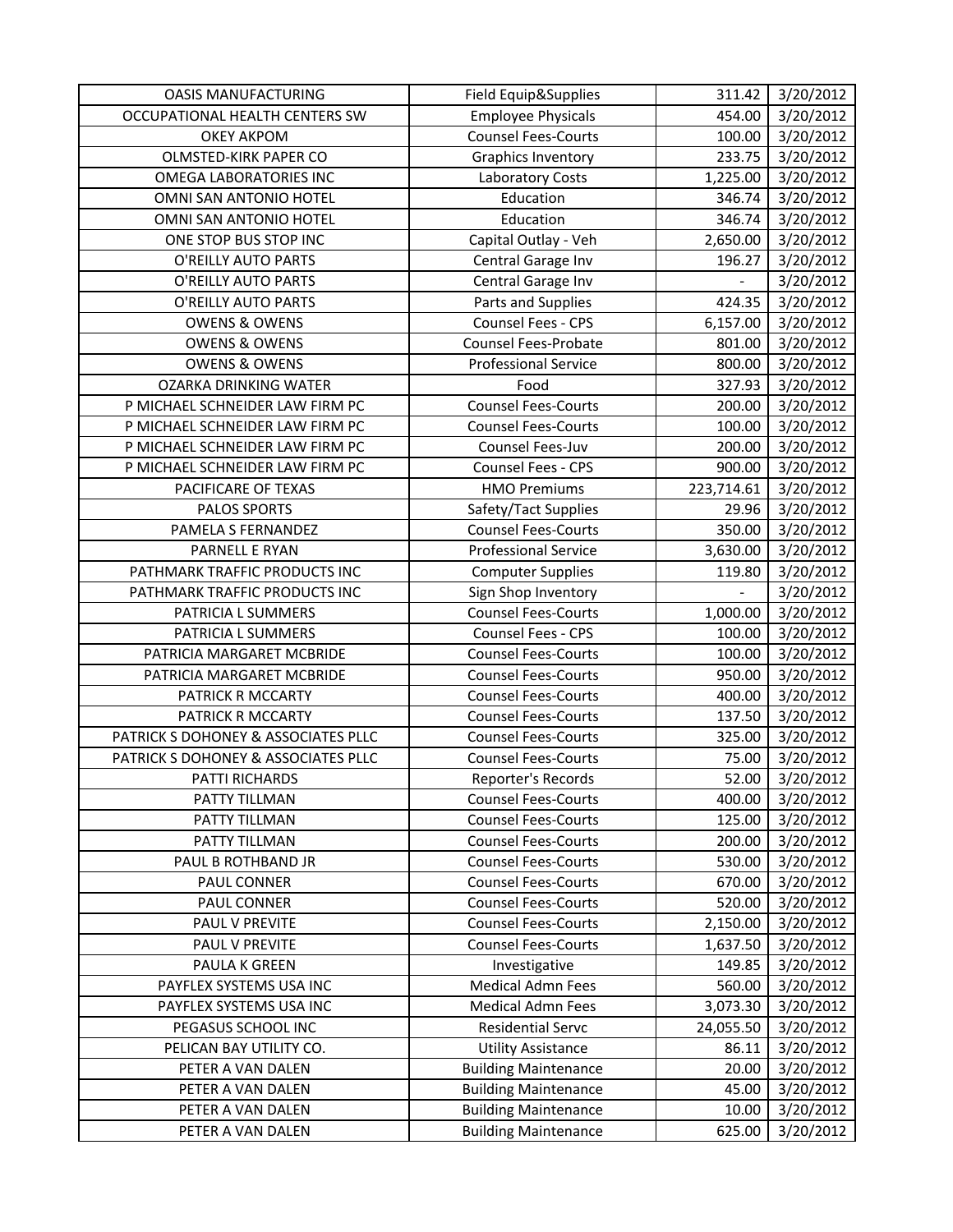| | | | |
|---|---|---|---|
| OASIS MANUFACTURING | Field Equip&Supplies | 311.42 | 3/20/2012 |
| OCCUPATIONAL HEALTH CENTERS SW | Employee Physicals | 454.00 | 3/20/2012 |
| OKEY AKPOM | Counsel Fees-Courts | 100.00 | 3/20/2012 |
| OLMSTED-KIRK PAPER CO | Graphics Inventory | 233.75 | 3/20/2012 |
| OMEGA LABORATORIES INC | Laboratory Costs | 1,225.00 | 3/20/2012 |
| OMNI SAN ANTONIO HOTEL | Education | 346.74 | 3/20/2012 |
| OMNI SAN ANTONIO HOTEL | Education | 346.74 | 3/20/2012 |
| ONE STOP BUS STOP INC | Capital Outlay - Veh | 2,650.00 | 3/20/2012 |
| O'REILLY AUTO PARTS | Central Garage Inv | 196.27 | 3/20/2012 |
| O'REILLY AUTO PARTS | Central Garage Inv | - | 3/20/2012 |
| O'REILLY AUTO PARTS | Parts and Supplies | 424.35 | 3/20/2012 |
| OWENS & OWENS | Counsel Fees - CPS | 6,157.00 | 3/20/2012 |
| OWENS & OWENS | Counsel Fees-Probate | 801.00 | 3/20/2012 |
| OWENS & OWENS | Professional Service | 800.00 | 3/20/2012 |
| OZARKA DRINKING WATER | Food | 327.93 | 3/20/2012 |
| P MICHAEL SCHNEIDER LAW FIRM PC | Counsel Fees-Courts | 200.00 | 3/20/2012 |
| P MICHAEL SCHNEIDER LAW FIRM PC | Counsel Fees-Courts | 100.00 | 3/20/2012 |
| P MICHAEL SCHNEIDER LAW FIRM PC | Counsel Fees-Juv | 200.00 | 3/20/2012 |
| P MICHAEL SCHNEIDER LAW FIRM PC | Counsel Fees - CPS | 900.00 | 3/20/2012 |
| PACIFICARE OF TEXAS | HMO Premiums | 223,714.61 | 3/20/2012 |
| PALOS SPORTS | Safety/Tact Supplies | 29.96 | 3/20/2012 |
| PAMELA S FERNANDEZ | Counsel Fees-Courts | 350.00 | 3/20/2012 |
| PARNELL E RYAN | Professional Service | 3,630.00 | 3/20/2012 |
| PATHMARK TRAFFIC PRODUCTS INC | Computer Supplies | 119.80 | 3/20/2012 |
| PATHMARK TRAFFIC PRODUCTS INC | Sign Shop Inventory | - | 3/20/2012 |
| PATRICIA L SUMMERS | Counsel Fees-Courts | 1,000.00 | 3/20/2012 |
| PATRICIA L SUMMERS | Counsel Fees - CPS | 100.00 | 3/20/2012 |
| PATRICIA MARGARET MCBRIDE | Counsel Fees-Courts | 100.00 | 3/20/2012 |
| PATRICIA MARGARET MCBRIDE | Counsel Fees-Courts | 950.00 | 3/20/2012 |
| PATRICK R MCCARTY | Counsel Fees-Courts | 400.00 | 3/20/2012 |
| PATRICK R MCCARTY | Counsel Fees-Courts | 137.50 | 3/20/2012 |
| PATRICK S DOHONEY & ASSOCIATES PLLC | Counsel Fees-Courts | 325.00 | 3/20/2012 |
| PATRICK S DOHONEY & ASSOCIATES PLLC | Counsel Fees-Courts | 75.00 | 3/20/2012 |
| PATTI RICHARDS | Reporter's Records | 52.00 | 3/20/2012 |
| PATTY TILLMAN | Counsel Fees-Courts | 400.00 | 3/20/2012 |
| PATTY TILLMAN | Counsel Fees-Courts | 125.00 | 3/20/2012 |
| PATTY TILLMAN | Counsel Fees-Courts | 200.00 | 3/20/2012 |
| PAUL B ROTHBAND JR | Counsel Fees-Courts | 530.00 | 3/20/2012 |
| PAUL CONNER | Counsel Fees-Courts | 670.00 | 3/20/2012 |
| PAUL CONNER | Counsel Fees-Courts | 520.00 | 3/20/2012 |
| PAUL V PREVITE | Counsel Fees-Courts | 2,150.00 | 3/20/2012 |
| PAUL V PREVITE | Counsel Fees-Courts | 1,637.50 | 3/20/2012 |
| PAULA K GREEN | Investigative | 149.85 | 3/20/2012 |
| PAYFLEX SYSTEMS USA INC | Medical Admn Fees | 560.00 | 3/20/2012 |
| PAYFLEX SYSTEMS USA INC | Medical Admn Fees | 3,073.30 | 3/20/2012 |
| PEGASUS SCHOOL INC | Residential Servc | 24,055.50 | 3/20/2012 |
| PELICAN BAY UTILITY CO. | Utility Assistance | 86.11 | 3/20/2012 |
| PETER A VAN DALEN | Building Maintenance | 20.00 | 3/20/2012 |
| PETER A VAN DALEN | Building Maintenance | 45.00 | 3/20/2012 |
| PETER A VAN DALEN | Building Maintenance | 10.00 | 3/20/2012 |
| PETER A VAN DALEN | Building Maintenance | 625.00 | 3/20/2012 |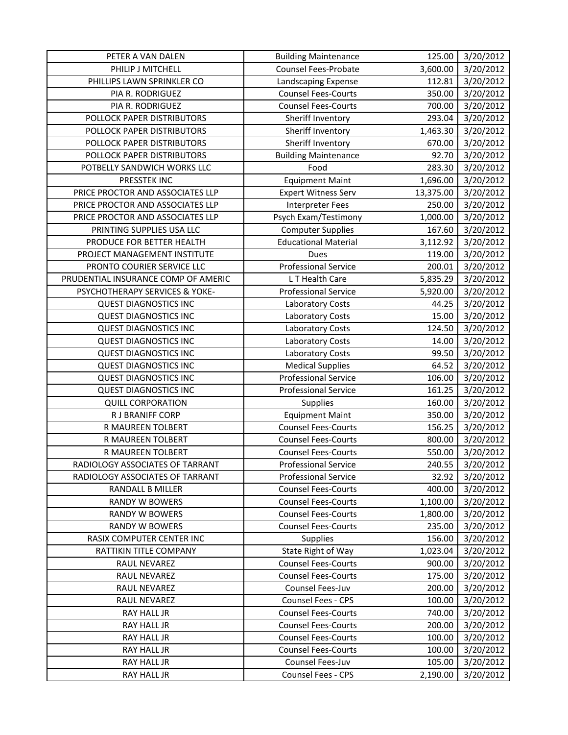| | | | |
|---|---|---|---|
| PETER A VAN DALEN | Building Maintenance | 125.00 | 3/20/2012 |
| PHILIP J MITCHELL | Counsel Fees-Probate | 3,600.00 | 3/20/2012 |
| PHILLIPS LAWN SPRINKLER CO | Landscaping Expense | 112.81 | 3/20/2012 |
| PIA R. RODRIGUEZ | Counsel Fees-Courts | 350.00 | 3/20/2012 |
| PIA R. RODRIGUEZ | Counsel Fees-Courts | 700.00 | 3/20/2012 |
| POLLOCK PAPER DISTRIBUTORS | Sheriff Inventory | 293.04 | 3/20/2012 |
| POLLOCK PAPER DISTRIBUTORS | Sheriff Inventory | 1,463.30 | 3/20/2012 |
| POLLOCK PAPER DISTRIBUTORS | Sheriff Inventory | 670.00 | 3/20/2012 |
| POLLOCK PAPER DISTRIBUTORS | Building Maintenance | 92.70 | 3/20/2012 |
| POTBELLY SANDWICH WORKS LLC | Food | 283.30 | 3/20/2012 |
| PRESSTEK INC | Equipment Maint | 1,696.00 | 3/20/2012 |
| PRICE PROCTOR AND ASSOCIATES LLP | Expert Witness Serv | 13,375.00 | 3/20/2012 |
| PRICE PROCTOR AND ASSOCIATES LLP | Interpreter Fees | 250.00 | 3/20/2012 |
| PRICE PROCTOR AND ASSOCIATES LLP | Psych Exam/Testimony | 1,000.00 | 3/20/2012 |
| PRINTING SUPPLIES USA LLC | Computer Supplies | 167.60 | 3/20/2012 |
| PRODUCE FOR BETTER HEALTH | Educational Material | 3,112.92 | 3/20/2012 |
| PROJECT MANAGEMENT INSTITUTE | Dues | 119.00 | 3/20/2012 |
| PRONTO COURIER SERVICE LLC | Professional Service | 200.01 | 3/20/2012 |
| PRUDENTIAL INSURANCE COMP OF AMERIC | L T Health Care | 5,835.29 | 3/20/2012 |
| PSYCHOTHERAPY SERVICES & YOKE- | Professional Service | 5,920.00 | 3/20/2012 |
| QUEST DIAGNOSTICS INC | Laboratory Costs | 44.25 | 3/20/2012 |
| QUEST DIAGNOSTICS INC | Laboratory Costs | 15.00 | 3/20/2012 |
| QUEST DIAGNOSTICS INC | Laboratory Costs | 124.50 | 3/20/2012 |
| QUEST DIAGNOSTICS INC | Laboratory Costs | 14.00 | 3/20/2012 |
| QUEST DIAGNOSTICS INC | Laboratory Costs | 99.50 | 3/20/2012 |
| QUEST DIAGNOSTICS INC | Medical Supplies | 64.52 | 3/20/2012 |
| QUEST DIAGNOSTICS INC | Professional Service | 106.00 | 3/20/2012 |
| QUEST DIAGNOSTICS INC | Professional Service | 161.25 | 3/20/2012 |
| QUILL CORPORATION | Supplies | 160.00 | 3/20/2012 |
| R J BRANIFF CORP | Equipment Maint | 350.00 | 3/20/2012 |
| R MAUREEN TOLBERT | Counsel Fees-Courts | 156.25 | 3/20/2012 |
| R MAUREEN TOLBERT | Counsel Fees-Courts | 800.00 | 3/20/2012 |
| R MAUREEN TOLBERT | Counsel Fees-Courts | 550.00 | 3/20/2012 |
| RADIOLOGY ASSOCIATES OF TARRANT | Professional Service | 240.55 | 3/20/2012 |
| RADIOLOGY ASSOCIATES OF TARRANT | Professional Service | 32.92 | 3/20/2012 |
| RANDALL B MILLER | Counsel Fees-Courts | 400.00 | 3/20/2012 |
| RANDY W BOWERS | Counsel Fees-Courts | 1,100.00 | 3/20/2012 |
| RANDY W BOWERS | Counsel Fees-Courts | 1,800.00 | 3/20/2012 |
| RANDY W BOWERS | Counsel Fees-Courts | 235.00 | 3/20/2012 |
| RASIX COMPUTER CENTER INC | Supplies | 156.00 | 3/20/2012 |
| RATTIKIN TITLE COMPANY | State Right of Way | 1,023.04 | 3/20/2012 |
| RAUL NEVAREZ | Counsel Fees-Courts | 900.00 | 3/20/2012 |
| RAUL NEVAREZ | Counsel Fees-Courts | 175.00 | 3/20/2012 |
| RAUL NEVAREZ | Counsel Fees-Juv | 200.00 | 3/20/2012 |
| RAUL NEVAREZ | Counsel Fees - CPS | 100.00 | 3/20/2012 |
| RAY HALL JR | Counsel Fees-Courts | 740.00 | 3/20/2012 |
| RAY HALL JR | Counsel Fees-Courts | 200.00 | 3/20/2012 |
| RAY HALL JR | Counsel Fees-Courts | 100.00 | 3/20/2012 |
| RAY HALL JR | Counsel Fees-Courts | 100.00 | 3/20/2012 |
| RAY HALL JR | Counsel Fees-Juv | 105.00 | 3/20/2012 |
| RAY HALL JR | Counsel Fees - CPS | 2,190.00 | 3/20/2012 |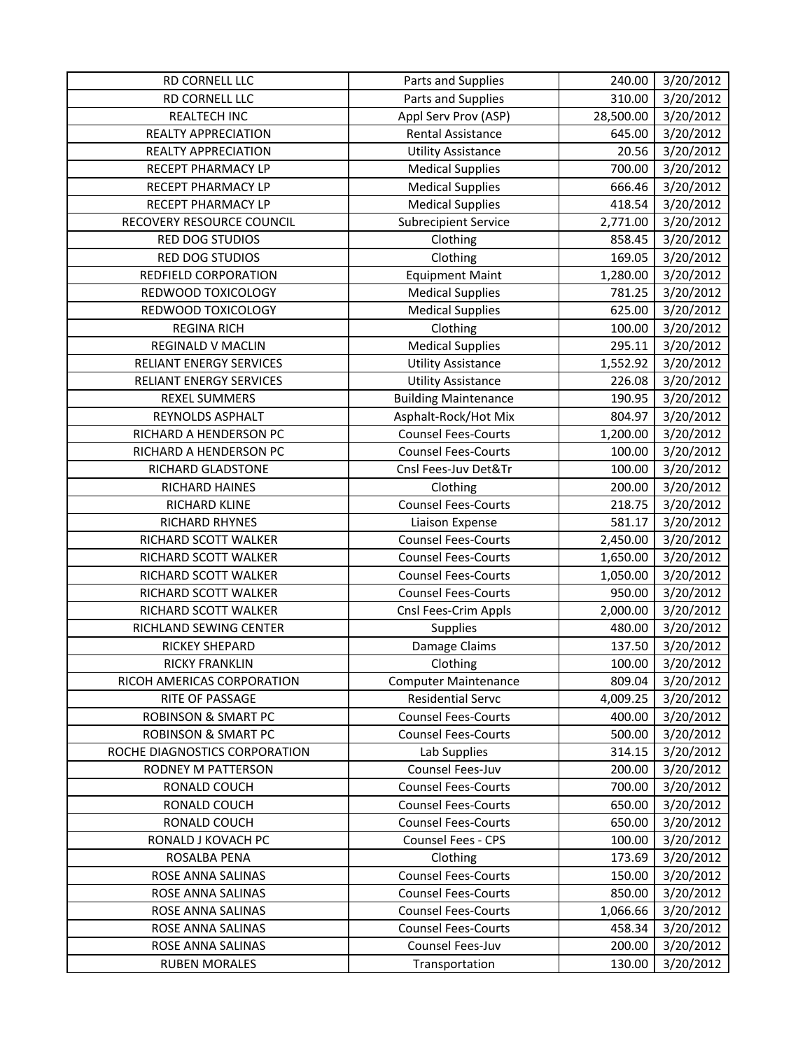| RD CORNELL LLC | Parts and Supplies | 240.00 | 3/20/2012 |
|---|---|---|---|
| RD CORNELL LLC | Parts and Supplies | 310.00 | 3/20/2012 |
| REALTECH INC | Appl Serv Prov (ASP) | 28,500.00 | 3/20/2012 |
| REALTY APPRECIATION | Rental Assistance | 645.00 | 3/20/2012 |
| REALTY APPRECIATION | Utility Assistance | 20.56 | 3/20/2012 |
| RECEPT PHARMACY LP | Medical Supplies | 700.00 | 3/20/2012 |
| RECEPT PHARMACY LP | Medical Supplies | 666.46 | 3/20/2012 |
| RECEPT PHARMACY LP | Medical Supplies | 418.54 | 3/20/2012 |
| RECOVERY RESOURCE COUNCIL | Subrecipient Service | 2,771.00 | 3/20/2012 |
| RED DOG STUDIOS | Clothing | 858.45 | 3/20/2012 |
| RED DOG STUDIOS | Clothing | 169.05 | 3/20/2012 |
| REDFIELD CORPORATION | Equipment Maint | 1,280.00 | 3/20/2012 |
| REDWOOD TOXICOLOGY | Medical Supplies | 781.25 | 3/20/2012 |
| REDWOOD TOXICOLOGY | Medical Supplies | 625.00 | 3/20/2012 |
| REGINA RICH | Clothing | 100.00 | 3/20/2012 |
| REGINALD V MACLIN | Medical Supplies | 295.11 | 3/20/2012 |
| RELIANT ENERGY SERVICES | Utility Assistance | 1,552.92 | 3/20/2012 |
| RELIANT ENERGY SERVICES | Utility Assistance | 226.08 | 3/20/2012 |
| REXEL SUMMERS | Building Maintenance | 190.95 | 3/20/2012 |
| REYNOLDS ASPHALT | Asphalt-Rock/Hot Mix | 804.97 | 3/20/2012 |
| RICHARD A HENDERSON PC | Counsel Fees-Courts | 1,200.00 | 3/20/2012 |
| RICHARD A HENDERSON PC | Counsel Fees-Courts | 100.00 | 3/20/2012 |
| RICHARD GLADSTONE | Cnsl Fees-Juv Det&Tr | 100.00 | 3/20/2012 |
| RICHARD HAINES | Clothing | 200.00 | 3/20/2012 |
| RICHARD KLINE | Counsel Fees-Courts | 218.75 | 3/20/2012 |
| RICHARD RHYNES | Liaison Expense | 581.17 | 3/20/2012 |
| RICHARD SCOTT WALKER | Counsel Fees-Courts | 2,450.00 | 3/20/2012 |
| RICHARD SCOTT WALKER | Counsel Fees-Courts | 1,650.00 | 3/20/2012 |
| RICHARD SCOTT WALKER | Counsel Fees-Courts | 1,050.00 | 3/20/2012 |
| RICHARD SCOTT WALKER | Counsel Fees-Courts | 950.00 | 3/20/2012 |
| RICHARD SCOTT WALKER | Cnsl Fees-Crim Appls | 2,000.00 | 3/20/2012 |
| RICHLAND SEWING CENTER | Supplies | 480.00 | 3/20/2012 |
| RICKEY SHEPARD | Damage Claims | 137.50 | 3/20/2012 |
| RICKY FRANKLIN | Clothing | 100.00 | 3/20/2012 |
| RICOH AMERICAS CORPORATION | Computer Maintenance | 809.04 | 3/20/2012 |
| RITE OF PASSAGE | Residential Servc | 4,009.25 | 3/20/2012 |
| ROBINSON & SMART PC | Counsel Fees-Courts | 400.00 | 3/20/2012 |
| ROBINSON & SMART PC | Counsel Fees-Courts | 500.00 | 3/20/2012 |
| ROCHE DIAGNOSTICS CORPORATION | Lab Supplies | 314.15 | 3/20/2012 |
| RODNEY M PATTERSON | Counsel Fees-Juv | 200.00 | 3/20/2012 |
| RONALD COUCH | Counsel Fees-Courts | 700.00 | 3/20/2012 |
| RONALD COUCH | Counsel Fees-Courts | 650.00 | 3/20/2012 |
| RONALD COUCH | Counsel Fees-Courts | 650.00 | 3/20/2012 |
| RONALD J KOVACH PC | Counsel Fees - CPS | 100.00 | 3/20/2012 |
| ROSALBA PENA | Clothing | 173.69 | 3/20/2012 |
| ROSE ANNA SALINAS | Counsel Fees-Courts | 150.00 | 3/20/2012 |
| ROSE ANNA SALINAS | Counsel Fees-Courts | 850.00 | 3/20/2012 |
| ROSE ANNA SALINAS | Counsel Fees-Courts | 1,066.66 | 3/20/2012 |
| ROSE ANNA SALINAS | Counsel Fees-Courts | 458.34 | 3/20/2012 |
| ROSE ANNA SALINAS | Counsel Fees-Juv | 200.00 | 3/20/2012 |
| RUBEN MORALES | Transportation | 130.00 | 3/20/2012 |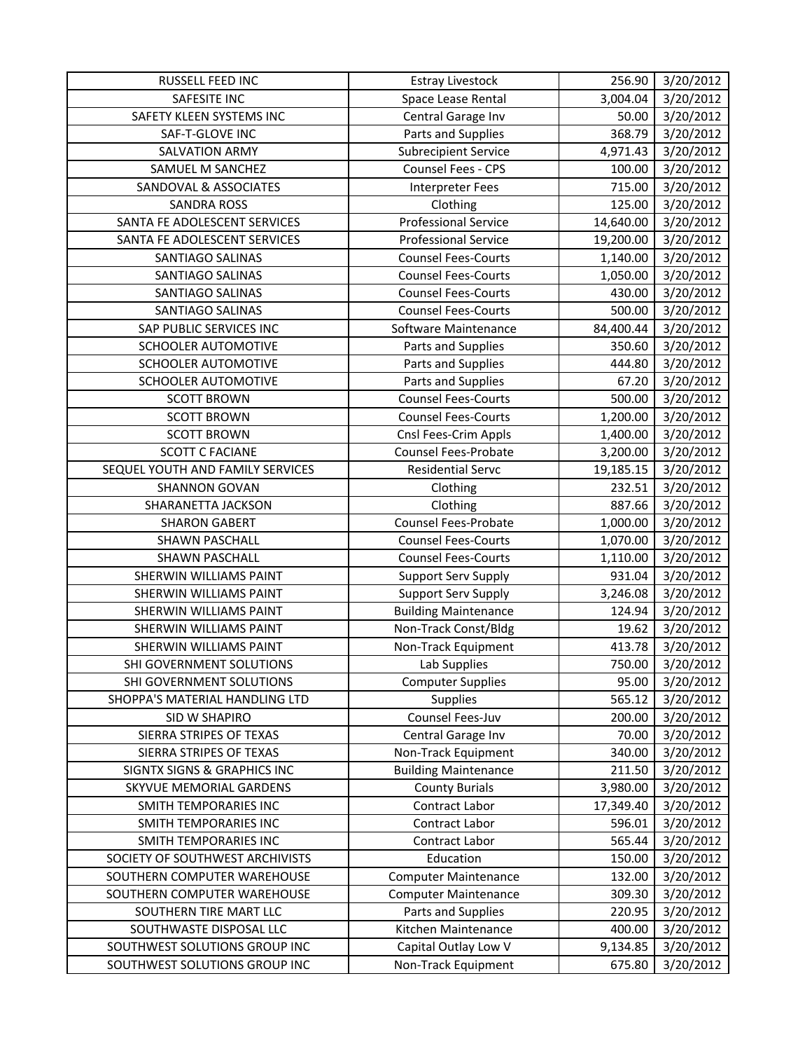| RUSSELL FEED INC | Estray Livestock | 256.90 | 3/20/2012 |
|---|---|---|---|
| SAFESITE INC | Space Lease Rental | 3,004.04 | 3/20/2012 |
| SAFETY KLEEN SYSTEMS INC | Central Garage Inv | 50.00 | 3/20/2012 |
| SAF-T-GLOVE INC | Parts and Supplies | 368.79 | 3/20/2012 |
| SALVATION ARMY | Subrecipient Service | 4,971.43 | 3/20/2012 |
| SAMUEL M SANCHEZ | Counsel Fees - CPS | 100.00 | 3/20/2012 |
| SANDOVAL & ASSOCIATES | Interpreter Fees | 715.00 | 3/20/2012 |
| SANDRA ROSS | Clothing | 125.00 | 3/20/2012 |
| SANTA FE ADOLESCENT SERVICES | Professional Service | 14,640.00 | 3/20/2012 |
| SANTA FE ADOLESCENT SERVICES | Professional Service | 19,200.00 | 3/20/2012 |
| SANTIAGO SALINAS | Counsel Fees-Courts | 1,140.00 | 3/20/2012 |
| SANTIAGO SALINAS | Counsel Fees-Courts | 1,050.00 | 3/20/2012 |
| SANTIAGO SALINAS | Counsel Fees-Courts | 430.00 | 3/20/2012 |
| SANTIAGO SALINAS | Counsel Fees-Courts | 500.00 | 3/20/2012 |
| SAP PUBLIC SERVICES INC | Software Maintenance | 84,400.44 | 3/20/2012 |
| SCHOOLER AUTOMOTIVE | Parts and Supplies | 350.60 | 3/20/2012 |
| SCHOOLER AUTOMOTIVE | Parts and Supplies | 444.80 | 3/20/2012 |
| SCHOOLER AUTOMOTIVE | Parts and Supplies | 67.20 | 3/20/2012 |
| SCOTT BROWN | Counsel Fees-Courts | 500.00 | 3/20/2012 |
| SCOTT BROWN | Counsel Fees-Courts | 1,200.00 | 3/20/2012 |
| SCOTT BROWN | Cnsl Fees-Crim Appls | 1,400.00 | 3/20/2012 |
| SCOTT C FACIANE | Counsel Fees-Probate | 3,200.00 | 3/20/2012 |
| SEQUEL YOUTH AND FAMILY SERVICES | Residential Servc | 19,185.15 | 3/20/2012 |
| SHANNON GOVAN | Clothing | 232.51 | 3/20/2012 |
| SHARANETTA JACKSON | Clothing | 887.66 | 3/20/2012 |
| SHARON GABERT | Counsel Fees-Probate | 1,000.00 | 3/20/2012 |
| SHAWN PASCHALL | Counsel Fees-Courts | 1,070.00 | 3/20/2012 |
| SHAWN PASCHALL | Counsel Fees-Courts | 1,110.00 | 3/20/2012 |
| SHERWIN WILLIAMS PAINT | Support Serv Supply | 931.04 | 3/20/2012 |
| SHERWIN WILLIAMS PAINT | Support Serv Supply | 3,246.08 | 3/20/2012 |
| SHERWIN WILLIAMS PAINT | Building Maintenance | 124.94 | 3/20/2012 |
| SHERWIN WILLIAMS PAINT | Non-Track Const/Bldg | 19.62 | 3/20/2012 |
| SHERWIN WILLIAMS PAINT | Non-Track Equipment | 413.78 | 3/20/2012 |
| SHI GOVERNMENT SOLUTIONS | Lab Supplies | 750.00 | 3/20/2012 |
| SHI GOVERNMENT SOLUTIONS | Computer Supplies | 95.00 | 3/20/2012 |
| SHOPPA'S MATERIAL HANDLING LTD | Supplies | 565.12 | 3/20/2012 |
| SID W SHAPIRO | Counsel Fees-Juv | 200.00 | 3/20/2012 |
| SIERRA STRIPES OF TEXAS | Central Garage Inv | 70.00 | 3/20/2012 |
| SIERRA STRIPES OF TEXAS | Non-Track Equipment | 340.00 | 3/20/2012 |
| SIGNTX SIGNS & GRAPHICS INC | Building Maintenance | 211.50 | 3/20/2012 |
| SKYVUE MEMORIAL GARDENS | County Burials | 3,980.00 | 3/20/2012 |
| SMITH TEMPORARIES INC | Contract Labor | 17,349.40 | 3/20/2012 |
| SMITH TEMPORARIES INC | Contract Labor | 596.01 | 3/20/2012 |
| SMITH TEMPORARIES INC | Contract Labor | 565.44 | 3/20/2012 |
| SOCIETY OF SOUTHWEST ARCHIVISTS | Education | 150.00 | 3/20/2012 |
| SOUTHERN COMPUTER WAREHOUSE | Computer Maintenance | 132.00 | 3/20/2012 |
| SOUTHERN COMPUTER WAREHOUSE | Computer Maintenance | 309.30 | 3/20/2012 |
| SOUTHERN TIRE MART LLC | Parts and Supplies | 220.95 | 3/20/2012 |
| SOUTHWASTE DISPOSAL LLC | Kitchen Maintenance | 400.00 | 3/20/2012 |
| SOUTHWEST SOLUTIONS GROUP INC | Capital Outlay Low V | 9,134.85 | 3/20/2012 |
| SOUTHWEST SOLUTIONS GROUP INC | Non-Track Equipment | 675.80 | 3/20/2012 |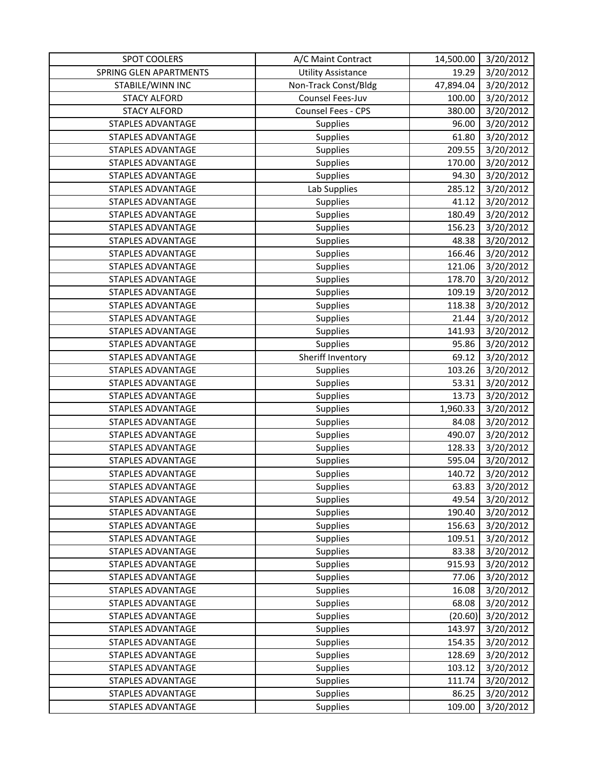| | | | |
|---|---|---|---|
| SPOT COOLERS | A/C Maint Contract | 14,500.00 | 3/20/2012 |
| SPRING GLEN APARTMENTS | Utility Assistance | 19.29 | 3/20/2012 |
| STABILE/WINN INC | Non-Track Const/Bldg | 47,894.04 | 3/20/2012 |
| STACY ALFORD | Counsel Fees-Juv | 100.00 | 3/20/2012 |
| STACY ALFORD | Counsel Fees - CPS | 380.00 | 3/20/2012 |
| STAPLES ADVANTAGE | Supplies | 96.00 | 3/20/2012 |
| STAPLES ADVANTAGE | Supplies | 61.80 | 3/20/2012 |
| STAPLES ADVANTAGE | Supplies | 209.55 | 3/20/2012 |
| STAPLES ADVANTAGE | Supplies | 170.00 | 3/20/2012 |
| STAPLES ADVANTAGE | Supplies | 94.30 | 3/20/2012 |
| STAPLES ADVANTAGE | Lab Supplies | 285.12 | 3/20/2012 |
| STAPLES ADVANTAGE | Supplies | 41.12 | 3/20/2012 |
| STAPLES ADVANTAGE | Supplies | 180.49 | 3/20/2012 |
| STAPLES ADVANTAGE | Supplies | 156.23 | 3/20/2012 |
| STAPLES ADVANTAGE | Supplies | 48.38 | 3/20/2012 |
| STAPLES ADVANTAGE | Supplies | 166.46 | 3/20/2012 |
| STAPLES ADVANTAGE | Supplies | 121.06 | 3/20/2012 |
| STAPLES ADVANTAGE | Supplies | 178.70 | 3/20/2012 |
| STAPLES ADVANTAGE | Supplies | 109.19 | 3/20/2012 |
| STAPLES ADVANTAGE | Supplies | 118.38 | 3/20/2012 |
| STAPLES ADVANTAGE | Supplies | 21.44 | 3/20/2012 |
| STAPLES ADVANTAGE | Supplies | 141.93 | 3/20/2012 |
| STAPLES ADVANTAGE | Supplies | 95.86 | 3/20/2012 |
| STAPLES ADVANTAGE | Sheriff Inventory | 69.12 | 3/20/2012 |
| STAPLES ADVANTAGE | Supplies | 103.26 | 3/20/2012 |
| STAPLES ADVANTAGE | Supplies | 53.31 | 3/20/2012 |
| STAPLES ADVANTAGE | Supplies | 13.73 | 3/20/2012 |
| STAPLES ADVANTAGE | Supplies | 1,960.33 | 3/20/2012 |
| STAPLES ADVANTAGE | Supplies | 84.08 | 3/20/2012 |
| STAPLES ADVANTAGE | Supplies | 490.07 | 3/20/2012 |
| STAPLES ADVANTAGE | Supplies | 128.33 | 3/20/2012 |
| STAPLES ADVANTAGE | Supplies | 595.04 | 3/20/2012 |
| STAPLES ADVANTAGE | Supplies | 140.72 | 3/20/2012 |
| STAPLES ADVANTAGE | Supplies | 63.83 | 3/20/2012 |
| STAPLES ADVANTAGE | Supplies | 49.54 | 3/20/2012 |
| STAPLES ADVANTAGE | Supplies | 190.40 | 3/20/2012 |
| STAPLES ADVANTAGE | Supplies | 156.63 | 3/20/2012 |
| STAPLES ADVANTAGE | Supplies | 109.51 | 3/20/2012 |
| STAPLES ADVANTAGE | Supplies | 83.38 | 3/20/2012 |
| STAPLES ADVANTAGE | Supplies | 915.93 | 3/20/2012 |
| STAPLES ADVANTAGE | Supplies | 77.06 | 3/20/2012 |
| STAPLES ADVANTAGE | Supplies | 16.08 | 3/20/2012 |
| STAPLES ADVANTAGE | Supplies | 68.08 | 3/20/2012 |
| STAPLES ADVANTAGE | Supplies | (20.60) | 3/20/2012 |
| STAPLES ADVANTAGE | Supplies | 143.97 | 3/20/2012 |
| STAPLES ADVANTAGE | Supplies | 154.35 | 3/20/2012 |
| STAPLES ADVANTAGE | Supplies | 128.69 | 3/20/2012 |
| STAPLES ADVANTAGE | Supplies | 103.12 | 3/20/2012 |
| STAPLES ADVANTAGE | Supplies | 111.74 | 3/20/2012 |
| STAPLES ADVANTAGE | Supplies | 86.25 | 3/20/2012 |
| STAPLES ADVANTAGE | Supplies | 109.00 | 3/20/2012 |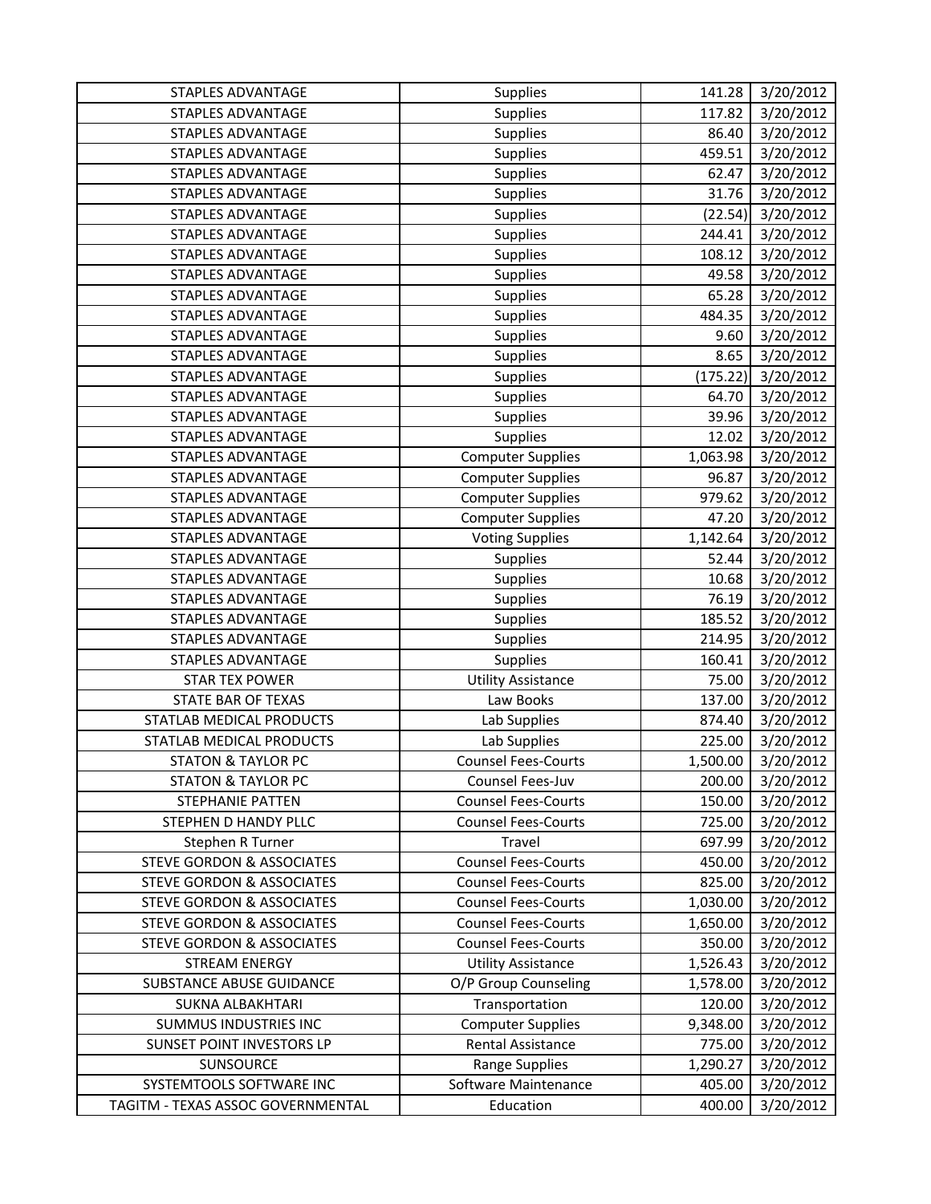| STAPLES ADVANTAGE | Supplies | 141.28 | 3/20/2012 |
|---|---|---|---|
| STAPLES ADVANTAGE | Supplies | 117.82 | 3/20/2012 |
| STAPLES ADVANTAGE | Supplies | 86.40 | 3/20/2012 |
| STAPLES ADVANTAGE | Supplies | 459.51 | 3/20/2012 |
| STAPLES ADVANTAGE | Supplies | 62.47 | 3/20/2012 |
| STAPLES ADVANTAGE | Supplies | 31.76 | 3/20/2012 |
| STAPLES ADVANTAGE | Supplies | (22.54) | 3/20/2012 |
| STAPLES ADVANTAGE | Supplies | 244.41 | 3/20/2012 |
| STAPLES ADVANTAGE | Supplies | 108.12 | 3/20/2012 |
| STAPLES ADVANTAGE | Supplies | 49.58 | 3/20/2012 |
| STAPLES ADVANTAGE | Supplies | 65.28 | 3/20/2012 |
| STAPLES ADVANTAGE | Supplies | 484.35 | 3/20/2012 |
| STAPLES ADVANTAGE | Supplies | 9.60 | 3/20/2012 |
| STAPLES ADVANTAGE | Supplies | 8.65 | 3/20/2012 |
| STAPLES ADVANTAGE | Supplies | (175.22) | 3/20/2012 |
| STAPLES ADVANTAGE | Supplies | 64.70 | 3/20/2012 |
| STAPLES ADVANTAGE | Supplies | 39.96 | 3/20/2012 |
| STAPLES ADVANTAGE | Supplies | 12.02 | 3/20/2012 |
| STAPLES ADVANTAGE | Computer Supplies | 1,063.98 | 3/20/2012 |
| STAPLES ADVANTAGE | Computer Supplies | 96.87 | 3/20/2012 |
| STAPLES ADVANTAGE | Computer Supplies | 979.62 | 3/20/2012 |
| STAPLES ADVANTAGE | Computer Supplies | 47.20 | 3/20/2012 |
| STAPLES ADVANTAGE | Voting Supplies | 1,142.64 | 3/20/2012 |
| STAPLES ADVANTAGE | Supplies | 52.44 | 3/20/2012 |
| STAPLES ADVANTAGE | Supplies | 10.68 | 3/20/2012 |
| STAPLES ADVANTAGE | Supplies | 76.19 | 3/20/2012 |
| STAPLES ADVANTAGE | Supplies | 185.52 | 3/20/2012 |
| STAPLES ADVANTAGE | Supplies | 214.95 | 3/20/2012 |
| STAPLES ADVANTAGE | Supplies | 160.41 | 3/20/2012 |
| STAR TEX POWER | Utility Assistance | 75.00 | 3/20/2012 |
| STATE BAR OF TEXAS | Law Books | 137.00 | 3/20/2012 |
| STATLAB MEDICAL PRODUCTS | Lab Supplies | 874.40 | 3/20/2012 |
| STATLAB MEDICAL PRODUCTS | Lab Supplies | 225.00 | 3/20/2012 |
| STATON & TAYLOR PC | Counsel Fees-Courts | 1,500.00 | 3/20/2012 |
| STATON & TAYLOR PC | Counsel Fees-Juv | 200.00 | 3/20/2012 |
| STEPHANIE PATTEN | Counsel Fees-Courts | 150.00 | 3/20/2012 |
| STEPHEN D HANDY PLLC | Counsel Fees-Courts | 725.00 | 3/20/2012 |
| Stephen R Turner | Travel | 697.99 | 3/20/2012 |
| STEVE GORDON & ASSOCIATES | Counsel Fees-Courts | 450.00 | 3/20/2012 |
| STEVE GORDON & ASSOCIATES | Counsel Fees-Courts | 825.00 | 3/20/2012 |
| STEVE GORDON & ASSOCIATES | Counsel Fees-Courts | 1,030.00 | 3/20/2012 |
| STEVE GORDON & ASSOCIATES | Counsel Fees-Courts | 1,650.00 | 3/20/2012 |
| STEVE GORDON & ASSOCIATES | Counsel Fees-Courts | 350.00 | 3/20/2012 |
| STREAM ENERGY | Utility Assistance | 1,526.43 | 3/20/2012 |
| SUBSTANCE ABUSE GUIDANCE | O/P Group Counseling | 1,578.00 | 3/20/2012 |
| SUKNA ALBAKHTARI | Transportation | 120.00 | 3/20/2012 |
| SUMMUS INDUSTRIES INC | Computer Supplies | 9,348.00 | 3/20/2012 |
| SUNSET POINT INVESTORS LP | Rental Assistance | 775.00 | 3/20/2012 |
| SUNSOURCE | Range Supplies | 1,290.27 | 3/20/2012 |
| SYSTEMTOOLS SOFTWARE INC | Software Maintenance | 405.00 | 3/20/2012 |
| TAGITM - TEXAS ASSOC GOVERNMENTAL | Education | 400.00 | 3/20/2012 |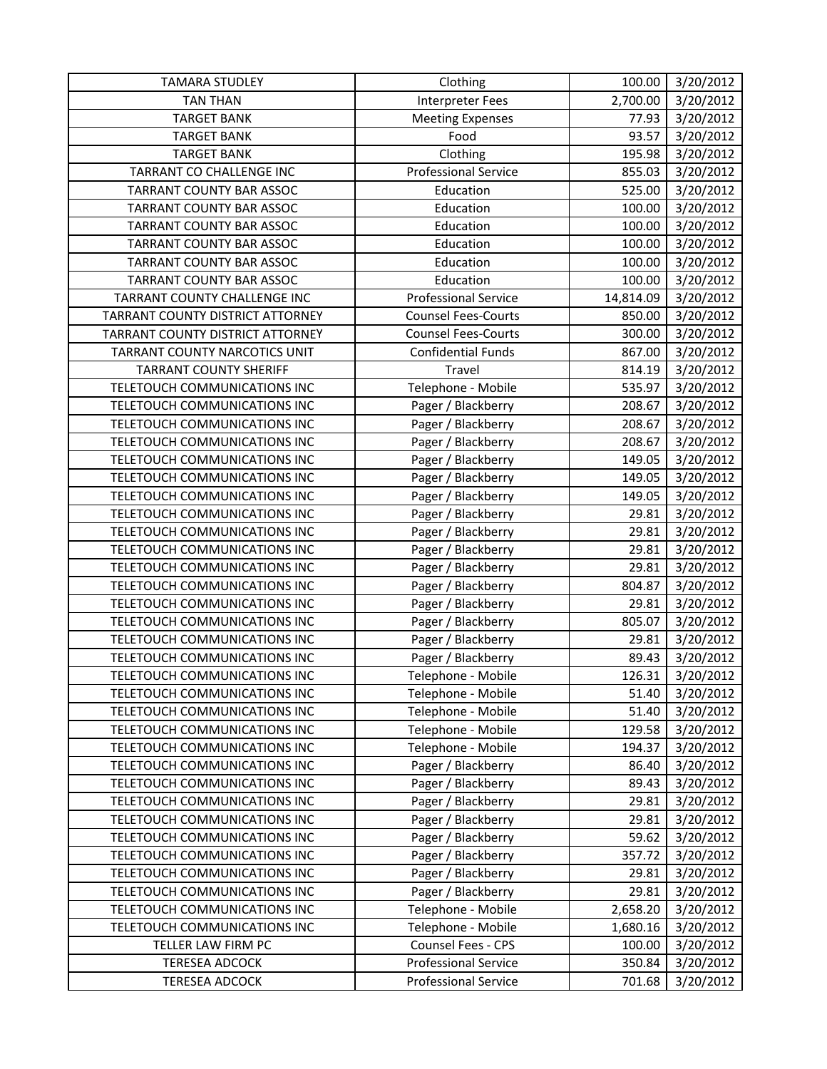| TAMARA STUDLEY | Clothing | 100.00 | 3/20/2012 |
|---|---|---|---|
| TAN THAN | Interpreter Fees | 2,700.00 | 3/20/2012 |
| TARGET BANK | Meeting Expenses | 77.93 | 3/20/2012 |
| TARGET BANK | Food | 93.57 | 3/20/2012 |
| TARGET BANK | Clothing | 195.98 | 3/20/2012 |
| TARRANT CO CHALLENGE INC | Professional Service | 855.03 | 3/20/2012 |
| TARRANT COUNTY BAR ASSOC | Education | 525.00 | 3/20/2012 |
| TARRANT COUNTY BAR ASSOC | Education | 100.00 | 3/20/2012 |
| TARRANT COUNTY BAR ASSOC | Education | 100.00 | 3/20/2012 |
| TARRANT COUNTY BAR ASSOC | Education | 100.00 | 3/20/2012 |
| TARRANT COUNTY BAR ASSOC | Education | 100.00 | 3/20/2012 |
| TARRANT COUNTY BAR ASSOC | Education | 100.00 | 3/20/2012 |
| TARRANT COUNTY CHALLENGE INC | Professional Service | 14,814.09 | 3/20/2012 |
| TARRANT COUNTY DISTRICT ATTORNEY | Counsel Fees-Courts | 850.00 | 3/20/2012 |
| TARRANT COUNTY DISTRICT ATTORNEY | Counsel Fees-Courts | 300.00 | 3/20/2012 |
| TARRANT COUNTY NARCOTICS UNIT | Confidential Funds | 867.00 | 3/20/2012 |
| TARRANT COUNTY SHERIFF | Travel | 814.19 | 3/20/2012 |
| TELETOUCH COMMUNICATIONS INC | Telephone - Mobile | 535.97 | 3/20/2012 |
| TELETOUCH COMMUNICATIONS INC | Pager / Blackberry | 208.67 | 3/20/2012 |
| TELETOUCH COMMUNICATIONS INC | Pager / Blackberry | 208.67 | 3/20/2012 |
| TELETOUCH COMMUNICATIONS INC | Pager / Blackberry | 208.67 | 3/20/2012 |
| TELETOUCH COMMUNICATIONS INC | Pager / Blackberry | 149.05 | 3/20/2012 |
| TELETOUCH COMMUNICATIONS INC | Pager / Blackberry | 149.05 | 3/20/2012 |
| TELETOUCH COMMUNICATIONS INC | Pager / Blackberry | 149.05 | 3/20/2012 |
| TELETOUCH COMMUNICATIONS INC | Pager / Blackberry | 29.81 | 3/20/2012 |
| TELETOUCH COMMUNICATIONS INC | Pager / Blackberry | 29.81 | 3/20/2012 |
| TELETOUCH COMMUNICATIONS INC | Pager / Blackberry | 29.81 | 3/20/2012 |
| TELETOUCH COMMUNICATIONS INC | Pager / Blackberry | 29.81 | 3/20/2012 |
| TELETOUCH COMMUNICATIONS INC | Pager / Blackberry | 804.87 | 3/20/2012 |
| TELETOUCH COMMUNICATIONS INC | Pager / Blackberry | 29.81 | 3/20/2012 |
| TELETOUCH COMMUNICATIONS INC | Pager / Blackberry | 805.07 | 3/20/2012 |
| TELETOUCH COMMUNICATIONS INC | Pager / Blackberry | 29.81 | 3/20/2012 |
| TELETOUCH COMMUNICATIONS INC | Pager / Blackberry | 89.43 | 3/20/2012 |
| TELETOUCH COMMUNICATIONS INC | Telephone - Mobile | 126.31 | 3/20/2012 |
| TELETOUCH COMMUNICATIONS INC | Telephone - Mobile | 51.40 | 3/20/2012 |
| TELETOUCH COMMUNICATIONS INC | Telephone - Mobile | 51.40 | 3/20/2012 |
| TELETOUCH COMMUNICATIONS INC | Telephone - Mobile | 129.58 | 3/20/2012 |
| TELETOUCH COMMUNICATIONS INC | Telephone - Mobile | 194.37 | 3/20/2012 |
| TELETOUCH COMMUNICATIONS INC | Pager / Blackberry | 86.40 | 3/20/2012 |
| TELETOUCH COMMUNICATIONS INC | Pager / Blackberry | 89.43 | 3/20/2012 |
| TELETOUCH COMMUNICATIONS INC | Pager / Blackberry | 29.81 | 3/20/2012 |
| TELETOUCH COMMUNICATIONS INC | Pager / Blackberry | 29.81 | 3/20/2012 |
| TELETOUCH COMMUNICATIONS INC | Pager / Blackberry | 59.62 | 3/20/2012 |
| TELETOUCH COMMUNICATIONS INC | Pager / Blackberry | 357.72 | 3/20/2012 |
| TELETOUCH COMMUNICATIONS INC | Pager / Blackberry | 29.81 | 3/20/2012 |
| TELETOUCH COMMUNICATIONS INC | Pager / Blackberry | 29.81 | 3/20/2012 |
| TELETOUCH COMMUNICATIONS INC | Telephone - Mobile | 2,658.20 | 3/20/2012 |
| TELETOUCH COMMUNICATIONS INC | Telephone - Mobile | 1,680.16 | 3/20/2012 |
| TELLER LAW FIRM PC | Counsel Fees - CPS | 100.00 | 3/20/2012 |
| TERESEA ADCOCK | Professional Service | 350.84 | 3/20/2012 |
| TERESEA ADCOCK | Professional Service | 701.68 | 3/20/2012 |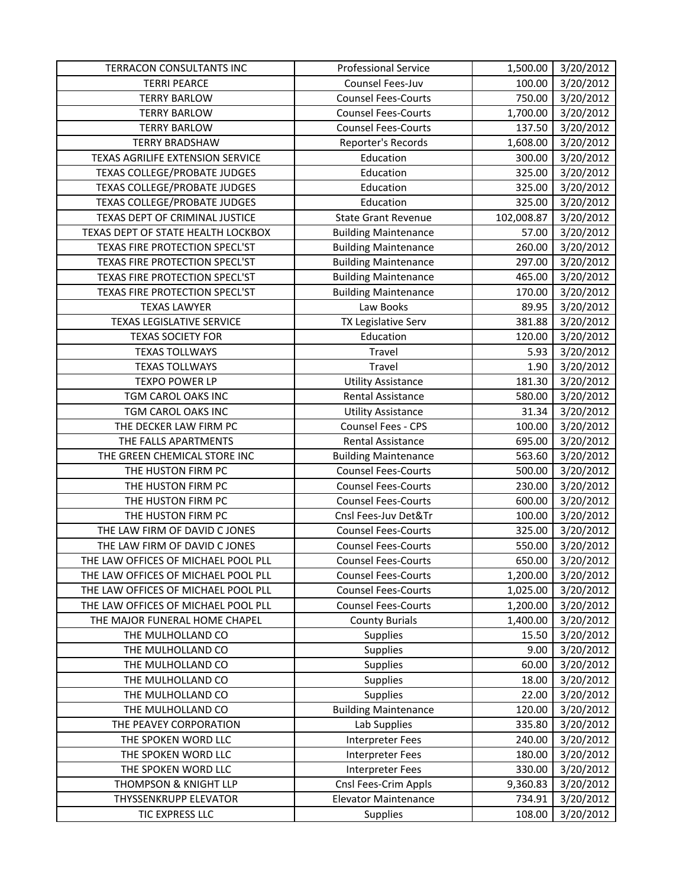| TERRACON CONSULTANTS INC | Professional Service | 1,500.00 | 3/20/2012 |
|---|---|---|---|
| TERRI PEARCE | Counsel Fees-Juv | 100.00 | 3/20/2012 |
| TERRY BARLOW | Counsel Fees-Courts | 750.00 | 3/20/2012 |
| TERRY BARLOW | Counsel Fees-Courts | 1,700.00 | 3/20/2012 |
| TERRY BARLOW | Counsel Fees-Courts | 137.50 | 3/20/2012 |
| TERRY BRADSHAW | Reporter's Records | 1,608.00 | 3/20/2012 |
| TEXAS AGRILIFE EXTENSION SERVICE | Education | 300.00 | 3/20/2012 |
| TEXAS COLLEGE/PROBATE JUDGES | Education | 325.00 | 3/20/2012 |
| TEXAS COLLEGE/PROBATE JUDGES | Education | 325.00 | 3/20/2012 |
| TEXAS COLLEGE/PROBATE JUDGES | Education | 325.00 | 3/20/2012 |
| TEXAS DEPT OF CRIMINAL JUSTICE | State Grant Revenue | 102,008.87 | 3/20/2012 |
| TEXAS DEPT OF STATE HEALTH LOCKBOX | Building Maintenance | 57.00 | 3/20/2012 |
| TEXAS FIRE PROTECTION SPECL'ST | Building Maintenance | 260.00 | 3/20/2012 |
| TEXAS FIRE PROTECTION SPECL'ST | Building Maintenance | 297.00 | 3/20/2012 |
| TEXAS FIRE PROTECTION SPECL'ST | Building Maintenance | 465.00 | 3/20/2012 |
| TEXAS FIRE PROTECTION SPECL'ST | Building Maintenance | 170.00 | 3/20/2012 |
| TEXAS LAWYER | Law Books | 89.95 | 3/20/2012 |
| TEXAS LEGISLATIVE SERVICE | TX Legislative Serv | 381.88 | 3/20/2012 |
| TEXAS SOCIETY FOR | Education | 120.00 | 3/20/2012 |
| TEXAS TOLLWAYS | Travel | 5.93 | 3/20/2012 |
| TEXAS TOLLWAYS | Travel | 1.90 | 3/20/2012 |
| TEXPO POWER LP | Utility Assistance | 181.30 | 3/20/2012 |
| TGM CAROL OAKS INC | Rental Assistance | 580.00 | 3/20/2012 |
| TGM CAROL OAKS INC | Utility Assistance | 31.34 | 3/20/2012 |
| THE DECKER LAW FIRM PC | Counsel Fees - CPS | 100.00 | 3/20/2012 |
| THE FALLS APARTMENTS | Rental Assistance | 695.00 | 3/20/2012 |
| THE GREEN CHEMICAL STORE INC | Building Maintenance | 563.60 | 3/20/2012 |
| THE HUSTON FIRM PC | Counsel Fees-Courts | 500.00 | 3/20/2012 |
| THE HUSTON FIRM PC | Counsel Fees-Courts | 230.00 | 3/20/2012 |
| THE HUSTON FIRM PC | Counsel Fees-Courts | 600.00 | 3/20/2012 |
| THE HUSTON FIRM PC | Cnsl Fees-Juv Det&Tr | 100.00 | 3/20/2012 |
| THE LAW FIRM OF DAVID C JONES | Counsel Fees-Courts | 325.00 | 3/20/2012 |
| THE LAW FIRM OF DAVID C JONES | Counsel Fees-Courts | 550.00 | 3/20/2012 |
| THE LAW OFFICES OF MICHAEL POOL PLL | Counsel Fees-Courts | 650.00 | 3/20/2012 |
| THE LAW OFFICES OF MICHAEL POOL PLL | Counsel Fees-Courts | 1,200.00 | 3/20/2012 |
| THE LAW OFFICES OF MICHAEL POOL PLL | Counsel Fees-Courts | 1,025.00 | 3/20/2012 |
| THE LAW OFFICES OF MICHAEL POOL PLL | Counsel Fees-Courts | 1,200.00 | 3/20/2012 |
| THE MAJOR FUNERAL HOME CHAPEL | County Burials | 1,400.00 | 3/20/2012 |
| THE MULHOLLAND CO | Supplies | 15.50 | 3/20/2012 |
| THE MULHOLLAND CO | Supplies | 9.00 | 3/20/2012 |
| THE MULHOLLAND CO | Supplies | 60.00 | 3/20/2012 |
| THE MULHOLLAND CO | Supplies | 18.00 | 3/20/2012 |
| THE MULHOLLAND CO | Supplies | 22.00 | 3/20/2012 |
| THE MULHOLLAND CO | Building Maintenance | 120.00 | 3/20/2012 |
| THE PEAVEY CORPORATION | Lab Supplies | 335.80 | 3/20/2012 |
| THE SPOKEN WORD LLC | Interpreter Fees | 240.00 | 3/20/2012 |
| THE SPOKEN WORD LLC | Interpreter Fees | 180.00 | 3/20/2012 |
| THE SPOKEN WORD LLC | Interpreter Fees | 330.00 | 3/20/2012 |
| THOMPSON & KNIGHT LLP | Cnsl Fees-Crim Appls | 9,360.83 | 3/20/2012 |
| THYSSENKRUPP ELEVATOR | Elevator Maintenance | 734.91 | 3/20/2012 |
| TIC EXPRESS LLC | Supplies | 108.00 | 3/20/2012 |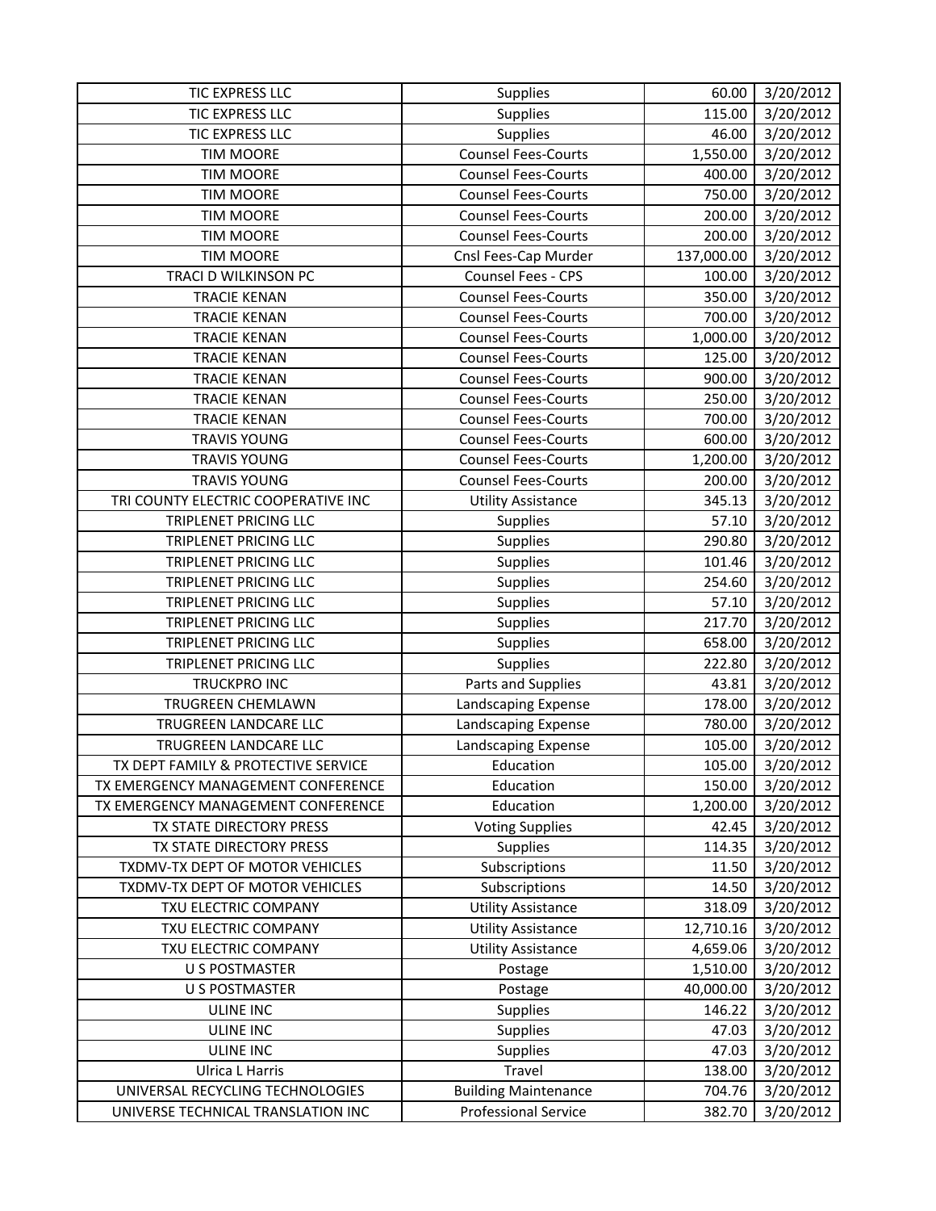| TIC EXPRESS LLC | Supplies | 60.00 | 3/20/2012 |
|---|---|---|---|
| TIC EXPRESS LLC | Supplies | 115.00 | 3/20/2012 |
| TIC EXPRESS LLC | Supplies | 46.00 | 3/20/2012 |
| TIM MOORE | Counsel Fees-Courts | 1,550.00 | 3/20/2012 |
| TIM MOORE | Counsel Fees-Courts | 400.00 | 3/20/2012 |
| TIM MOORE | Counsel Fees-Courts | 750.00 | 3/20/2012 |
| TIM MOORE | Counsel Fees-Courts | 200.00 | 3/20/2012 |
| TIM MOORE | Counsel Fees-Courts | 200.00 | 3/20/2012 |
| TIM MOORE | Cnsl Fees-Cap Murder | 137,000.00 | 3/20/2012 |
| TRACI D WILKINSON PC | Counsel Fees - CPS | 100.00 | 3/20/2012 |
| TRACIE KENAN | Counsel Fees-Courts | 350.00 | 3/20/2012 |
| TRACIE KENAN | Counsel Fees-Courts | 700.00 | 3/20/2012 |
| TRACIE KENAN | Counsel Fees-Courts | 1,000.00 | 3/20/2012 |
| TRACIE KENAN | Counsel Fees-Courts | 125.00 | 3/20/2012 |
| TRACIE KENAN | Counsel Fees-Courts | 900.00 | 3/20/2012 |
| TRACIE KENAN | Counsel Fees-Courts | 250.00 | 3/20/2012 |
| TRACIE KENAN | Counsel Fees-Courts | 700.00 | 3/20/2012 |
| TRAVIS YOUNG | Counsel Fees-Courts | 600.00 | 3/20/2012 |
| TRAVIS YOUNG | Counsel Fees-Courts | 1,200.00 | 3/20/2012 |
| TRAVIS YOUNG | Counsel Fees-Courts | 200.00 | 3/20/2012 |
| TRI COUNTY ELECTRIC COOPERATIVE INC | Utility Assistance | 345.13 | 3/20/2012 |
| TRIPLENET PRICING LLC | Supplies | 57.10 | 3/20/2012 |
| TRIPLENET PRICING LLC | Supplies | 290.80 | 3/20/2012 |
| TRIPLENET PRICING LLC | Supplies | 101.46 | 3/20/2012 |
| TRIPLENET PRICING LLC | Supplies | 254.60 | 3/20/2012 |
| TRIPLENET PRICING LLC | Supplies | 57.10 | 3/20/2012 |
| TRIPLENET PRICING LLC | Supplies | 217.70 | 3/20/2012 |
| TRIPLENET PRICING LLC | Supplies | 658.00 | 3/20/2012 |
| TRIPLENET PRICING LLC | Supplies | 222.80 | 3/20/2012 |
| TRUCKPRO INC | Parts and Supplies | 43.81 | 3/20/2012 |
| TRUGREEN CHEMLAWN | Landscaping Expense | 178.00 | 3/20/2012 |
| TRUGREEN LANDCARE LLC | Landscaping Expense | 780.00 | 3/20/2012 |
| TRUGREEN LANDCARE LLC | Landscaping Expense | 105.00 | 3/20/2012 |
| TX DEPT FAMILY & PROTECTIVE SERVICE | Education | 105.00 | 3/20/2012 |
| TX EMERGENCY MANAGEMENT CONFERENCE | Education | 150.00 | 3/20/2012 |
| TX EMERGENCY MANAGEMENT CONFERENCE | Education | 1,200.00 | 3/20/2012 |
| TX STATE DIRECTORY PRESS | Voting Supplies | 42.45 | 3/20/2012 |
| TX STATE DIRECTORY PRESS | Supplies | 114.35 | 3/20/2012 |
| TXDMV-TX DEPT OF MOTOR VEHICLES | Subscriptions | 11.50 | 3/20/2012 |
| TXDMV-TX DEPT OF MOTOR VEHICLES | Subscriptions | 14.50 | 3/20/2012 |
| TXU ELECTRIC COMPANY | Utility Assistance | 318.09 | 3/20/2012 |
| TXU ELECTRIC COMPANY | Utility Assistance | 12,710.16 | 3/20/2012 |
| TXU ELECTRIC COMPANY | Utility Assistance | 4,659.06 | 3/20/2012 |
| U S POSTMASTER | Postage | 1,510.00 | 3/20/2012 |
| U S POSTMASTER | Postage | 40,000.00 | 3/20/2012 |
| ULINE INC | Supplies | 146.22 | 3/20/2012 |
| ULINE INC | Supplies | 47.03 | 3/20/2012 |
| ULINE INC | Supplies | 47.03 | 3/20/2012 |
| Ulrica L Harris | Travel | 138.00 | 3/20/2012 |
| UNIVERSAL RECYCLING TECHNOLOGIES | Building Maintenance | 704.76 | 3/20/2012 |
| UNIVERSE TECHNICAL TRANSLATION INC | Professional Service | 382.70 | 3/20/2012 |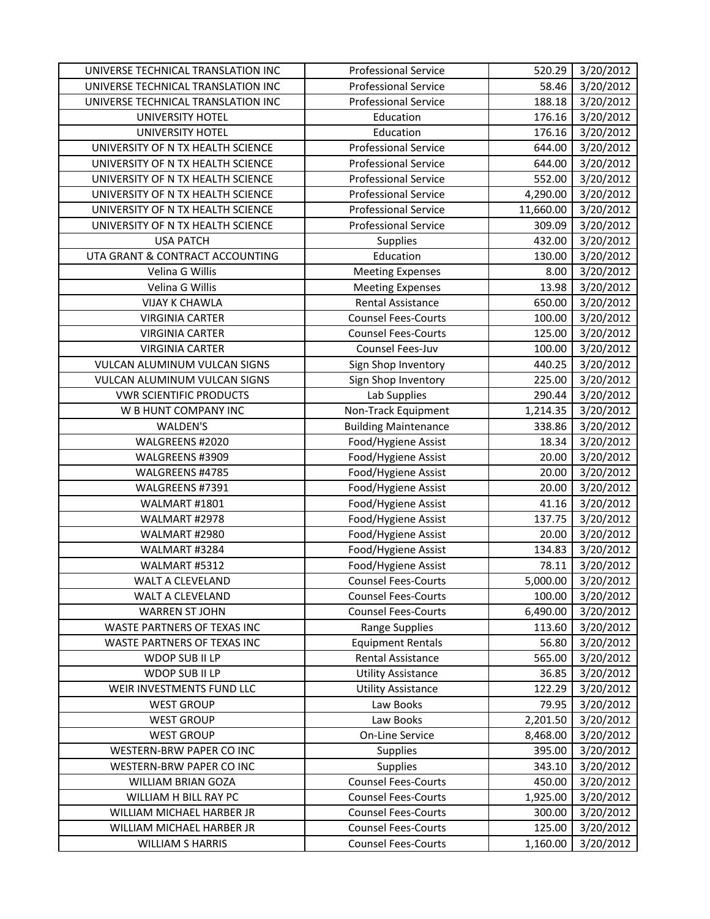| | | | |
|---|---|---|---|
| UNIVERSE TECHNICAL TRANSLATION INC | Professional Service | 520.29 | 3/20/2012 |
| UNIVERSE TECHNICAL TRANSLATION INC | Professional Service | 58.46 | 3/20/2012 |
| UNIVERSE TECHNICAL TRANSLATION INC | Professional Service | 188.18 | 3/20/2012 |
| UNIVERSITY HOTEL | Education | 176.16 | 3/20/2012 |
| UNIVERSITY HOTEL | Education | 176.16 | 3/20/2012 |
| UNIVERSITY OF N TX HEALTH SCIENCE | Professional Service | 644.00 | 3/20/2012 |
| UNIVERSITY OF N TX HEALTH SCIENCE | Professional Service | 644.00 | 3/20/2012 |
| UNIVERSITY OF N TX HEALTH SCIENCE | Professional Service | 552.00 | 3/20/2012 |
| UNIVERSITY OF N TX HEALTH SCIENCE | Professional Service | 4,290.00 | 3/20/2012 |
| UNIVERSITY OF N TX HEALTH SCIENCE | Professional Service | 11,660.00 | 3/20/2012 |
| UNIVERSITY OF N TX HEALTH SCIENCE | Professional Service | 309.09 | 3/20/2012 |
| USA PATCH | Supplies | 432.00 | 3/20/2012 |
| UTA GRANT & CONTRACT ACCOUNTING | Education | 130.00 | 3/20/2012 |
| Velina G Willis | Meeting Expenses | 8.00 | 3/20/2012 |
| Velina G Willis | Meeting Expenses | 13.98 | 3/20/2012 |
| VIJAY K CHAWLA | Rental Assistance | 650.00 | 3/20/2012 |
| VIRGINIA CARTER | Counsel Fees-Courts | 100.00 | 3/20/2012 |
| VIRGINIA CARTER | Counsel Fees-Courts | 125.00 | 3/20/2012 |
| VIRGINIA CARTER | Counsel Fees-Juv | 100.00 | 3/20/2012 |
| VULCAN ALUMINUM VULCAN SIGNS | Sign Shop Inventory | 440.25 | 3/20/2012 |
| VULCAN ALUMINUM VULCAN SIGNS | Sign Shop Inventory | 225.00 | 3/20/2012 |
| VWR SCIENTIFIC PRODUCTS | Lab Supplies | 290.44 | 3/20/2012 |
| W B HUNT COMPANY INC | Non-Track Equipment | 1,214.35 | 3/20/2012 |
| WALDEN'S | Building Maintenance | 338.86 | 3/20/2012 |
| WALGREENS #2020 | Food/Hygiene Assist | 18.34 | 3/20/2012 |
| WALGREENS #3909 | Food/Hygiene Assist | 20.00 | 3/20/2012 |
| WALGREENS #4785 | Food/Hygiene Assist | 20.00 | 3/20/2012 |
| WALGREENS #7391 | Food/Hygiene Assist | 20.00 | 3/20/2012 |
| WALMART #1801 | Food/Hygiene Assist | 41.16 | 3/20/2012 |
| WALMART #2978 | Food/Hygiene Assist | 137.75 | 3/20/2012 |
| WALMART #2980 | Food/Hygiene Assist | 20.00 | 3/20/2012 |
| WALMART #3284 | Food/Hygiene Assist | 134.83 | 3/20/2012 |
| WALMART #5312 | Food/Hygiene Assist | 78.11 | 3/20/2012 |
| WALT A CLEVELAND | Counsel Fees-Courts | 5,000.00 | 3/20/2012 |
| WALT A CLEVELAND | Counsel Fees-Courts | 100.00 | 3/20/2012 |
| WARREN ST JOHN | Counsel Fees-Courts | 6,490.00 | 3/20/2012 |
| WASTE PARTNERS OF TEXAS INC | Range Supplies | 113.60 | 3/20/2012 |
| WASTE PARTNERS OF TEXAS INC | Equipment Rentals | 56.80 | 3/20/2012 |
| WDOP SUB II LP | Rental Assistance | 565.00 | 3/20/2012 |
| WDOP SUB II LP | Utility Assistance | 36.85 | 3/20/2012 |
| WEIR INVESTMENTS FUND LLC | Utility Assistance | 122.29 | 3/20/2012 |
| WEST GROUP | Law Books | 79.95 | 3/20/2012 |
| WEST GROUP | Law Books | 2,201.50 | 3/20/2012 |
| WEST GROUP | On-Line Service | 8,468.00 | 3/20/2012 |
| WESTERN-BRW PAPER CO INC | Supplies | 395.00 | 3/20/2012 |
| WESTERN-BRW PAPER CO INC | Supplies | 343.10 | 3/20/2012 |
| WILLIAM BRIAN GOZA | Counsel Fees-Courts | 450.00 | 3/20/2012 |
| WILLIAM H BILL RAY PC | Counsel Fees-Courts | 1,925.00 | 3/20/2012 |
| WILLIAM MICHAEL HARBER JR | Counsel Fees-Courts | 300.00 | 3/20/2012 |
| WILLIAM MICHAEL HARBER JR | Counsel Fees-Courts | 125.00 | 3/20/2012 |
| WILLIAM S HARRIS | Counsel Fees-Courts | 1,160.00 | 3/20/2012 |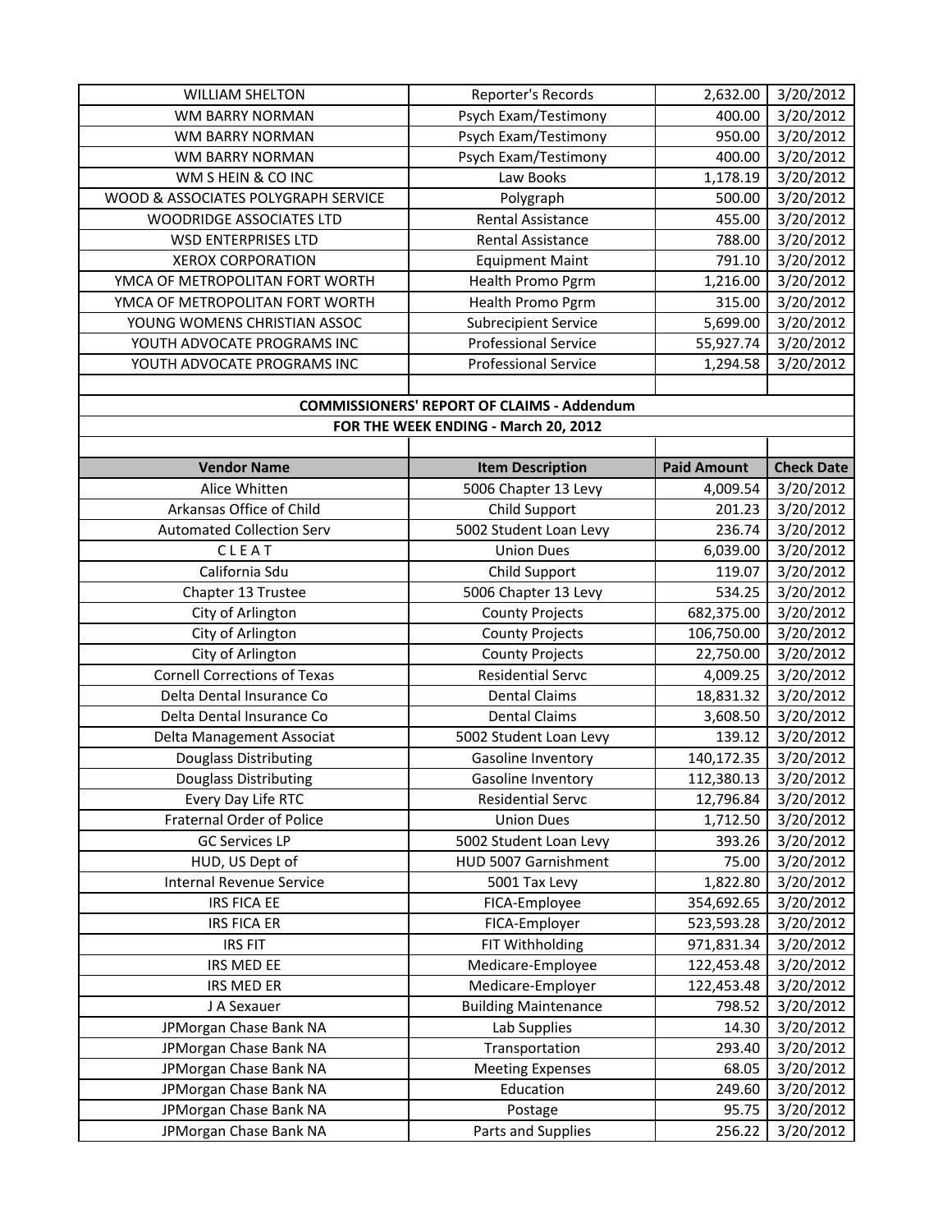| | | | |
|---|---|---|---|
| WILLIAM SHELTON | Reporter's Records | 2,632.00 | 3/20/2012 |
| WM BARRY NORMAN | Psych Exam/Testimony | 400.00 | 3/20/2012 |
| WM BARRY NORMAN | Psych Exam/Testimony | 950.00 | 3/20/2012 |
| WM BARRY NORMAN | Psych Exam/Testimony | 400.00 | 3/20/2012 |
| WM S HEIN & CO INC | Law Books | 1,178.19 | 3/20/2012 |
| WOOD & ASSOCIATES POLYGRAPH SERVICE | Polygraph | 500.00 | 3/20/2012 |
| WOODRIDGE ASSOCIATES LTD | Rental Assistance | 455.00 | 3/20/2012 |
| WSD ENTERPRISES LTD | Rental Assistance | 788.00 | 3/20/2012 |
| XEROX CORPORATION | Equipment Maint | 791.10 | 3/20/2012 |
| YMCA OF METROPOLITAN FORT WORTH | Health Promo Pgrm | 1,216.00 | 3/20/2012 |
| YMCA OF METROPOLITAN FORT WORTH | Health Promo Pgrm | 315.00 | 3/20/2012 |
| YOUNG WOMENS CHRISTIAN ASSOC | Subrecipient Service | 5,699.00 | 3/20/2012 |
| YOUTH ADVOCATE PROGRAMS INC | Professional Service | 55,927.74 | 3/20/2012 |
| YOUTH ADVOCATE PROGRAMS INC | Professional Service | 1,294.58 | 3/20/2012 |

**COMMISSIONERS' REPORT OF CLAIMS - Addendum**

**FOR THE WEEK ENDING - March 20, 2012**

| Vendor Name | Item Description | Paid Amount | Check Date |
|---|---|---|---|
| Alice Whitten | 5006 Chapter 13 Levy | 4,009.54 | 3/20/2012 |
| Arkansas Office of Child | Child Support | 201.23 | 3/20/2012 |
| Automated Collection Serv | 5002 Student Loan Levy | 236.74 | 3/20/2012 |
| C L E A T | Union Dues | 6,039.00 | 3/20/2012 |
| California Sdu | Child Support | 119.07 | 3/20/2012 |
| Chapter 13 Trustee | 5006 Chapter 13 Levy | 534.25 | 3/20/2012 |
| City of Arlington | County Projects | 682,375.00 | 3/20/2012 |
| City of Arlington | County Projects | 106,750.00 | 3/20/2012 |
| City of Arlington | County Projects | 22,750.00 | 3/20/2012 |
| Cornell Corrections of Texas | Residential Servc | 4,009.25 | 3/20/2012 |
| Delta Dental Insurance Co | Dental Claims | 18,831.32 | 3/20/2012 |
| Delta Dental Insurance Co | Dental Claims | 3,608.50 | 3/20/2012 |
| Delta Management Associat | 5002 Student Loan Levy | 139.12 | 3/20/2012 |
| Douglass Distributing | Gasoline Inventory | 140,172.35 | 3/20/2012 |
| Douglass Distributing | Gasoline Inventory | 112,380.13 | 3/20/2012 |
| Every Day Life RTC | Residential Servc | 12,796.84 | 3/20/2012 |
| Fraternal Order of Police | Union Dues | 1,712.50 | 3/20/2012 |
| GC Services LP | 5002 Student Loan Levy | 393.26 | 3/20/2012 |
| HUD, US Dept of | HUD 5007 Garnishment | 75.00 | 3/20/2012 |
| Internal Revenue Service | 5001 Tax Levy | 1,822.80 | 3/20/2012 |
| IRS FICA EE | FICA-Employee | 354,692.65 | 3/20/2012 |
| IRS FICA ER | FICA-Employer | 523,593.28 | 3/20/2012 |
| IRS FIT | FIT Withholding | 971,831.34 | 3/20/2012 |
| IRS MED EE | Medicare-Employee | 122,453.48 | 3/20/2012 |
| IRS MED ER | Medicare-Employer | 122,453.48 | 3/20/2012 |
| J A Sexauer | Building Maintenance | 798.52 | 3/20/2012 |
| JPMorgan Chase Bank NA | Lab Supplies | 14.30 | 3/20/2012 |
| JPMorgan Chase Bank NA | Transportation | 293.40 | 3/20/2012 |
| JPMorgan Chase Bank NA | Meeting Expenses | 68.05 | 3/20/2012 |
| JPMorgan Chase Bank NA | Education | 249.60 | 3/20/2012 |
| JPMorgan Chase Bank NA | Postage | 95.75 | 3/20/2012 |
| JPMorgan Chase Bank NA | Parts and Supplies | 256.22 | 3/20/2012 |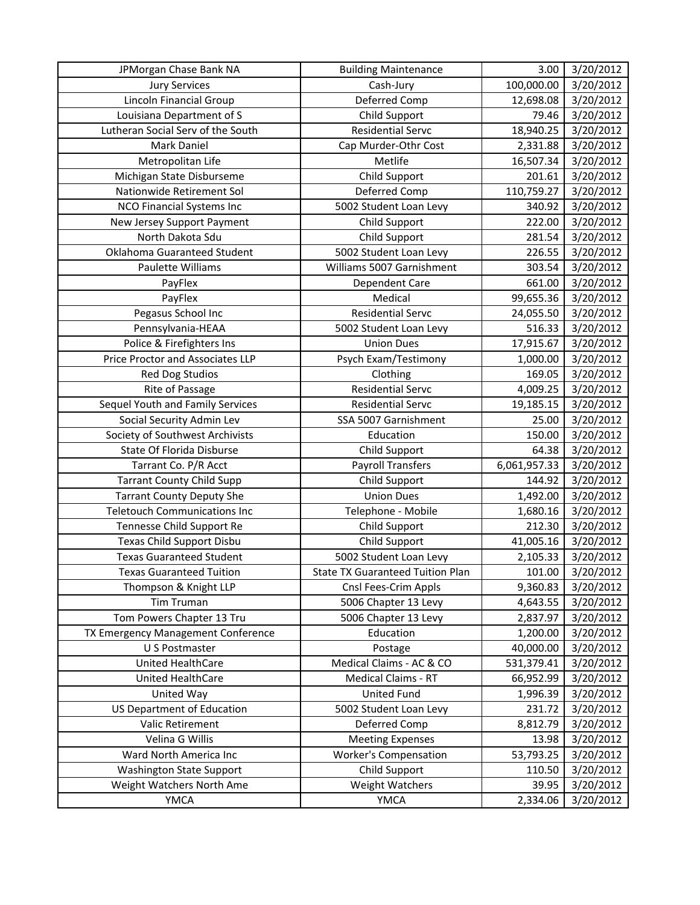| | | | |
|---|---|---|---|
| JPMorgan Chase Bank NA | Building Maintenance | 3.00 | 3/20/2012 |
| Jury Services | Cash-Jury | 100,000.00 | 3/20/2012 |
| Lincoln Financial Group | Deferred Comp | 12,698.08 | 3/20/2012 |
| Louisiana Department of S | Child Support | 79.46 | 3/20/2012 |
| Lutheran Social Serv of the South | Residential Servc | 18,940.25 | 3/20/2012 |
| Mark Daniel | Cap Murder-Othr Cost | 2,331.88 | 3/20/2012 |
| Metropolitan Life | Metlife | 16,507.34 | 3/20/2012 |
| Michigan State Disburseme | Child Support | 201.61 | 3/20/2012 |
| Nationwide Retirement Sol | Deferred Comp | 110,759.27 | 3/20/2012 |
| NCO Financial Systems Inc | 5002 Student Loan Levy | 340.92 | 3/20/2012 |
| New Jersey Support Payment | Child Support | 222.00 | 3/20/2012 |
| North Dakota Sdu | Child Support | 281.54 | 3/20/2012 |
| Oklahoma Guaranteed Student | 5002 Student Loan Levy | 226.55 | 3/20/2012 |
| Paulette Williams | Williams 5007 Garnishment | 303.54 | 3/20/2012 |
| PayFlex | Dependent Care | 661.00 | 3/20/2012 |
| PayFlex | Medical | 99,655.36 | 3/20/2012 |
| Pegasus School Inc | Residential Servc | 24,055.50 | 3/20/2012 |
| Pennsylvania-HEAA | 5002 Student Loan Levy | 516.33 | 3/20/2012 |
| Police & Firefighters Ins | Union Dues | 17,915.67 | 3/20/2012 |
| Price Proctor and Associates LLP | Psych Exam/Testimony | 1,000.00 | 3/20/2012 |
| Red Dog Studios | Clothing | 169.05 | 3/20/2012 |
| Rite of Passage | Residential Servc | 4,009.25 | 3/20/2012 |
| Sequel Youth and Family Services | Residential Servc | 19,185.15 | 3/20/2012 |
| Social Security Admin Lev | SSA 5007 Garnishment | 25.00 | 3/20/2012 |
| Society of Southwest Archivists | Education | 150.00 | 3/20/2012 |
| State Of Florida Disburse | Child Support | 64.38 | 3/20/2012 |
| Tarrant Co. P/R Acct | Payroll Transfers | 6,061,957.33 | 3/20/2012 |
| Tarrant County Child Supp | Child Support | 144.92 | 3/20/2012 |
| Tarrant County Deputy She | Union Dues | 1,492.00 | 3/20/2012 |
| Teletouch Communications Inc | Telephone - Mobile | 1,680.16 | 3/20/2012 |
| Tennesse Child Support Re | Child Support | 212.30 | 3/20/2012 |
| Texas Child Support Disbu | Child Support | 41,005.16 | 3/20/2012 |
| Texas Guaranteed Student | 5002 Student Loan Levy | 2,105.33 | 3/20/2012 |
| Texas Guaranteed Tuition | State TX Guaranteed Tuition Plan | 101.00 | 3/20/2012 |
| Thompson & Knight LLP | Cnsl Fees-Crim Appls | 9,360.83 | 3/20/2012 |
| Tim Truman | 5006 Chapter 13 Levy | 4,643.55 | 3/20/2012 |
| Tom Powers Chapter 13 Tru | 5006 Chapter 13 Levy | 2,837.97 | 3/20/2012 |
| TX Emergency Management Conference | Education | 1,200.00 | 3/20/2012 |
| U S Postmaster | Postage | 40,000.00 | 3/20/2012 |
| United HealthCare | Medical Claims - AC & CO | 531,379.41 | 3/20/2012 |
| United HealthCare | Medical Claims - RT | 66,952.99 | 3/20/2012 |
| United Way | United Fund | 1,996.39 | 3/20/2012 |
| US Department of Education | 5002 Student Loan Levy | 231.72 | 3/20/2012 |
| Valic Retirement | Deferred Comp | 8,812.79 | 3/20/2012 |
| Velina G Willis | Meeting Expenses | 13.98 | 3/20/2012 |
| Ward North America Inc | Worker's Compensation | 53,793.25 | 3/20/2012 |
| Washington State Support | Child Support | 110.50 | 3/20/2012 |
| Weight Watchers North Ame | Weight Watchers | 39.95 | 3/20/2012 |
| YMCA | YMCA | 2,334.06 | 3/20/2012 |